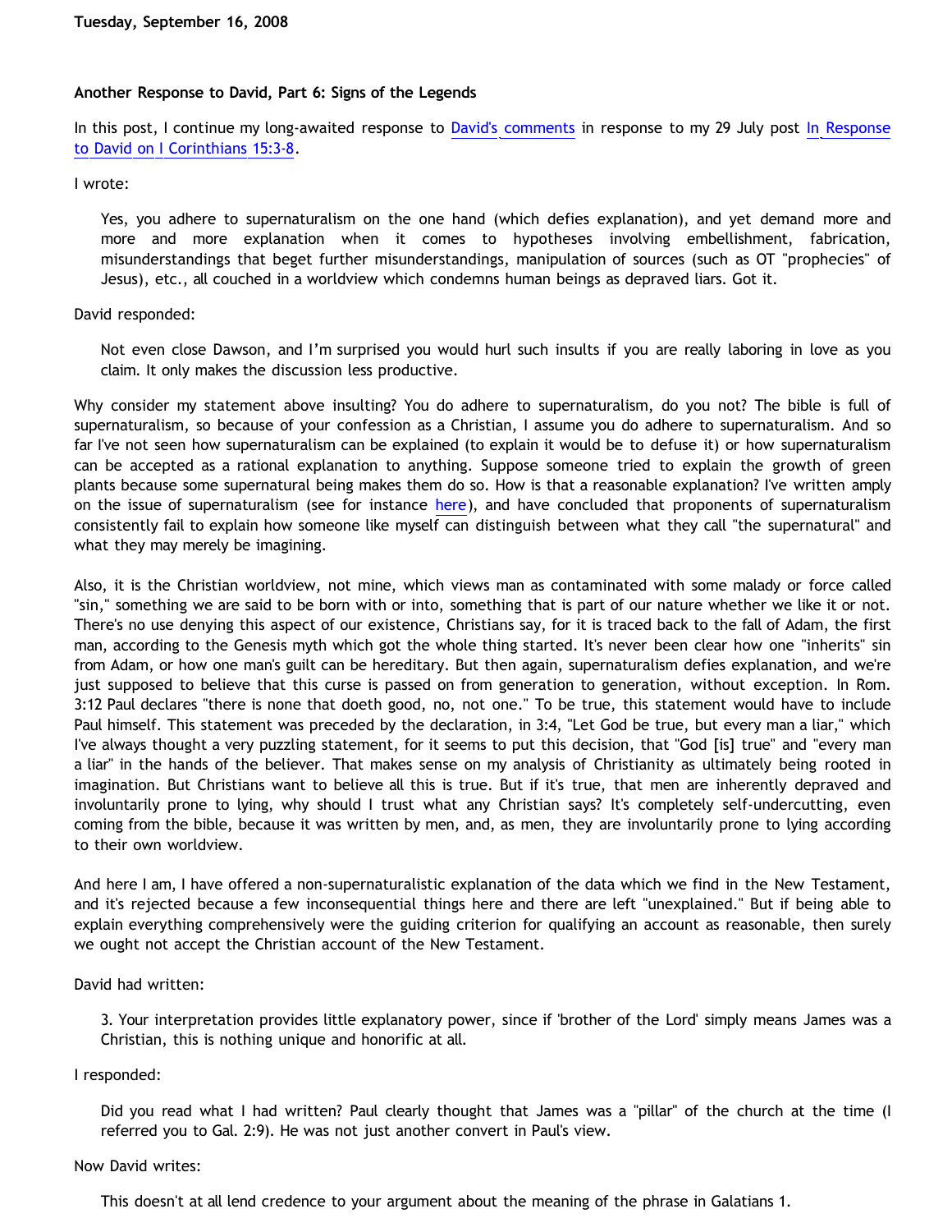**Tuesday, September 16, 2008**

## Another Response to David, Part 6: Signs of the Legends

In this post, I continue my long-awaited response to David's comments in response to my 29 July post In Response to David on I Corinthians 15:3-8.

I wrote:

> Yes, you adhere to supernaturalism on the one hand (which defies explanation), and yet demand more and more and more explanation when it comes to hypotheses involving embellishment, fabrication, misunderstandings that beget further misunderstandings, manipulation of sources (such as OT "prophecies" of Jesus), etc., all couched in a worldview which condemns human beings as depraved liars. Got it.

David responded:

> Not even close Dawson, and I'm surprised you would hurl such insults if you are really laboring in love as you claim. It only makes the discussion less productive.

Why consider my statement above insulting? You do adhere to supernaturalism, do you not? The bible is full of supernaturalism, so because of your confession as a Christian, I assume you do adhere to supernaturalism. And so far I've not seen how supernaturalism can be explained (to explain it would be to defuse it) or how supernaturalism can be accepted as a rational explanation to anything. Suppose someone tried to explain the growth of green plants because some supernatural being makes them do so. How is that a reasonable explanation? I've written amply on the issue of supernaturalism (see for instance here), and have concluded that proponents of supernaturalism consistently fail to explain how someone like myself can distinguish between what they call "the supernatural" and what they may merely be imagining.

Also, it is the Christian worldview, not mine, which views man as contaminated with some malady or force called "sin," something we are said to be born with or into, something that is part of our nature whether we like it or not. There's no use denying this aspect of our existence, Christians say, for it is traced back to the fall of Adam, the first man, according to the Genesis myth which got the whole thing started. It's never been clear how one "inherits" sin from Adam, or how one man's guilt can be hereditary. But then again, supernaturalism defies explanation, and we're just supposed to believe that this curse is passed on from generation to generation, without exception. In Rom. 3:12 Paul declares "there is none that doeth good, no, not one." To be true, this statement would have to include Paul himself. This statement was preceded by the declaration, in 3:4, "Let God be true, but every man a liar," which I've always thought a very puzzling statement, for it seems to put this decision, that "God [is] true" and "every man a liar" in the hands of the believer. That makes sense on my analysis of Christianity as ultimately being rooted in imagination. But Christians want to believe all this is true. But if it's true, that men are inherently depraved and involuntarily prone to lying, why should I trust what any Christian says? It's completely self-undercutting, even coming from the bible, because it was written by men, and, as men, they are involuntarily prone to lying according to their own worldview.

And here I am, I have offered a non-supernaturalistic explanation of the data which we find in the New Testament, and it's rejected because a few inconsequential things here and there are left "unexplained." But if being able to explain everything comprehensively were the guiding criterion for qualifying an account as reasonable, then surely we ought not accept the Christian account of the New Testament.

David had written:

> 3. Your interpretation provides little explanatory power, since if 'brother of the Lord' simply means James was a Christian, this is nothing unique and honorific at all.

I responded:

> Did you read what I had written? Paul clearly thought that James was a "pillar" of the church at the time (I referred you to Gal. 2:9). He was not just another convert in Paul's view.

Now David writes:

> This doesn't at all lend credence to your argument about the meaning of the phrase in Galatians 1.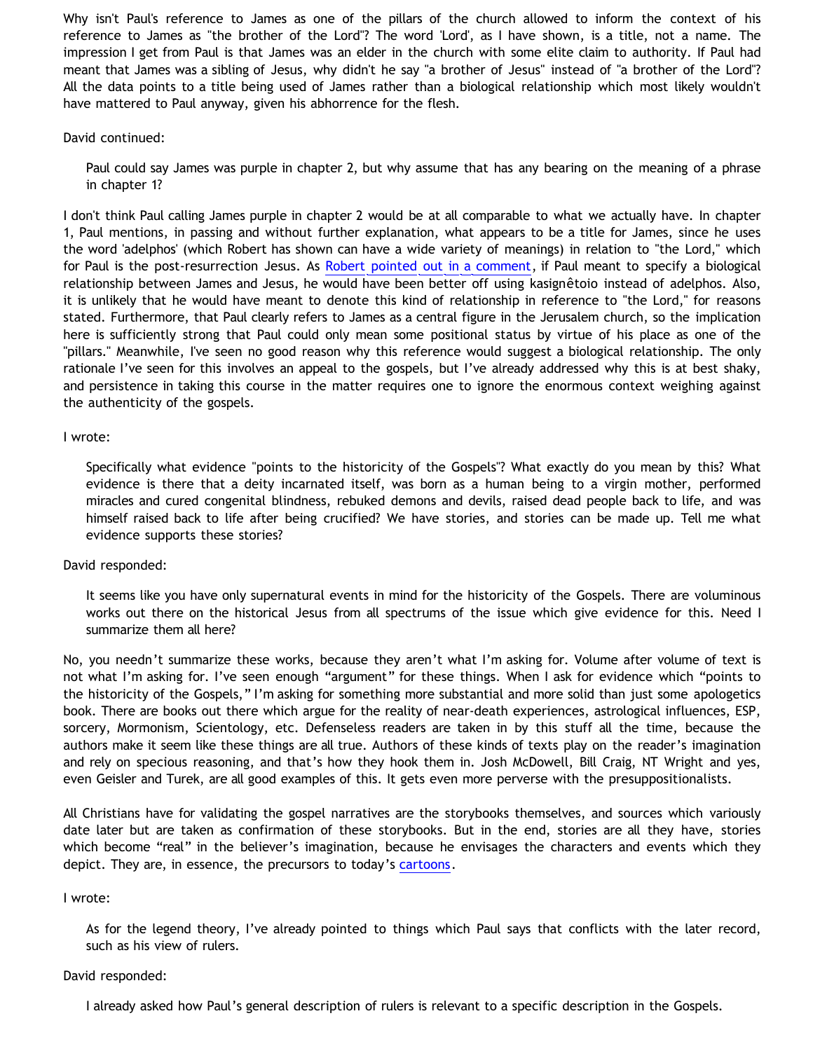Why isn't Paul's reference to James as one of the pillars of the church allowed to inform the context of his reference to James as "the brother of the Lord"? The word 'Lord', as I have shown, is a title, not a name. The impression I get from Paul is that James was an elder in the church with some elite claim to authority. If Paul had meant that James was a sibling of Jesus, why didn't he say "a brother of Jesus" instead of "a brother of the Lord"? All the data points to a title being used of James rather than a biological relationship which most likely wouldn't have mattered to Paul anyway, given his abhorrence for the flesh.

David continued:

> Paul could say James was purple in chapter 2, but why assume that has any bearing on the meaning of a phrase in chapter 1?

I don't think Paul calling James purple in chapter 2 would be at all comparable to what we actually have. In chapter 1, Paul mentions, in passing and without further explanation, what appears to be a title for James, since he uses the word 'adelphos' (which Robert has shown can have a wide variety of meanings) in relation to "the Lord," which for Paul is the post-resurrection Jesus. As Robert pointed out in a comment, if Paul meant to specify a biological relationship between James and Jesus, he would have been better off using kasignêtoio instead of adelphos. Also, it is unlikely that he would have meant to denote this kind of relationship in reference to "the Lord," for reasons stated. Furthermore, that Paul clearly refers to James as a central figure in the Jerusalem church, so the implication here is sufficiently strong that Paul could only mean some positional status by virtue of his place as one of the "pillars." Meanwhile, I've seen no good reason why this reference would suggest a biological relationship. The only rationale I've seen for this involves an appeal to the gospels, but I've already addressed why this is at best shaky, and persistence in taking this course in the matter requires one to ignore the enormous context weighing against the authenticity of the gospels.

I wrote:

> Specifically what evidence "points to the historicity of the Gospels"? What exactly do you mean by this? What evidence is there that a deity incarnated itself, was born as a human being to a virgin mother, performed miracles and cured congenital blindness, rebuked demons and devils, raised dead people back to life, and was himself raised back to life after being crucified? We have stories, and stories can be made up. Tell me what evidence supports these stories?

David responded:

> It seems like you have only supernatural events in mind for the historicity of the Gospels. There are voluminous works out there on the historical Jesus from all spectrums of the issue which give evidence for this. Need I summarize them all here?

No, you needn't summarize these works, because they aren't what I'm asking for. Volume after volume of text is not what I'm asking for. I've seen enough "argument" for these things. When I ask for evidence which "points to the historicity of the Gospels," I'm asking for something more substantial and more solid than just some apologetics book. There are books out there which argue for the reality of near-death experiences, astrological influences, ESP, sorcery, Mormonism, Scientology, etc. Defenseless readers are taken in by this stuff all the time, because the authors make it seem like these things are all true. Authors of these kinds of texts play on the reader's imagination and rely on specious reasoning, and that's how they hook them in. Josh McDowell, Bill Craig, NT Wright and yes, even Geisler and Turek, are all good examples of this. It gets even more perverse with the presuppositionalists.

All Christians have for validating the gospel narratives are the storybooks themselves, and sources which variously date later but are taken as confirmation of these storybooks. But in the end, stories are all they have, stories which become "real" in the believer's imagination, because he envisages the characters and events which they depict. They are, in essence, the precursors to today's cartoons.

I wrote:

> As for the legend theory, I've already pointed to things which Paul says that conflicts with the later record, such as his view of rulers.

David responded:

> I already asked how Paul's general description of rulers is relevant to a specific description in the Gospels.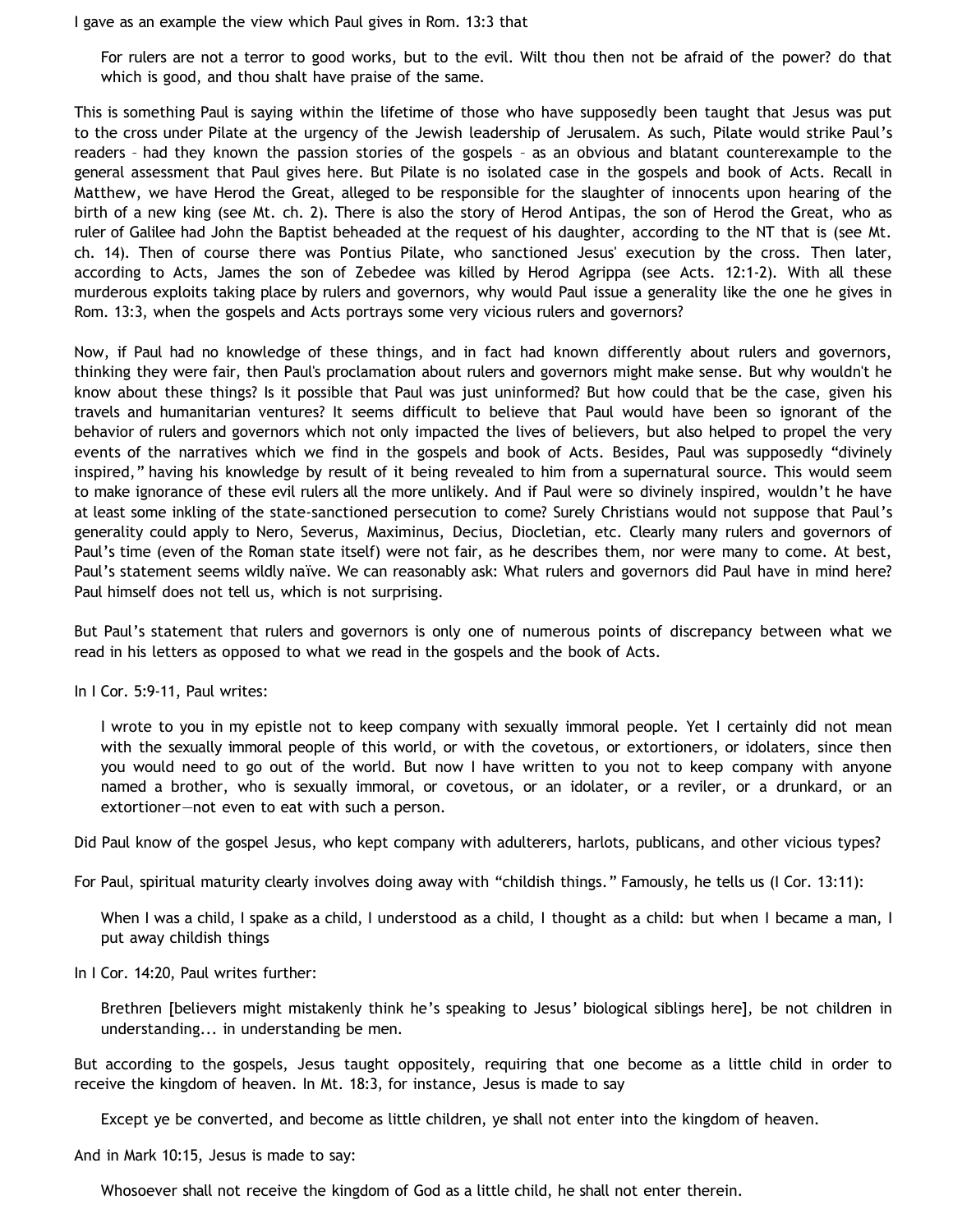I gave as an example the view which Paul gives in Rom. 13:3 that

> For rulers are not a terror to good works, but to the evil. Wilt thou then not be afraid of the power? do that which is good, and thou shalt have praise of the same.

This is something Paul is saying within the lifetime of those who have supposedly been taught that Jesus was put to the cross under Pilate at the urgency of the Jewish leadership of Jerusalem. As such, Pilate would strike Paul's readers – had they known the passion stories of the gospels – as an obvious and blatant counterexample to the general assessment that Paul gives here. But Pilate is no isolated case in the gospels and book of Acts. Recall in Matthew, we have Herod the Great, alleged to be responsible for the slaughter of innocents upon hearing of the birth of a new king (see Mt. ch. 2). There is also the story of Herod Antipas, the son of Herod the Great, who as ruler of Galilee had John the Baptist beheaded at the request of his daughter, according to the NT that is (see Mt. ch. 14). Then of course there was Pontius Pilate, who sanctioned Jesus' execution by the cross. Then later, according to Acts, James the son of Zebedee was killed by Herod Agrippa (see Acts. 12:1-2). With all these murderous exploits taking place by rulers and governors, why would Paul issue a generality like the one he gives in Rom. 13:3, when the gospels and Acts portrays some very vicious rulers and governors?

Now, if Paul had no knowledge of these things, and in fact had known differently about rulers and governors, thinking they were fair, then Paul's proclamation about rulers and governors might make sense. But why wouldn't he know about these things? Is it possible that Paul was just uninformed? But how could that be the case, given his travels and humanitarian ventures? It seems difficult to believe that Paul would have been so ignorant of the behavior of rulers and governors which not only impacted the lives of believers, but also helped to propel the very events of the narratives which we find in the gospels and book of Acts. Besides, Paul was supposedly "divinely inspired," having his knowledge by result of it being revealed to him from a supernatural source. This would seem to make ignorance of these evil rulers all the more unlikely. And if Paul were so divinely inspired, wouldn't he have at least some inkling of the state-sanctioned persecution to come? Surely Christians would not suppose that Paul's generality could apply to Nero, Severus, Maximinus, Decius, Diocletian, etc. Clearly many rulers and governors of Paul's time (even of the Roman state itself) were not fair, as he describes them, nor were many to come. At best, Paul's statement seems wildly naïve. We can reasonably ask: What rulers and governors did Paul have in mind here? Paul himself does not tell us, which is not surprising.

But Paul's statement that rulers and governors is only one of numerous points of discrepancy between what we read in his letters as opposed to what we read in the gospels and the book of Acts.

In I Cor. 5:9-11, Paul writes:

> I wrote to you in my epistle not to keep company with sexually immoral people. Yet I certainly did not mean with the sexually immoral people of this world, or with the covetous, or extortioners, or idolaters, since then you would need to go out of the world. But now I have written to you not to keep company with anyone named a brother, who is sexually immoral, or covetous, or an idolater, or a reviler, or a drunkard, or an extortioner—not even to eat with such a person.

Did Paul know of the gospel Jesus, who kept company with adulterers, harlots, publicans, and other vicious types?

For Paul, spiritual maturity clearly involves doing away with "childish things." Famously, he tells us (I Cor. 13:11):

> When I was a child, I spake as a child, I understood as a child, I thought as a child: but when I became a man, I put away childish things

In I Cor. 14:20, Paul writes further:

> Brethren [believers might mistakenly think he's speaking to Jesus' biological siblings here], be not children in understanding... in understanding be men.

But according to the gospels, Jesus taught oppositely, requiring that one become as a little child in order to receive the kingdom of heaven. In Mt. 18:3, for instance, Jesus is made to say

> Except ye be converted, and become as little children, ye shall not enter into the kingdom of heaven.

And in Mark 10:15, Jesus is made to say:

> Whosoever shall not receive the kingdom of God as a little child, he shall not enter therein.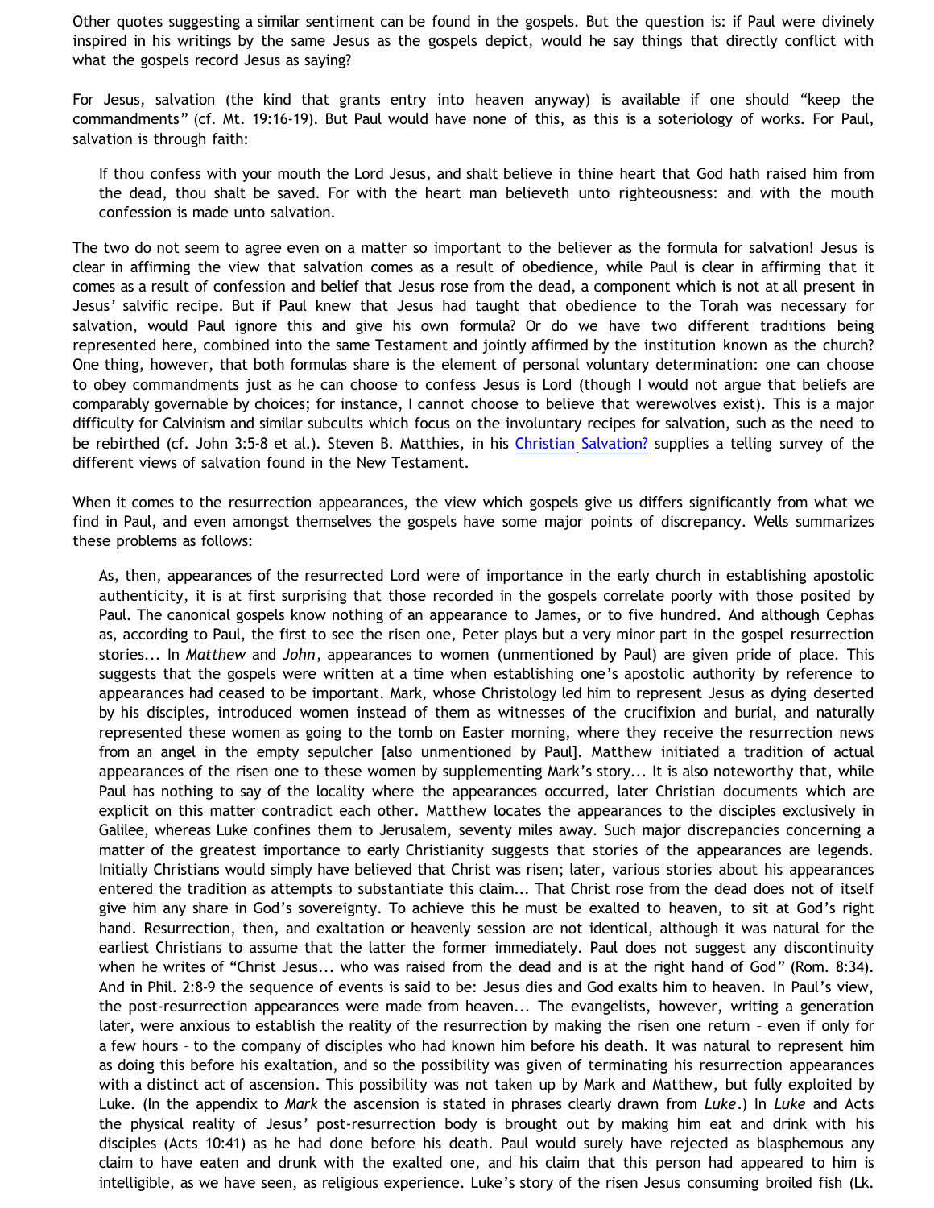Other quotes suggesting a similar sentiment can be found in the gospels. But the question is: if Paul were divinely inspired in his writings by the same Jesus as the gospels depict, would he say things that directly conflict with what the gospels record Jesus as saying?

For Jesus, salvation (the kind that grants entry into heaven anyway) is available if one should "keep the commandments" (cf. Mt. 19:16-19). But Paul would have none of this, as this is a soteriology of works. For Paul, salvation is through faith:

> If thou confess with your mouth the Lord Jesus, and shalt believe in thine heart that God hath raised him from the dead, thou shalt be saved. For with the heart man believeth unto righteousness: and with the mouth confession is made unto salvation.

The two do not seem to agree even on a matter so important to the believer as the formula for salvation! Jesus is clear in affirming the view that salvation comes as a result of obedience, while Paul is clear in affirming that it comes as a result of confession and belief that Jesus rose from the dead, a component which is not at all present in Jesus' salvific recipe. But if Paul knew that Jesus had taught that obedience to the Torah was necessary for salvation, would Paul ignore this and give his own formula? Or do we have two different traditions being represented here, combined into the same Testament and jointly affirmed by the institution known as the church? One thing, however, that both formulas share is the element of personal voluntary determination: one can choose to obey commandments just as he can choose to confess Jesus is Lord (though I would not argue that beliefs are comparably governable by choices; for instance, I cannot choose to believe that werewolves exist). This is a major difficulty for Calvinism and similar subcults which focus on the involuntary recipes for salvation, such as the need to be rebirthed (cf. John 3:5-8 et al.). Steven B. Matthies, in his Christian Salvation? supplies a telling survey of the different views of salvation found in the New Testament.

When it comes to the resurrection appearances, the view which gospels give us differs significantly from what we find in Paul, and even amongst themselves the gospels have some major points of discrepancy. Wells summarizes these problems as follows:

> As, then, appearances of the resurrected Lord were of importance in the early church in establishing apostolic authenticity, it is at first surprising that those recorded in the gospels correlate poorly with those posited by Paul. The canonical gospels know nothing of an appearance to James, or to five hundred. And although Cephas as, according to Paul, the first to see the risen one, Peter plays but a very minor part in the gospel resurrection stories... In *Matthew* and *John*, appearances to women (unmentioned by Paul) are given pride of place. This suggests that the gospels were written at a time when establishing one's apostolic authority by reference to appearances had ceased to be important. Mark, whose Christology led him to represent Jesus as dying deserted by his disciples, introduced women instead of them as witnesses of the crucifixion and burial, and naturally represented these women as going to the tomb on Easter morning, where they receive the resurrection news from an angel in the empty sepulcher [also unmentioned by Paul]. Matthew initiated a tradition of actual appearances of the risen one to these women by supplementing Mark's story... It is also noteworthy that, while Paul has nothing to say of the locality where the appearances occurred, later Christian documents which are explicit on this matter contradict each other. Matthew locates the appearances to the disciples exclusively in Galilee, whereas Luke confines them to Jerusalem, seventy miles away. Such major discrepancies concerning a matter of the greatest importance to early Christianity suggests that stories of the appearances are legends. Initially Christians would simply have believed that Christ was risen; later, various stories about his appearances entered the tradition as attempts to substantiate this claim... That Christ rose from the dead does not of itself give him any share in God's sovereignty. To achieve this he must be exalted to heaven, to sit at God's right hand. Resurrection, then, and exaltation or heavenly session are not identical, although it was natural for the earliest Christians to assume that the latter the former immediately. Paul does not suggest any discontinuity when he writes of "Christ Jesus... who was raised from the dead and is at the right hand of God" (Rom. 8:34). And in Phil. 2:8-9 the sequence of events is said to be: Jesus dies and God exalts him to heaven. In Paul's view, the post-resurrection appearances were made from heaven... The evangelists, however, writing a generation later, were anxious to establish the reality of the resurrection by making the risen one return – even if only for a few hours – to the company of disciples who had known him before his death. It was natural to represent him as doing this before his exaltation, and so the possibility was given of terminating his resurrection appearances with a distinct act of ascension. This possibility was not taken up by Mark and Matthew, but fully exploited by Luke. (In the appendix to *Mark* the ascension is stated in phrases clearly drawn from *Luke*.) In *Luke* and Acts the physical reality of Jesus' post-resurrection body is brought out by making him eat and drink with his disciples (Acts 10:41) as he had done before his death. Paul would surely have rejected as blasphemous any claim to have eaten and drunk with the exalted one, and his claim that this person had appeared to him is intelligible, as we have seen, as religious experience. Luke's story of the risen Jesus consuming broiled fish (Lk.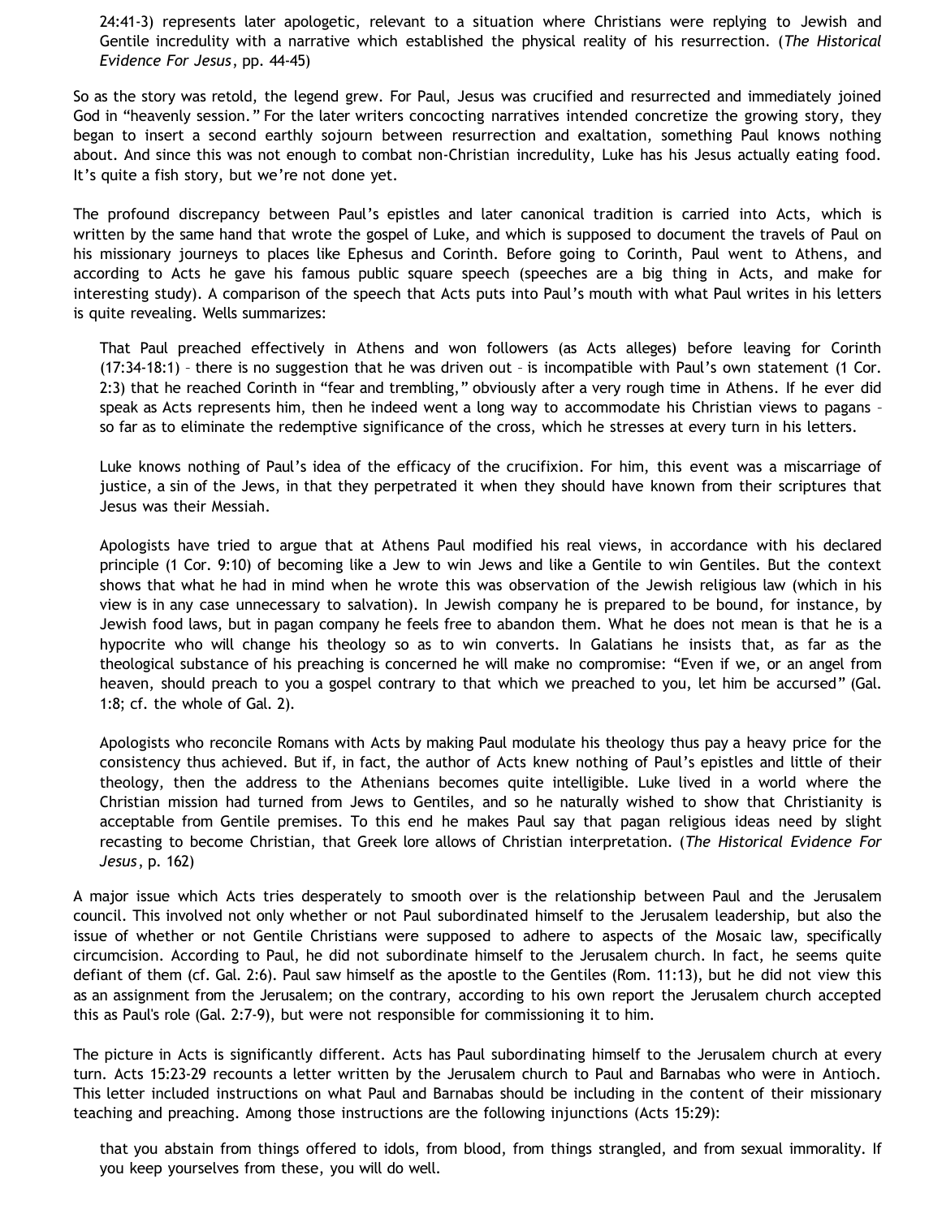> 24:41-3) represents later apologetic, relevant to a situation where Christians were replying to Jewish and Gentile incredulity with a narrative which established the physical reality of his resurrection. (*The Historical Evidence For Jesus*, pp. 44-45)

So as the story was retold, the legend grew. For Paul, Jesus was crucified and resurrected and immediately joined God in "heavenly session." For the later writers concocting narratives intended concretize the growing story, they began to insert a second earthly sojourn between resurrection and exaltation, something Paul knows nothing about. And since this was not enough to combat non-Christian incredulity, Luke has his Jesus actually eating food. It's quite a fish story, but we're not done yet.

The profound discrepancy between Paul's epistles and later canonical tradition is carried into Acts, which is written by the same hand that wrote the gospel of Luke, and which is supposed to document the travels of Paul on his missionary journeys to places like Ephesus and Corinth. Before going to Corinth, Paul went to Athens, and according to Acts he gave his famous public square speech (speeches are a big thing in Acts, and make for interesting study). A comparison of the speech that Acts puts into Paul's mouth with what Paul writes in his letters is quite revealing. Wells summarizes:

> That Paul preached effectively in Athens and won followers (as Acts alleges) before leaving for Corinth (17:34-18:1) – there is no suggestion that he was driven out – is incompatible with Paul's own statement (1 Cor. 2:3) that he reached Corinth in "fear and trembling," obviously after a very rough time in Athens. If he ever did speak as Acts represents him, then he indeed went a long way to accommodate his Christian views to pagans – so far as to eliminate the redemptive significance of the cross, which he stresses at every turn in his letters.
>
> Luke knows nothing of Paul's idea of the efficacy of the crucifixion. For him, this event was a miscarriage of justice, a sin of the Jews, in that they perpetrated it when they should have known from their scriptures that Jesus was their Messiah.
>
> Apologists have tried to argue that at Athens Paul modified his real views, in accordance with his declared principle (1 Cor. 9:10) of becoming like a Jew to win Jews and like a Gentile to win Gentiles. But the context shows that what he had in mind when he wrote this was observation of the Jewish religious law (which in his view is in any case unnecessary to salvation). In Jewish company he is prepared to be bound, for instance, by Jewish food laws, but in pagan company he feels free to abandon them. What he does not mean is that he is a hypocrite who will change his theology so as to win converts. In Galatians he insists that, as far as the theological substance of his preaching is concerned he will make no compromise: "Even if we, or an angel from heaven, should preach to you a gospel contrary to that which we preached to you, let him be accursed" (Gal. 1:8; cf. the whole of Gal. 2).
>
> Apologists who reconcile Romans with Acts by making Paul modulate his theology thus pay a heavy price for the consistency thus achieved. But if, in fact, the author of Acts knew nothing of Paul's epistles and little of their theology, then the address to the Athenians becomes quite intelligible. Luke lived in a world where the Christian mission had turned from Jews to Gentiles, and so he naturally wished to show that Christianity is acceptable from Gentile premises. To this end he makes Paul say that pagan religious ideas need by slight recasting to become Christian, that Greek lore allows of Christian interpretation. (*The Historical Evidence For Jesus*, p. 162)

A major issue which Acts tries desperately to smooth over is the relationship between Paul and the Jerusalem council. This involved not only whether or not Paul subordinated himself to the Jerusalem leadership, but also the issue of whether or not Gentile Christians were supposed to adhere to aspects of the Mosaic law, specifically circumcision. According to Paul, he did not subordinate himself to the Jerusalem church. In fact, he seems quite defiant of them (cf. Gal. 2:6). Paul saw himself as the apostle to the Gentiles (Rom. 11:13), but he did not view this as an assignment from the Jerusalem; on the contrary, according to his own report the Jerusalem church accepted this as Paul's role (Gal. 2:7-9), but were not responsible for commissioning it to him.

The picture in Acts is significantly different. Acts has Paul subordinating himself to the Jerusalem church at every turn. Acts 15:23-29 recounts a letter written by the Jerusalem church to Paul and Barnabas who were in Antioch. This letter included instructions on what Paul and Barnabas should be including in the content of their missionary teaching and preaching. Among those instructions are the following injunctions (Acts 15:29):

> that you abstain from things offered to idols, from blood, from things strangled, and from sexual immorality. If you keep yourselves from these, you will do well.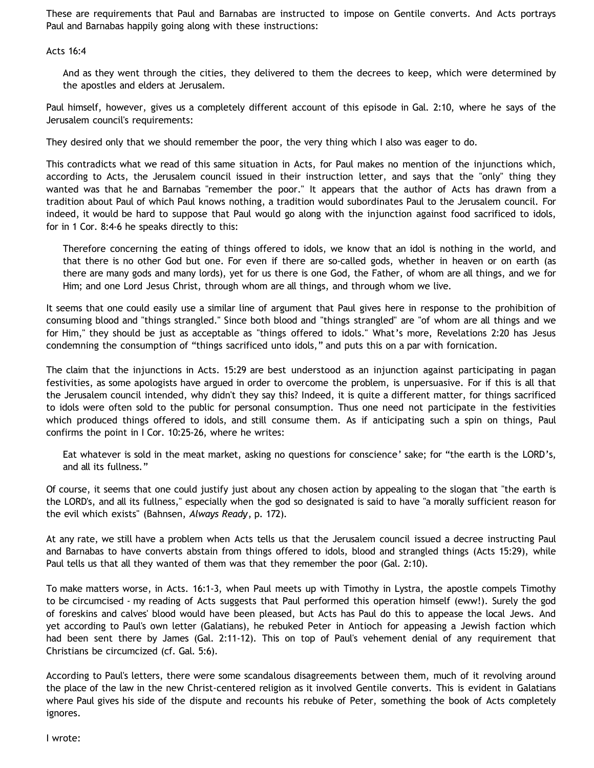These are requirements that Paul and Barnabas are instructed to impose on Gentile converts. And Acts portrays Paul and Barnabas happily going along with these instructions:

Acts 16:4

> And as they went through the cities, they delivered to them the decrees to keep, which were determined by the apostles and elders at Jerusalem.

Paul himself, however, gives us a completely different account of this episode in Gal. 2:10, where he says of the Jerusalem council's requirements:

They desired only that we should remember the poor, the very thing which I also was eager to do.

This contradicts what we read of this same situation in Acts, for Paul makes no mention of the injunctions which, according to Acts, the Jerusalem council issued in their instruction letter, and says that the "only" thing they wanted was that he and Barnabas "remember the poor." It appears that the author of Acts has drawn from a tradition about Paul of which Paul knows nothing, a tradition would subordinates Paul to the Jerusalem council. For indeed, it would be hard to suppose that Paul would go along with the injunction against food sacrificed to idols, for in 1 Cor. 8:4-6 he speaks directly to this:

> Therefore concerning the eating of things offered to idols, we know that an idol is nothing in the world, and that there is no other God but one. For even if there are so-called gods, whether in heaven or on earth (as there are many gods and many lords), yet for us there is one God, the Father, of whom are all things, and we for Him; and one Lord Jesus Christ, through whom are all things, and through whom we live.

It seems that one could easily use a similar line of argument that Paul gives here in response to the prohibition of consuming blood and "things strangled." Since both blood and "things strangled" are "of whom are all things and we for Him," they should be just as acceptable as "things offered to idols." What's more, Revelations 2:20 has Jesus condemning the consumption of "things sacrificed unto idols," and puts this on a par with fornication.

The claim that the injunctions in Acts. 15:29 are best understood as an injunction against participating in pagan festivities, as some apologists have argued in order to overcome the problem, is unpersuasive. For if this is all that the Jerusalem council intended, why didn't they say this? Indeed, it is quite a different matter, for things sacrificed to idols were often sold to the public for personal consumption. Thus one need not participate in the festivities which produced things offered to idols, and still consume them. As if anticipating such a spin on things, Paul confirms the point in I Cor. 10:25-26, where he writes:

> Eat whatever is sold in the meat market, asking no questions for conscience' sake; for "the earth is the LORD's, and all its fullness."

Of course, it seems that one could justify just about any chosen action by appealing to the slogan that "the earth is the LORD's, and all its fullness," especially when the god so designated is said to have "a morally sufficient reason for the evil which exists" (Bahnsen, *Always Ready*, p. 172).

At any rate, we still have a problem when Acts tells us that the Jerusalem council issued a decree instructing Paul and Barnabas to have converts abstain from things offered to idols, blood and strangled things (Acts 15:29), while Paul tells us that all they wanted of them was that they remember the poor (Gal. 2:10).

To make matters worse, in Acts. 16:1-3, when Paul meets up with Timothy in Lystra, the apostle compels Timothy to be circumcised - my reading of Acts suggests that Paul performed this operation himself (eww!). Surely the god of foreskins and calves' blood would have been pleased, but Acts has Paul do this to appease the local Jews. And yet according to Paul's own letter (Galatians), he rebuked Peter in Antioch for appeasing a Jewish faction which had been sent there by James (Gal. 2:11-12). This on top of Paul's vehement denial of any requirement that Christians be circumcized (cf. Gal. 5:6).

According to Paul's letters, there were some scandalous disagreements between them, much of it revolving around the place of the law in the new Christ-centered religion as it involved Gentile converts. This is evident in Galatians where Paul gives his side of the dispute and recounts his rebuke of Peter, something the book of Acts completely ignores.

I wrote: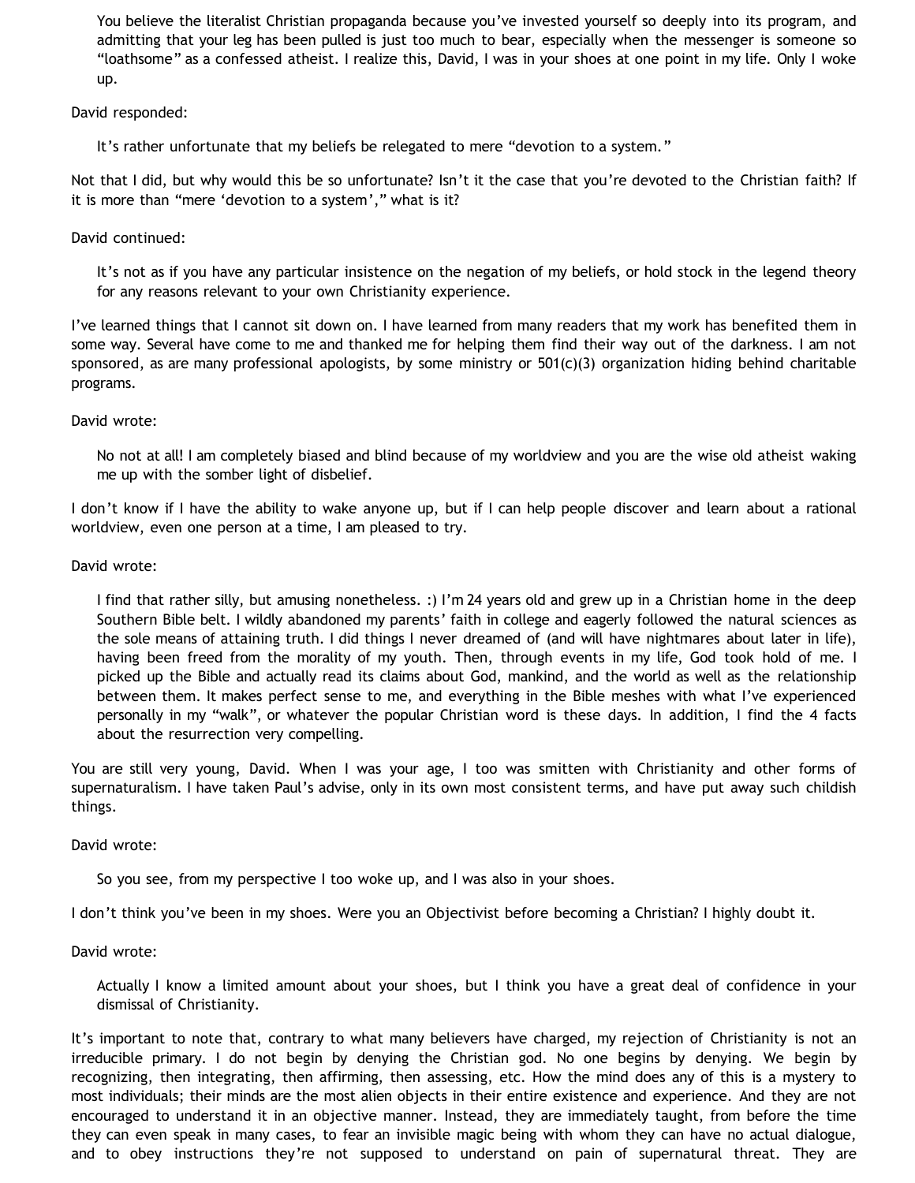> You believe the literalist Christian propaganda because you've invested yourself so deeply into its program, and admitting that your leg has been pulled is just too much to bear, especially when the messenger is someone so "loathsome" as a confessed atheist. I realize this, David, I was in your shoes at one point in my life. Only I woke up.

David responded:

> It's rather unfortunate that my beliefs be relegated to mere "devotion to a system."

Not that I did, but why would this be so unfortunate? Isn't it the case that you're devoted to the Christian faith? If it is more than "mere 'devotion to a system'," what is it?

David continued:

> It's not as if you have any particular insistence on the negation of my beliefs, or hold stock in the legend theory for any reasons relevant to your own Christianity experience.

I've learned things that I cannot sit down on. I have learned from many readers that my work has benefited them in some way. Several have come to me and thanked me for helping them find their way out of the darkness. I am not sponsored, as are many professional apologists, by some ministry or 501(c)(3) organization hiding behind charitable programs.

David wrote:

> No not at all! I am completely biased and blind because of my worldview and you are the wise old atheist waking me up with the somber light of disbelief.

I don't know if I have the ability to wake anyone up, but if I can help people discover and learn about a rational worldview, even one person at a time, I am pleased to try.

David wrote:

> I find that rather silly, but amusing nonetheless. :) I'm 24 years old and grew up in a Christian home in the deep Southern Bible belt. I wildly abandoned my parents' faith in college and eagerly followed the natural sciences as the sole means of attaining truth. I did things I never dreamed of (and will have nightmares about later in life), having been freed from the morality of my youth. Then, through events in my life, God took hold of me. I picked up the Bible and actually read its claims about God, mankind, and the world as well as the relationship between them. It makes perfect sense to me, and everything in the Bible meshes with what I've experienced personally in my "walk", or whatever the popular Christian word is these days. In addition, I find the 4 facts about the resurrection very compelling.

You are still very young, David. When I was your age, I too was smitten with Christianity and other forms of supernaturalism. I have taken Paul's advise, only in its own most consistent terms, and have put away such childish things.

David wrote:

> So you see, from my perspective I too woke up, and I was also in your shoes.

I don't think you've been in my shoes. Were you an Objectivist before becoming a Christian? I highly doubt it.

David wrote:

> Actually I know a limited amount about your shoes, but I think you have a great deal of confidence in your dismissal of Christianity.

It's important to note that, contrary to what many believers have charged, my rejection of Christianity is not an irreducible primary. I do not begin by denying the Christian god. No one begins by denying. We begin by recognizing, then integrating, then affirming, then assessing, etc. How the mind does any of this is a mystery to most individuals; their minds are the most alien objects in their entire existence and experience. And they are not encouraged to understand it in an objective manner. Instead, they are immediately taught, from before the time they can even speak in many cases, to fear an invisible magic being with whom they can have no actual dialogue, and to obey instructions they're not supposed to understand on pain of supernatural threat. They are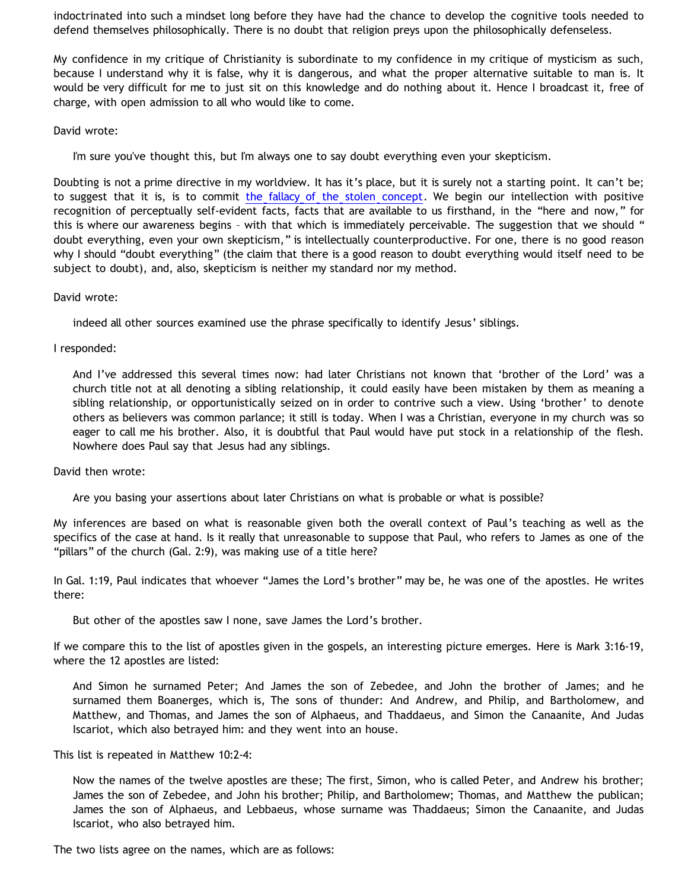indoctrinated into such a mindset long before they have had the chance to develop the cognitive tools needed to defend themselves philosophically. There is no doubt that religion preys upon the philosophically defenseless.

My confidence in my critique of Christianity is subordinate to my confidence in my critique of mysticism as such, because I understand why it is false, why it is dangerous, and what the proper alternative suitable to man is. It would be very difficult for me to just sit on this knowledge and do nothing about it. Hence I broadcast it, free of charge, with open admission to all who would like to come.

David wrote:

> I'm sure you've thought this, but I'm always one to say doubt everything even your skepticism.

Doubting is not a prime directive in my worldview. It has it's place, but it is surely not a starting point. It can't be; to suggest that it is, is to commit the fallacy of the stolen concept. We begin our intellection with positive recognition of perceptually self-evident facts, facts that are available to us firsthand, in the "here and now," for this is where our awareness begins – with that which is immediately perceivable. The suggestion that we should " doubt everything, even your own skepticism," is intellectually counterproductive. For one, there is no good reason why I should "doubt everything" (the claim that there is a good reason to doubt everything would itself need to be subject to doubt), and, also, skepticism is neither my standard nor my method.

David wrote:

> indeed all other sources examined use the phrase specifically to identify Jesus' siblings.

I responded:

> And I've addressed this several times now: had later Christians not known that 'brother of the Lord' was a church title not at all denoting a sibling relationship, it could easily have been mistaken by them as meaning a sibling relationship, or opportunistically seized on in order to contrive such a view. Using 'brother' to denote others as believers was common parlance; it still is today. When I was a Christian, everyone in my church was so eager to call me his brother. Also, it is doubtful that Paul would have put stock in a relationship of the flesh. Nowhere does Paul say that Jesus had any siblings.

David then wrote:

> Are you basing your assertions about later Christians on what is probable or what is possible?

My inferences are based on what is reasonable given both the overall context of Paul's teaching as well as the specifics of the case at hand. Is it really that unreasonable to suppose that Paul, who refers to James as one of the "pillars" of the church (Gal. 2:9), was making use of a title here?

In Gal. 1:19, Paul indicates that whoever "James the Lord's brother" may be, he was one of the apostles. He writes there:

> But other of the apostles saw I none, save James the Lord's brother.

If we compare this to the list of apostles given in the gospels, an interesting picture emerges. Here is Mark 3:16-19, where the 12 apostles are listed:

> And Simon he surnamed Peter; And James the son of Zebedee, and John the brother of James; and he surnamed them Boanerges, which is, The sons of thunder: And Andrew, and Philip, and Bartholomew, and Matthew, and Thomas, and James the son of Alphaeus, and Thaddaeus, and Simon the Canaanite, And Judas Iscariot, which also betrayed him: and they went into an house.

This list is repeated in Matthew 10:2-4:

> Now the names of the twelve apostles are these; The first, Simon, who is called Peter, and Andrew his brother; James the son of Zebedee, and John his brother; Philip, and Bartholomew; Thomas, and Matthew the publican; James the son of Alphaeus, and Lebbaeus, whose surname was Thaddaeus; Simon the Canaanite, and Judas Iscariot, who also betrayed him.

The two lists agree on the names, which are as follows: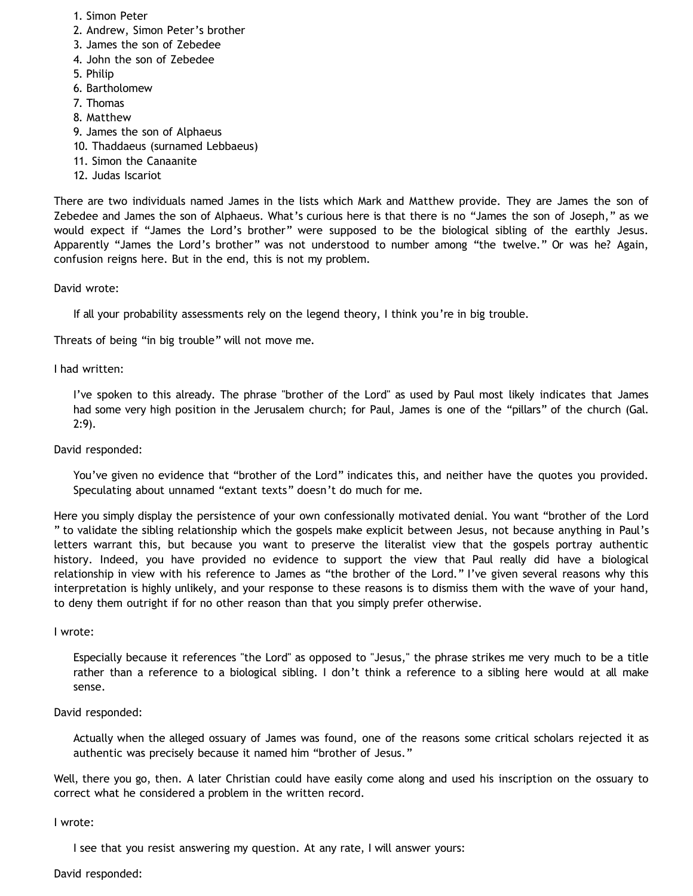1. Simon Peter
2. Andrew, Simon Peter's brother
3. James the son of Zebedee
4. John the son of Zebedee
5. Philip
6. Bartholomew
7. Thomas
8. Matthew
9. James the son of Alphaeus
10. Thaddaeus (surnamed Lebbaeus)
11. Simon the Canaanite
12. Judas Iscariot

There are two individuals named James in the lists which Mark and Matthew provide. They are James the son of Zebedee and James the son of Alphaeus. What's curious here is that there is no "James the son of Joseph," as we would expect if "James the Lord's brother" were supposed to be the biological sibling of the earthly Jesus. Apparently "James the Lord's brother" was not understood to number among "the twelve." Or was he? Again, confusion reigns here. But in the end, this is not my problem.

David wrote:

> If all your probability assessments rely on the legend theory, I think you're in big trouble.

Threats of being "in big trouble" will not move me.

I had written:

> I've spoken to this already. The phrase "brother of the Lord" as used by Paul most likely indicates that James had some very high position in the Jerusalem church; for Paul, James is one of the "pillars" of the church (Gal. 2:9).

David responded:

> You've given no evidence that "brother of the Lord" indicates this, and neither have the quotes you provided. Speculating about unnamed "extant texts" doesn't do much for me.

Here you simply display the persistence of your own confessionally motivated denial. You want "brother of the Lord" to validate the sibling relationship which the gospels make explicit between Jesus, not because anything in Paul's letters warrant this, but because you want to preserve the literalist view that the gospels portray authentic history. Indeed, you have provided no evidence to support the view that Paul really did have a biological relationship in view with his reference to James as "the brother of the Lord." I've given several reasons why this interpretation is highly unlikely, and your response to these reasons is to dismiss them with the wave of your hand, to deny them outright if for no other reason than that you simply prefer otherwise.

I wrote:

> Especially because it references "the Lord" as opposed to "Jesus," the phrase strikes me very much to be a title rather than a reference to a biological sibling. I don't think a reference to a sibling here would at all make sense.

David responded:

> Actually when the alleged ossuary of James was found, one of the reasons some critical scholars rejected it as authentic was precisely because it named him "brother of Jesus."

Well, there you go, then. A later Christian could have easily come along and used his inscription on the ossuary to correct what he considered a problem in the written record.

I wrote:

> I see that you resist answering my question. At any rate, I will answer yours:

David responded: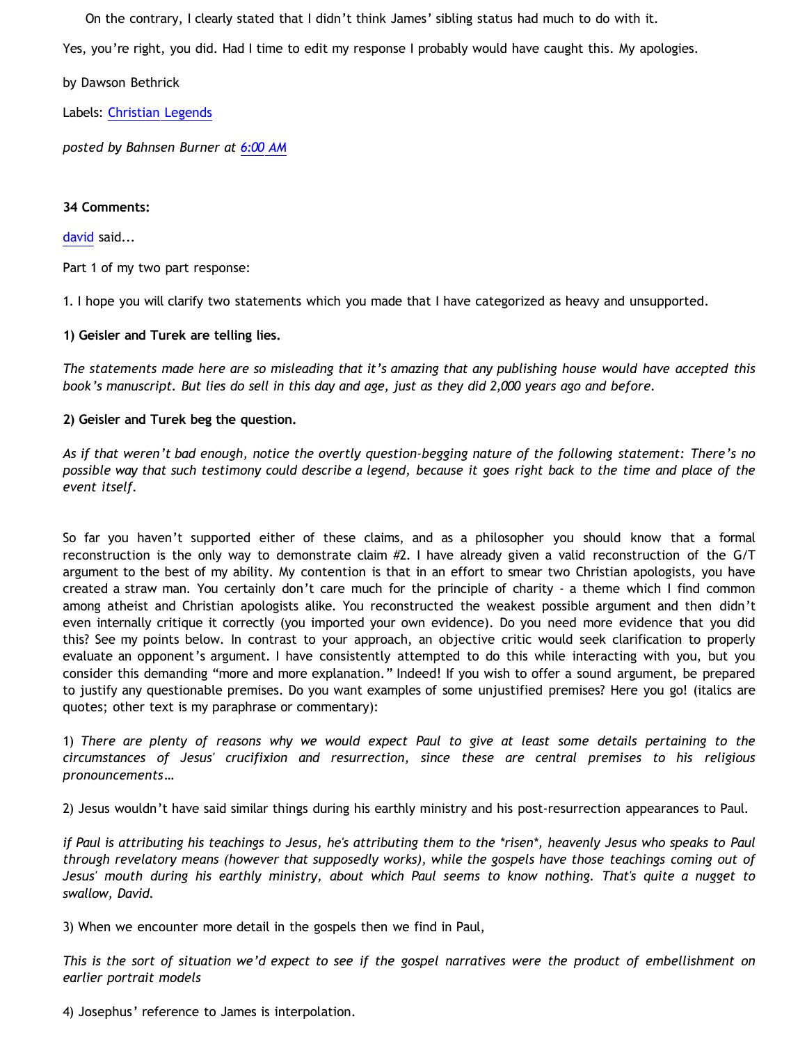> On the contrary, I clearly stated that I didn't think James' sibling status had much to do with it.

Yes, you're right, you did. Had I time to edit my response I probably would have caught this. My apologies.

by Dawson Bethrick

Labels: Christian Legends

*posted by Bahnsen Burner at 6:00 AM*

**34 Comments:**

david said...

Part 1 of my two part response:

1. I hope you will clarify two statements which you made that I have categorized as heavy and unsupported.

**1) Geisler and Turek are telling lies.**

*The statements made here are so misleading that it's amazing that any publishing house would have accepted this book's manuscript. But lies do sell in this day and age, just as they did 2,000 years ago and before.*

**2) Geisler and Turek beg the question.**

*As if that weren't bad enough, notice the overtly question-begging nature of the following statement: There's no possible way that such testimony could describe a legend, because it goes right back to the time and place of the event itself.*

So far you haven't supported either of these claims, and as a philosopher you should know that a formal reconstruction is the only way to demonstrate claim #2. I have already given a valid reconstruction of the G/T argument to the best of my ability. My contention is that in an effort to smear two Christian apologists, you have created a straw man. You certainly don't care much for the principle of charity - a theme which I find common among atheist and Christian apologists alike. You reconstructed the weakest possible argument and then didn't even internally critique it correctly (you imported your own evidence). Do you need more evidence that you did this? See my points below. In contrast to your approach, an objective critic would seek clarification to properly evaluate an opponent's argument. I have consistently attempted to do this while interacting with you, but you consider this demanding "more and more explanation." Indeed! If you wish to offer a sound argument, be prepared to justify any questionable premises. Do you want examples of some unjustified premises? Here you go! (italics are quotes; other text is my paraphrase or commentary):

1) *There are plenty of reasons why we would expect Paul to give at least some details pertaining to the circumstances of Jesus' crucifixion and resurrection, since these are central premises to his religious pronouncements…*

2) Jesus wouldn't have said similar things during his earthly ministry and his post-resurrection appearances to Paul.

*if Paul is attributing his teachings to Jesus, he's attributing them to the \*risen\*, heavenly Jesus who speaks to Paul through revelatory means (however that supposedly works), while the gospels have those teachings coming out of Jesus' mouth during his earthly ministry, about which Paul seems to know nothing. That's quite a nugget to swallow, David.*

3) When we encounter more detail in the gospels then we find in Paul,

*This is the sort of situation we'd expect to see if the gospel narratives were the product of embellishment on earlier portrait models*

4) Josephus' reference to James is interpolation.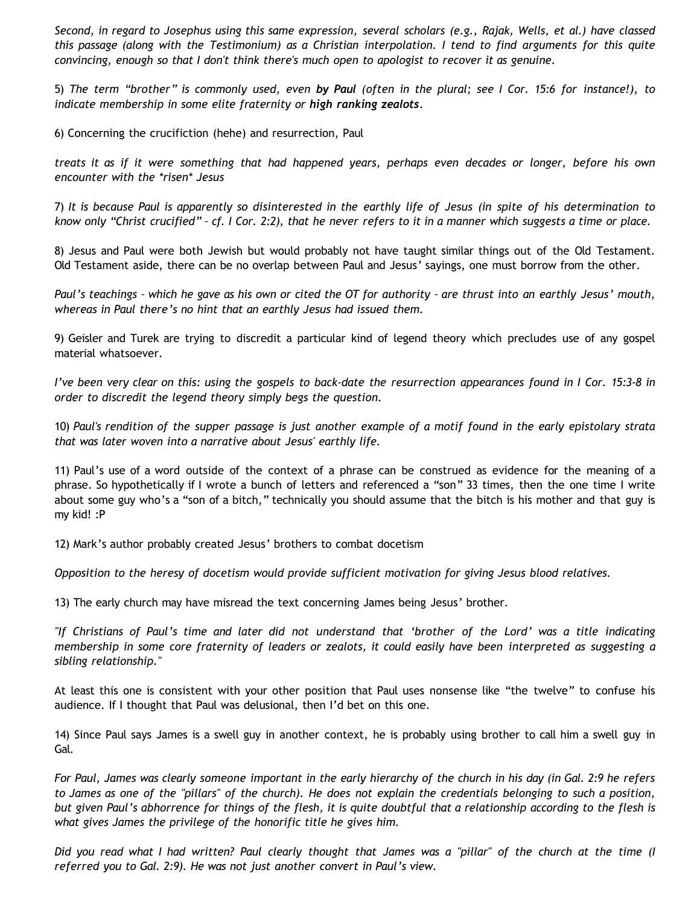*Second, in regard to Josephus using this same expression, several scholars (e.g., Rajak, Wells, et al.) have classed this passage (along with the Testimonium) as a Christian interpolation. I tend to find arguments for this quite convincing, enough so that I don't think there's much open to apologist to recover it as genuine.*

5) *The term "brother" is commonly used, even **by Paul** (often in the plural; see I Cor. 15:6 for instance!), to indicate membership in some elite fraternity or **high ranking zealots**.*

6) Concerning the crucifiction (hehe) and resurrection, Paul

*treats it as if it were something that had happened years, perhaps even decades or longer, before his own encounter with the *risen* Jesus*

7) *It is because Paul is apparently so disinterested in the earthly life of Jesus (in spite of his determination to know only "Christ crucified" – cf. I Cor. 2:2), that he never refers to it in a manner which suggests a time or place.*

8) Jesus and Paul were both Jewish but would probably not have taught similar things out of the Old Testament. Old Testament aside, there can be no overlap between Paul and Jesus' sayings, one must borrow from the other.

*Paul's teachings – which he gave as his own or cited the OT for authority – are thrust into an earthly Jesus' mouth, whereas in Paul there's no hint that an earthly Jesus had issued them.*

9) Geisler and Turek are trying to discredit a particular kind of legend theory which precludes use of any gospel material whatsoever.

*I've been very clear on this: using the gospels to back-date the resurrection appearances found in I Cor. 15:3-8 in order to discredit the legend theory simply begs the question.*

10) *Paul's rendition of the supper passage is just another example of a motif found in the early epistolary strata that was later woven into a narrative about Jesus' earthly life.*

11) Paul's use of a word outside of the context of a phrase can be construed as evidence for the meaning of a phrase. So hypothetically if I wrote a bunch of letters and referenced a "son" 33 times, then the one time I write about some guy who's a "son of a bitch," technically you should assume that the bitch is his mother and that guy is my kid! :P

12) Mark's author probably created Jesus' brothers to combat docetism

*Opposition to the heresy of docetism would provide sufficient motivation for giving Jesus blood relatives.*

13) The early church may have misread the text concerning James being Jesus' brother.

*"If Christians of Paul's time and later did not understand that 'brother of the Lord' was a title indicating membership in some core fraternity of leaders or zealots, it could easily have been interpreted as suggesting a sibling relationship."*

At least this one is consistent with your other position that Paul uses nonsense like "the twelve" to confuse his audience. If I thought that Paul was delusional, then I'd bet on this one.

14) Since Paul says James is a swell guy in another context, he is probably using brother to call him a swell guy in Gal.

*For Paul, James was clearly someone important in the early hierarchy of the church in his day (in Gal. 2:9 he refers to James as one of the "pillars" of the church). He does not explain the credentials belonging to such a position, but given Paul's abhorrence for things of the flesh, it is quite doubtful that a relationship according to the flesh is what gives James the privilege of the honorific title he gives him.*

*Did you read what I had written? Paul clearly thought that James was a "pillar" of the church at the time (I referred you to Gal. 2:9). He was not just another convert in Paul's view.*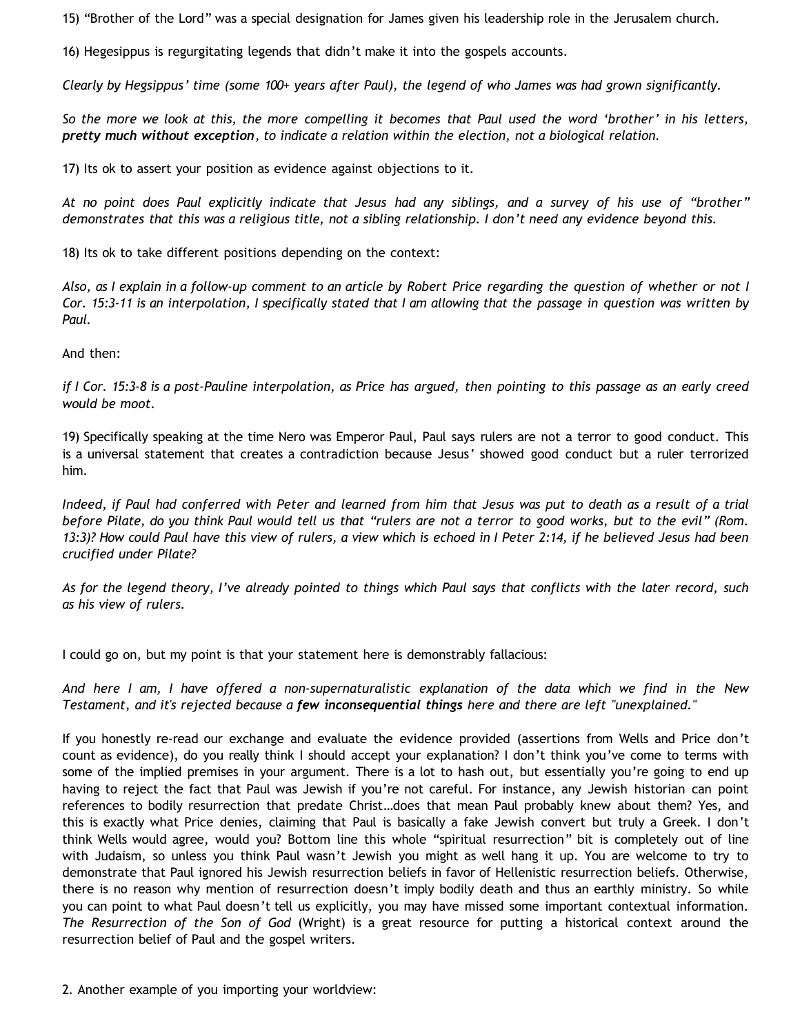15) "Brother of the Lord" was a special designation for James given his leadership role in the Jerusalem church.

16) Hegesippus is regurgitating legends that didn't make it into the gospels accounts.

*Clearly by Hegsippus' time (some 100+ years after Paul), the legend of who James was had grown significantly.*

*So the more we look at this, the more compelling it becomes that Paul used the word 'brother' in his letters, **pretty much without exception**, to indicate a relation within the election, not a biological relation.*

17) Its ok to assert your position as evidence against objections to it.

*At no point does Paul explicitly indicate that Jesus had any siblings, and a survey of his use of "brother" demonstrates that this was a religious title, not a sibling relationship. I don't need any evidence beyond this.*

18) Its ok to take different positions depending on the context:

*Also, as I explain in a follow-up comment to an article by Robert Price regarding the question of whether or not I Cor. 15:3-11 is an interpolation, I specifically stated that I am allowing that the passage in question was written by Paul.*

And then:

*if I Cor. 15:3-8 is a post-Pauline interpolation, as Price has argued, then pointing to this passage as an early creed would be moot.*

19) Specifically speaking at the time Nero was Emperor Paul, Paul says rulers are not a terror to good conduct. This is a universal statement that creates a contradiction because Jesus' showed good conduct but a ruler terrorized him.

*Indeed, if Paul had conferred with Peter and learned from him that Jesus was put to death as a result of a trial before Pilate, do you think Paul would tell us that "rulers are not a terror to good works, but to the evil" (Rom. 13:3)? How could Paul have this view of rulers, a view which is echoed in I Peter 2:14, if he believed Jesus had been crucified under Pilate?*

*As for the legend theory, I've already pointed to things which Paul says that conflicts with the later record, such as his view of rulers.*

I could go on, but my point is that your statement here is demonstrably fallacious:

*And here I am, I have offered a non-supernaturalistic explanation of the data which we find in the New Testament, and it's rejected because a **few inconsequential things** here and there are left "unexplained."*

If you honestly re-read our exchange and evaluate the evidence provided (assertions from Wells and Price don't count as evidence), do you really think I should accept your explanation? I don't think you've come to terms with some of the implied premises in your argument. There is a lot to hash out, but essentially you're going to end up having to reject the fact that Paul was Jewish if you're not careful. For instance, any Jewish historian can point references to bodily resurrection that predate Christ…does that mean Paul probably knew about them? Yes, and this is exactly what Price denies, claiming that Paul is basically a fake Jewish convert but truly a Greek. I don't think Wells would agree, would you? Bottom line this whole "spiritual resurrection" bit is completely out of line with Judaism, so unless you think Paul wasn't Jewish you might as well hang it up. You are welcome to try to demonstrate that Paul ignored his Jewish resurrection beliefs in favor of Hellenistic resurrection beliefs. Otherwise, there is no reason why mention of resurrection doesn't imply bodily death and thus an earthly ministry. So while you can point to what Paul doesn't tell us explicitly, you may have missed some important contextual information. *The Resurrection of the Son of God* (Wright) is a great resource for putting a historical context around the resurrection belief of Paul and the gospel writers.

2. Another example of you importing your worldview: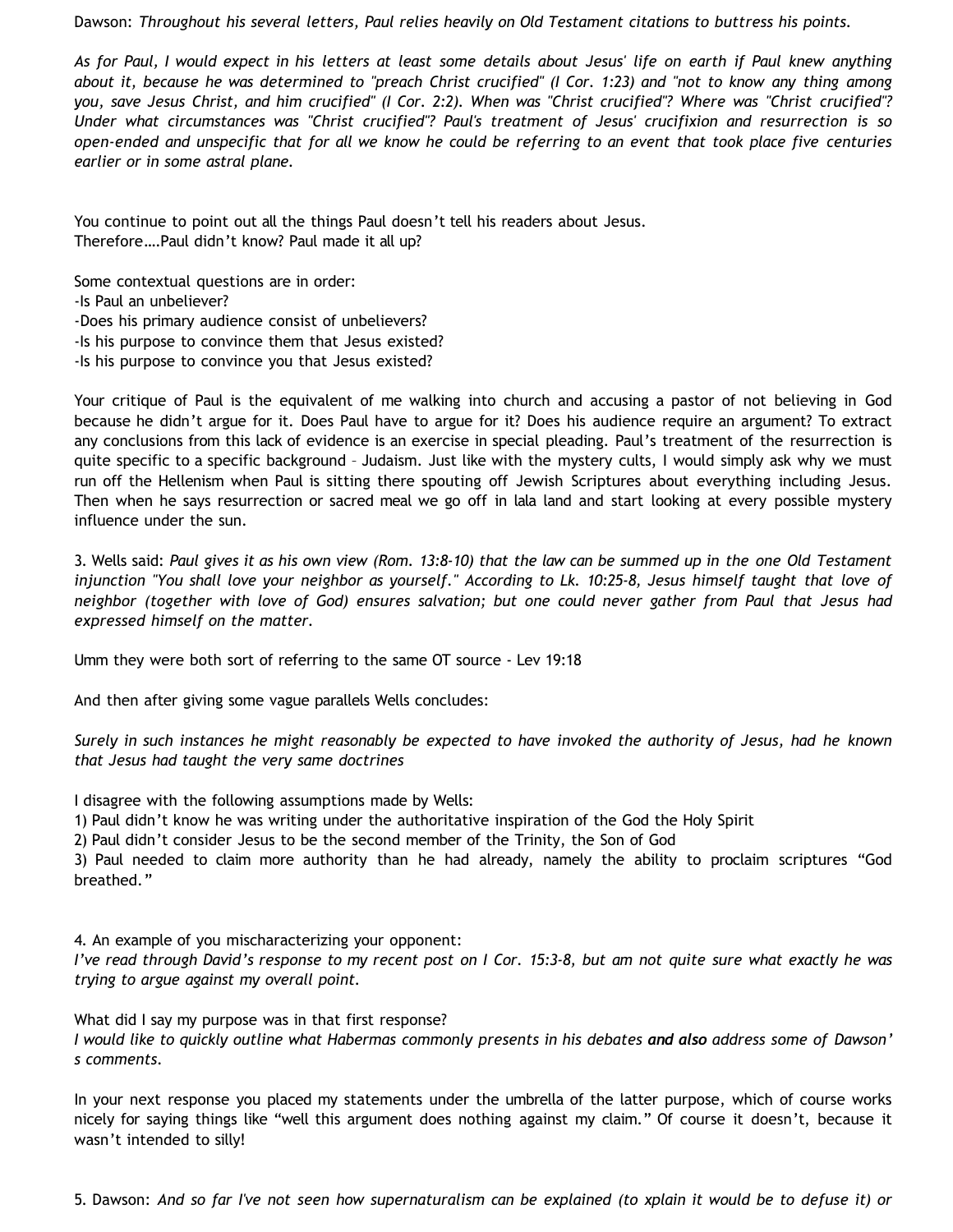Dawson: *Throughout his several letters, Paul relies heavily on Old Testament citations to buttress his points.*

*As for Paul, I would expect in his letters at least some details about Jesus' life on earth if Paul knew anything about it, because he was determined to "preach Christ crucified" (I Cor. 1:23) and "not to know any thing among you, save Jesus Christ, and him crucified" (I Cor. 2:2). When was "Christ crucified"? Where was "Christ crucified"? Under what circumstances was "Christ crucified"? Paul's treatment of Jesus' crucifixion and resurrection is so open-ended and unspecific that for all we know he could be referring to an event that took place five centuries earlier or in some astral plane.*

You continue to point out all the things Paul doesn't tell his readers about Jesus.
Therefore….Paul didn't know? Paul made it all up?

Some contextual questions are in order:
-Is Paul an unbeliever?
-Does his primary audience consist of unbelievers?
-Is his purpose to convince them that Jesus existed?
-Is his purpose to convince you that Jesus existed?

Your critique of Paul is the equivalent of me walking into church and accusing a pastor of not believing in God because he didn't argue for it. Does Paul have to argue for it? Does his audience require an argument? To extract any conclusions from this lack of evidence is an exercise in special pleading. Paul's treatment of the resurrection is quite specific to a specific background – Judaism. Just like with the mystery cults, I would simply ask why we must run off the Hellenism when Paul is sitting there spouting off Jewish Scriptures about everything including Jesus. Then when he says resurrection or sacred meal we go off in lala land and start looking at every possible mystery influence under the sun.

3. Wells said: *Paul gives it as his own view (Rom. 13:8-10) that the law can be summed up in the one Old Testament injunction "You shall love your neighbor as yourself." According to Lk. 10:25-8, Jesus himself taught that love of neighbor (together with love of God) ensures salvation; but one could never gather from Paul that Jesus had expressed himself on the matter.*

Umm they were both sort of referring to the same OT source - Lev 19:18

And then after giving some vague parallels Wells concludes:

*Surely in such instances he might reasonably be expected to have invoked the authority of Jesus, had he known that Jesus had taught the very same doctrines*

I disagree with the following assumptions made by Wells:
1) Paul didn't know he was writing under the authoritative inspiration of the God the Holy Spirit
2) Paul didn't consider Jesus to be the second member of the Trinity, the Son of God
3) Paul needed to claim more authority than he had already, namely the ability to proclaim scriptures "God breathed."

4. An example of you mischaracterizing your opponent:
*I've read through David's response to my recent post on I Cor. 15:3-8, but am not quite sure what exactly he was trying to argue against my overall point.*

What did I say my purpose was in that first response?
*I would like to quickly outline what Habermas commonly presents in his debates* ***and also*** *address some of Dawson's comments.*

In your next response you placed my statements under the umbrella of the latter purpose, which of course works nicely for saying things like "well this argument does nothing against my claim." Of course it doesn't, because it wasn't intended to silly!

5. Dawson: *And so far I've not seen how supernaturalism can be explained (to xplain it would be to defuse it) or*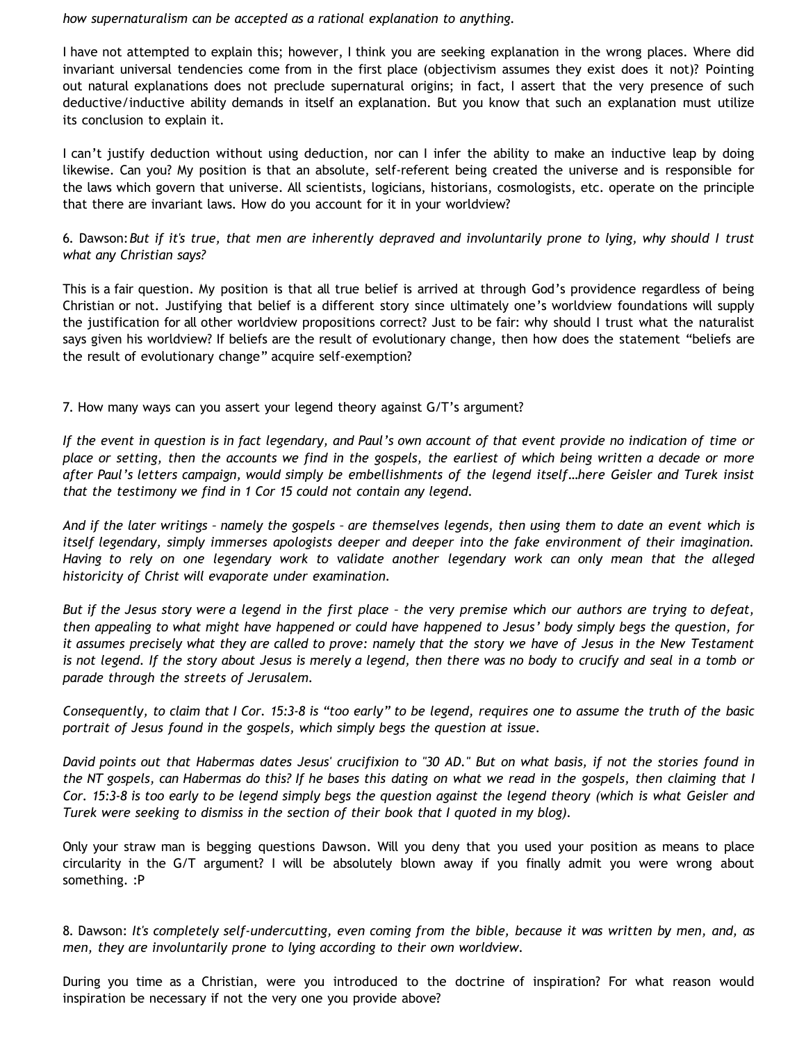*how supernaturalism can be accepted as a rational explanation to anything.*

I have not attempted to explain this; however, I think you are seeking explanation in the wrong places. Where did invariant universal tendencies come from in the first place (objectivism assumes they exist does it not)? Pointing out natural explanations does not preclude supernatural origins; in fact, I assert that the very presence of such deductive/inductive ability demands in itself an explanation. But you know that such an explanation must utilize its conclusion to explain it.

I can't justify deduction without using deduction, nor can I infer the ability to make an inductive leap by doing likewise. Can you? My position is that an absolute, self-referent being created the universe and is responsible for the laws which govern that universe. All scientists, logicians, historians, cosmologists, etc. operate on the principle that there are invariant laws. How do you account for it in your worldview?

6. Dawson: *But if it's true, that men are inherently depraved and involuntarily prone to lying, why should I trust what any Christian says?*

This is a fair question. My position is that all true belief is arrived at through God's providence regardless of being Christian or not. Justifying that belief is a different story since ultimately one's worldview foundations will supply the justification for all other worldview propositions correct? Just to be fair: why should I trust what the naturalist says given his worldview? If beliefs are the result of evolutionary change, then how does the statement "beliefs are the result of evolutionary change" acquire self-exemption?

7. How many ways can you assert your legend theory against G/T's argument?

*If the event in question is in fact legendary, and Paul's own account of that event provide no indication of time or place or setting, then the accounts we find in the gospels, the earliest of which being written a decade or more after Paul's letters campaign, would simply be embellishments of the legend itself…here Geisler and Turek insist that the testimony we find in 1 Cor 15 could not contain any legend.*

*And if the later writings – namely the gospels – are themselves legends, then using them to date an event which is itself legendary, simply immerses apologists deeper and deeper into the fake environment of their imagination. Having to rely on one legendary work to validate another legendary work can only mean that the alleged historicity of Christ will evaporate under examination.*

*But if the Jesus story were a legend in the first place – the very premise which our authors are trying to defeat, then appealing to what might have happened or could have happened to Jesus' body simply begs the question, for it assumes precisely what they are called to prove: namely that the story we have of Jesus in the New Testament is not legend. If the story about Jesus is merely a legend, then there was no body to crucify and seal in a tomb or parade through the streets of Jerusalem.*

*Consequently, to claim that I Cor. 15:3-8 is "too early" to be legend, requires one to assume the truth of the basic portrait of Jesus found in the gospels, which simply begs the question at issue.*

*David points out that Habermas dates Jesus' crucifixion to "30 AD." But on what basis, if not the stories found in the NT gospels, can Habermas do this? If he bases this dating on what we read in the gospels, then claiming that I Cor. 15:3-8 is too early to be legend simply begs the question against the legend theory (which is what Geisler and Turek were seeking to dismiss in the section of their book that I quoted in my blog).*

Only your straw man is begging questions Dawson. Will you deny that you used your position as means to place circularity in the G/T argument? I will be absolutely blown away if you finally admit you were wrong about something. :P

8. Dawson: *It's completely self-undercutting, even coming from the bible, because it was written by men, and, as men, they are involuntarily prone to lying according to their own worldview.*

During you time as a Christian, were you introduced to the doctrine of inspiration? For what reason would inspiration be necessary if not the very one you provide above?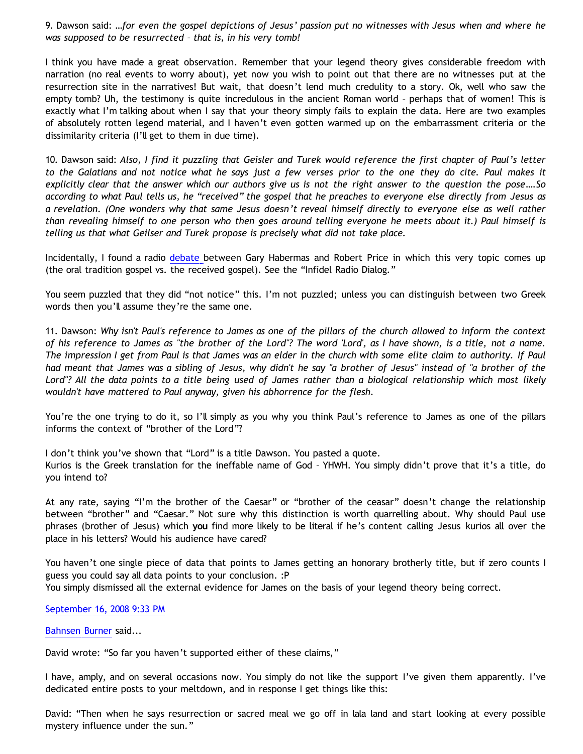9. Dawson said: *…for even the gospel depictions of Jesus' passion put no witnesses with Jesus when and where he was supposed to be resurrected – that is, in his very tomb!*

I think you have made a great observation. Remember that your legend theory gives considerable freedom with narration (no real events to worry about), yet now you wish to point out that there are no witnesses put at the resurrection site in the narratives! But wait, that doesn't lend much credulity to a story. Ok, well who saw the empty tomb? Uh, the testimony is quite incredulous in the ancient Roman world – perhaps that of women! This is exactly what I'm talking about when I say that your theory simply fails to explain the data. Here are two examples of absolutely rotten legend material, and I haven't even gotten warmed up on the embarrassment criteria or the dissimilarity criteria (I'll get to them in due time).

10. Dawson said: *Also, I find it puzzling that Geisler and Turek would reference the first chapter of Paul's letter to the Galatians and not notice what he says just a few verses prior to the one they do cite. Paul makes it explicitly clear that the answer which our authors give us is not the right answer to the question the pose….So according to what Paul tells us, he "received" the gospel that he preaches to everyone else directly from Jesus as a revelation. (One wonders why that same Jesus doesn't reveal himself directly to everyone else as well rather than revealing himself to one person who then goes around telling everyone he meets about it.) Paul himself is telling us that what Geilser and Turek propose is precisely what did not take place.*

Incidentally, I found a radio debate between Gary Habermas and Robert Price in which this very topic comes up (the oral tradition gospel vs. the received gospel). See the "Infidel Radio Dialog."

You seem puzzled that they did "not notice" this. I'm not puzzled; unless you can distinguish between two Greek words then you'll assume they're the same one.

11. Dawson: *Why isn't Paul's reference to James as one of the pillars of the church allowed to inform the context of his reference to James as "the brother of the Lord"? The word 'Lord', as I have shown, is a title, not a name. The impression I get from Paul is that James was an elder in the church with some elite claim to authority. If Paul had meant that James was a sibling of Jesus, why didn't he say "a brother of Jesus" instead of "a brother of the Lord"? All the data points to a title being used of James rather than a biological relationship which most likely wouldn't have mattered to Paul anyway, given his abhorrence for the flesh.*

You're the one trying to do it, so I'll simply as you why you think Paul's reference to James as one of the pillars informs the context of "brother of the Lord"?

I don't think you've shown that "Lord" is a title Dawson. You pasted a quote.
Kurios is the Greek translation for the ineffable name of God – YHWH. You simply didn't prove that it's a title, do you intend to?

At any rate, saying "I'm the brother of the Caesar" or "brother of the ceasar" doesn't change the relationship between "brother" and "Caesar." Not sure why this distinction is worth quarrelling about. Why should Paul use phrases (brother of Jesus) which **you** find more likely to be literal if he's content calling Jesus kurios all over the place in his letters? Would his audience have cared?

You haven't one single piece of data that points to James getting an honorary brotherly title, but if zero counts I guess you could say all data points to your conclusion. :P
You simply dismissed all the external evidence for James on the basis of your legend theory being correct.

September 16, 2008 9:33 PM

Bahnsen Burner said...

David wrote: "So far you haven't supported either of these claims,"

I have, amply, and on several occasions now. You simply do not like the support I've given them apparently. I've dedicated entire posts to your meltdown, and in response I get things like this:

David: "Then when he says resurrection or sacred meal we go off in lala land and start looking at every possible mystery influence under the sun."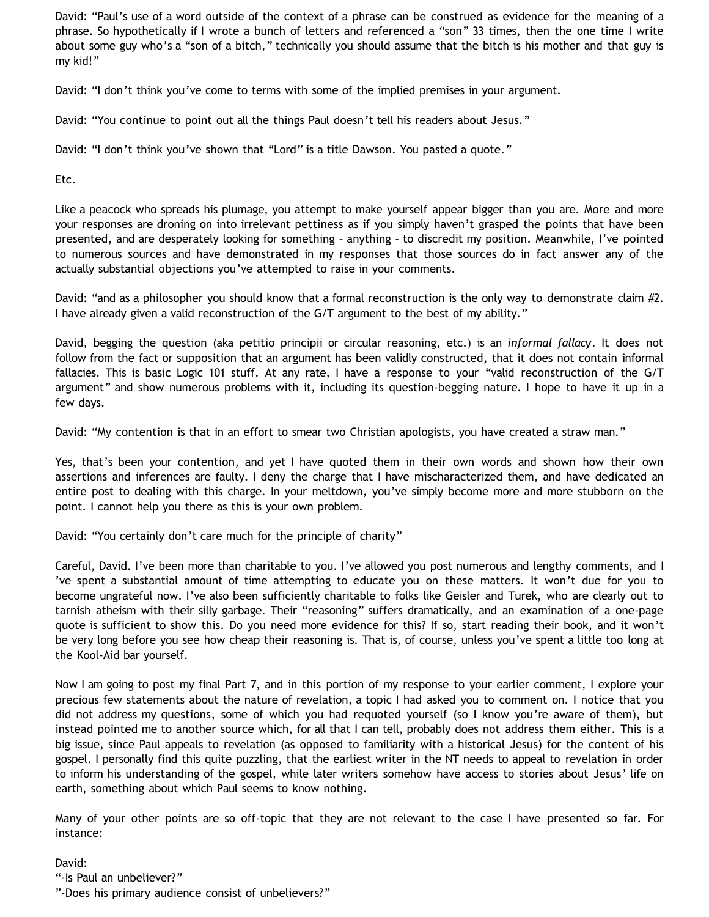David: “Paul’s use of a word outside of the context of a phrase can be construed as evidence for the meaning of a phrase. So hypothetically if I wrote a bunch of letters and referenced a “son” 33 times, then the one time I write about some guy who’s a “son of a bitch,” technically you should assume that the bitch is his mother and that guy is my kid!”

David: “I don’t think you’ve come to terms with some of the implied premises in your argument.

David: “You continue to point out all the things Paul doesn’t tell his readers about Jesus.”

David: “I don’t think you’ve shown that “Lord” is a title Dawson. You pasted a quote.”

Etc.

Like a peacock who spreads his plumage, you attempt to make yourself appear bigger than you are. More and more your responses are droning on into irrelevant pettiness as if you simply haven’t grasped the points that have been presented, and are desperately looking for something – anything – to discredit my position. Meanwhile, I’ve pointed to numerous sources and have demonstrated in my responses that those sources do in fact answer any of the actually substantial objections you’ve attempted to raise in your comments.

David: “and as a philosopher you should know that a formal reconstruction is the only way to demonstrate claim #2. I have already given a valid reconstruction of the G/T argument to the best of my ability.”

David, begging the question (aka petitio principii or circular reasoning, etc.) is an *informal fallacy*. It does not follow from the fact or supposition that an argument has been validly constructed, that it does not contain informal fallacies. This is basic Logic 101 stuff. At any rate, I have a response to your “valid reconstruction of the G/T argument” and show numerous problems with it, including its question-begging nature. I hope to have it up in a few days.

David: “My contention is that in an effort to smear two Christian apologists, you have created a straw man.”

Yes, that’s been your contention, and yet I have quoted them in their own words and shown how their own assertions and inferences are faulty. I deny the charge that I have mischaracterized them, and have dedicated an entire post to dealing with this charge. In your meltdown, you’ve simply become more and more stubborn on the point. I cannot help you there as this is your own problem.

David: “You certainly don’t care much for the principle of charity”

Careful, David. I’ve been more than charitable to you. I’ve allowed you post numerous and lengthy comments, and I ’ve spent a substantial amount of time attempting to educate you on these matters. It won’t due for you to become ungrateful now. I’ve also been sufficiently charitable to folks like Geisler and Turek, who are clearly out to tarnish atheism with their silly garbage. Their “reasoning” suffers dramatically, and an examination of a one-page quote is sufficient to show this. Do you need more evidence for this? If so, start reading their book, and it won’t be very long before you see how cheap their reasoning is. That is, of course, unless you’ve spent a little too long at the Kool-Aid bar yourself.

Now I am going to post my final Part 7, and in this portion of my response to your earlier comment, I explore your precious few statements about the nature of revelation, a topic I had asked you to comment on. I notice that you did not address my questions, some of which you had requoted yourself (so I know you’re aware of them), but instead pointed me to another source which, for all that I can tell, probably does not address them either. This is a big issue, since Paul appeals to revelation (as opposed to familiarity with a historical Jesus) for the content of his gospel. I personally find this quite puzzling, that the earliest writer in the NT needs to appeal to revelation in order to inform his understanding of the gospel, while later writers somehow have access to stories about Jesus’ life on earth, something about which Paul seems to know nothing.

Many of your other points are so off-topic that they are not relevant to the case I have presented so far. For instance:

David:
“-Is Paul an unbeliever?”
”-Does his primary audience consist of unbelievers?”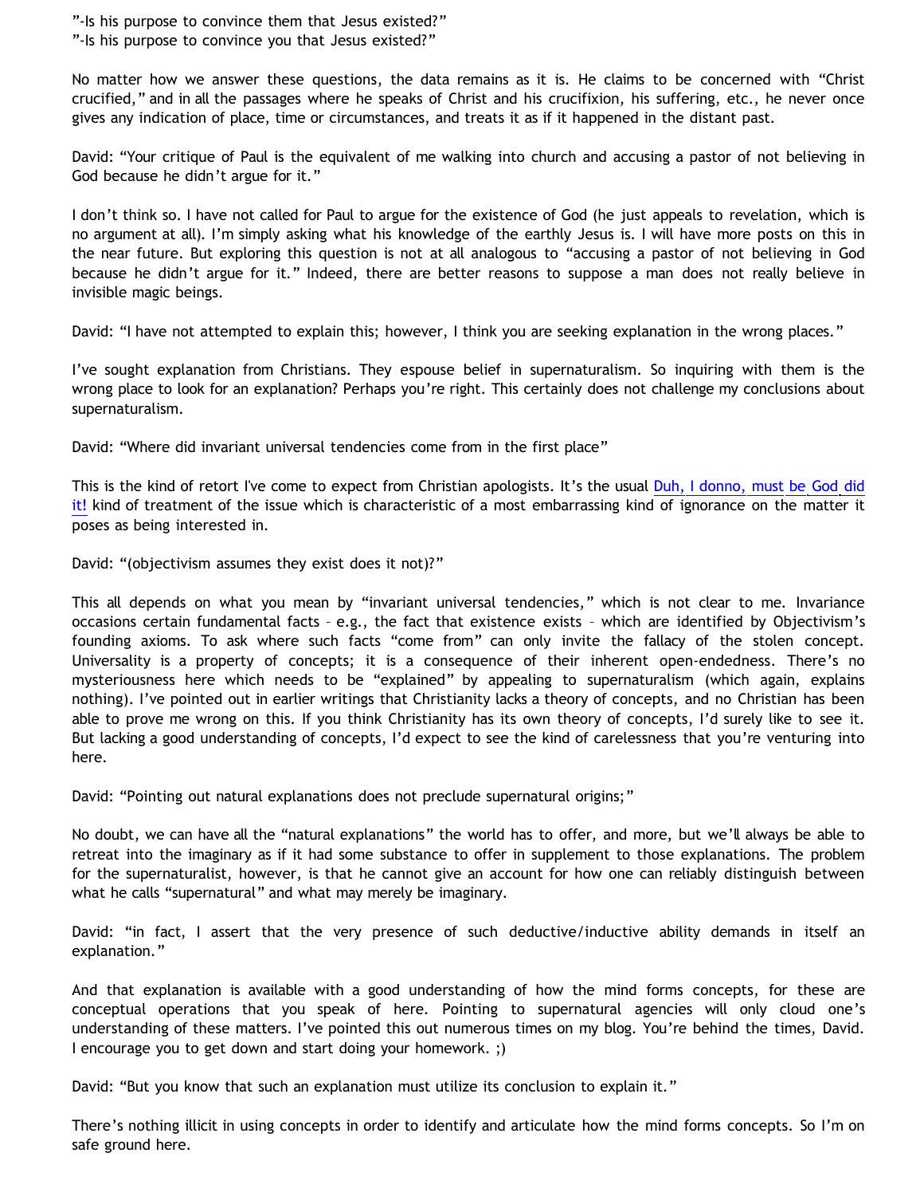"-Is his purpose to convince them that Jesus existed?"
"-Is his purpose to convince you that Jesus existed?"

No matter how we answer these questions, the data remains as it is. He claims to be concerned with "Christ crucified," and in all the passages where he speaks of Christ and his crucifixion, his suffering, etc., he never once gives any indication of place, time or circumstances, and treats it as if it happened in the distant past.

David: "Your critique of Paul is the equivalent of me walking into church and accusing a pastor of not believing in God because he didn't argue for it."

I don't think so. I have not called for Paul to argue for the existence of God (he just appeals to revelation, which is no argument at all). I'm simply asking what his knowledge of the earthly Jesus is. I will have more posts on this in the near future. But exploring this question is not at all analogous to "accusing a pastor of not believing in God because he didn't argue for it." Indeed, there are better reasons to suppose a man does not really believe in invisible magic beings.

David: "I have not attempted to explain this; however, I think you are seeking explanation in the wrong places."

I've sought explanation from Christians. They espouse belief in supernaturalism. So inquiring with them is the wrong place to look for an explanation? Perhaps you're right. This certainly does not challenge my conclusions about supernaturalism.

David: "Where did invariant universal tendencies come from in the first place"

This is the kind of retort I've come to expect from Christian apologists. It's the usual Duh, I donno, must be God did it! kind of treatment of the issue which is characteristic of a most embarrassing kind of ignorance on the matter it poses as being interested in.

David: "(objectivism assumes they exist does it not)?"

This all depends on what you mean by "invariant universal tendencies," which is not clear to me. Invariance occasions certain fundamental facts – e.g., the fact that existence exists – which are identified by Objectivism's founding axioms. To ask where such facts "come from" can only invite the fallacy of the stolen concept. Universality is a property of concepts; it is a consequence of their inherent open-endedness. There's no mysteriousness here which needs to be "explained" by appealing to supernaturalism (which again, explains nothing). I've pointed out in earlier writings that Christianity lacks a theory of concepts, and no Christian has been able to prove me wrong on this. If you think Christianity has its own theory of concepts, I'd surely like to see it. But lacking a good understanding of concepts, I'd expect to see the kind of carelessness that you're venturing into here.

David: "Pointing out natural explanations does not preclude supernatural origins;"

No doubt, we can have all the "natural explanations" the world has to offer, and more, but we'll always be able to retreat into the imaginary as if it had some substance to offer in supplement to those explanations. The problem for the supernaturalist, however, is that he cannot give an account for how one can reliably distinguish between what he calls "supernatural" and what may merely be imaginary.

David: "in fact, I assert that the very presence of such deductive/inductive ability demands in itself an explanation."

And that explanation is available with a good understanding of how the mind forms concepts, for these are conceptual operations that you speak of here. Pointing to supernatural agencies will only cloud one's understanding of these matters. I've pointed this out numerous times on my blog. You're behind the times, David. I encourage you to get down and start doing your homework. ;)

David: "But you know that such an explanation must utilize its conclusion to explain it."

There's nothing illicit in using concepts in order to identify and articulate how the mind forms concepts. So I'm on safe ground here.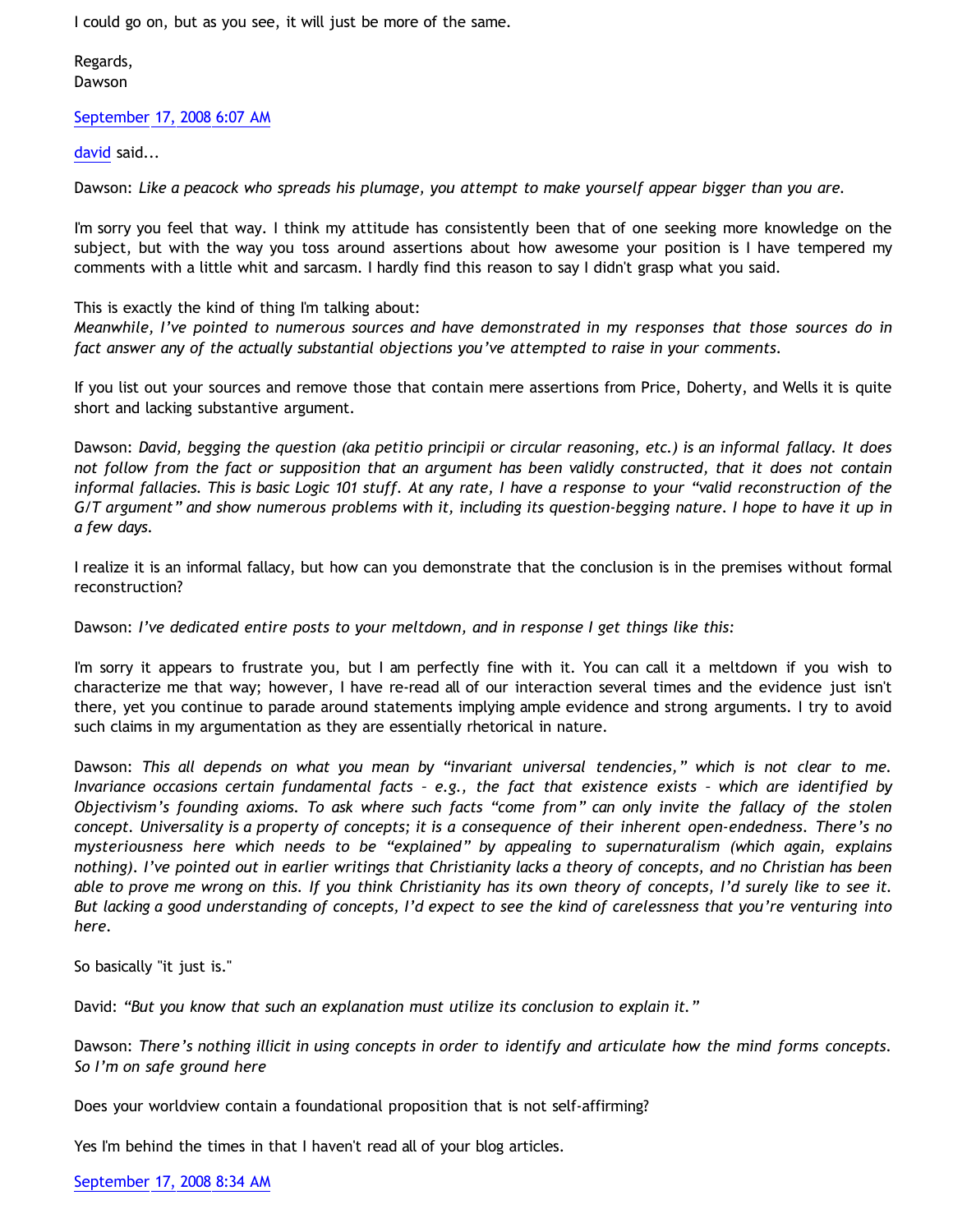I could go on, but as you see, it will just be more of the same.

Regards,
Dawson

September 17, 2008 6:07 AM

david said...

Dawson: *Like a peacock who spreads his plumage, you attempt to make yourself appear bigger than you are.*

I'm sorry you feel that way. I think my attitude has consistently been that of one seeking more knowledge on the subject, but with the way you toss around assertions about how awesome your position is I have tempered my comments with a little whit and sarcasm. I hardly find this reason to say I didn't grasp what you said.

This is exactly the kind of thing I'm talking about:
*Meanwhile, I've pointed to numerous sources and have demonstrated in my responses that those sources do in fact answer any of the actually substantial objections you've attempted to raise in your comments.*

If you list out your sources and remove those that contain mere assertions from Price, Doherty, and Wells it is quite short and lacking substantive argument.

Dawson: *David, begging the question (aka petitio principii or circular reasoning, etc.) is an informal fallacy. It does not follow from the fact or supposition that an argument has been validly constructed, that it does not contain informal fallacies. This is basic Logic 101 stuff. At any rate, I have a response to your "valid reconstruction of the G/T argument" and show numerous problems with it, including its question-begging nature. I hope to have it up in a few days.*

I realize it is an informal fallacy, but how can you demonstrate that the conclusion is in the premises without formal reconstruction?

Dawson: *I've dedicated entire posts to your meltdown, and in response I get things like this:*

I'm sorry it appears to frustrate you, but I am perfectly fine with it. You can call it a meltdown if you wish to characterize me that way; however, I have re-read all of our interaction several times and the evidence just isn't there, yet you continue to parade around statements implying ample evidence and strong arguments. I try to avoid such claims in my argumentation as they are essentially rhetorical in nature.

Dawson: *This all depends on what you mean by "invariant universal tendencies," which is not clear to me. Invariance occasions certain fundamental facts – e.g., the fact that existence exists – which are identified by Objectivism's founding axioms. To ask where such facts "come from" can only invite the fallacy of the stolen concept. Universality is a property of concepts; it is a consequence of their inherent open-endedness. There's no mysteriousness here which needs to be "explained" by appealing to supernaturalism (which again, explains nothing). I've pointed out in earlier writings that Christianity lacks a theory of concepts, and no Christian has been able to prove me wrong on this. If you think Christianity has its own theory of concepts, I'd surely like to see it. But lacking a good understanding of concepts, I'd expect to see the kind of carelessness that you're venturing into here.*

So basically "it just is."

David: *"But you know that such an explanation must utilize its conclusion to explain it."*

Dawson: *There's nothing illicit in using concepts in order to identify and articulate how the mind forms concepts. So I'm on safe ground here*

Does your worldview contain a foundational proposition that is not self-affirming?

Yes I'm behind the times in that I haven't read all of your blog articles.

September 17, 2008 8:34 AM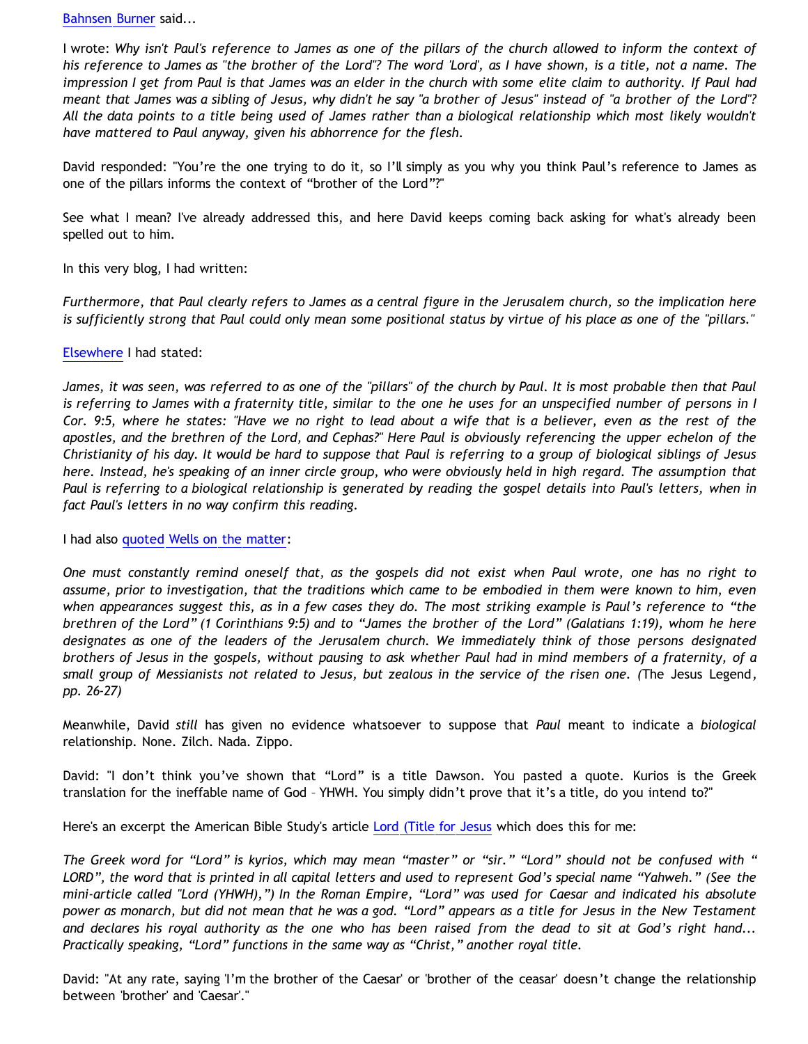Bahnsen Burner said...

I wrote: *Why isn't Paul's reference to James as one of the pillars of the church allowed to inform the context of his reference to James as "the brother of the Lord"? The word 'Lord', as I have shown, is a title, not a name. The impression I get from Paul is that James was an elder in the church with some elite claim to authority. If Paul had meant that James was a sibling of Jesus, why didn't he say "a brother of Jesus" instead of "a brother of the Lord"? All the data points to a title being used of James rather than a biological relationship which most likely wouldn't have mattered to Paul anyway, given his abhorrence for the flesh.*

David responded: "You're the one trying to do it, so I'll simply as you why you think Paul's reference to James as one of the pillars informs the context of "brother of the Lord"?"

See what I mean? I've already addressed this, and here David keeps coming back asking for what's already been spelled out to him.

In this very blog, I had written:

*Furthermore, that Paul clearly refers to James as a central figure in the Jerusalem church, so the implication here is sufficiently strong that Paul could only mean some positional status by virtue of his place as one of the "pillars."*

Elsewhere I had stated:

*James, it was seen, was referred to as one of the "pillars" of the church by Paul. It is most probable then that Paul is referring to James with a fraternity title, similar to the one he uses for an unspecified number of persons in I Cor. 9:5, where he states: "Have we no right to lead about a wife that is a believer, even as the rest of the apostles, and the brethren of the Lord, and Cephas?" Here Paul is obviously referencing the upper echelon of the Christianity of his day. It would be hard to suppose that Paul is referring to a group of biological siblings of Jesus here. Instead, he's speaking of an inner circle group, who were obviously held in high regard. The assumption that Paul is referring to a biological relationship is generated by reading the gospel details into Paul's letters, when in fact Paul's letters in no way confirm this reading.*

I had also quoted Wells on the matter:

*One must constantly remind oneself that, as the gospels did not exist when Paul wrote, one has no right to assume, prior to investigation, that the traditions which came to be embodied in them were known to him, even when appearances suggest this, as in a few cases they do. The most striking example is Paul's reference to "the brethren of the Lord" (1 Corinthians 9:5) and to "James the brother of the Lord" (Galatians 1:19), whom he here designates as one of the leaders of the Jerusalem church. We immediately think of those persons designated brothers of Jesus in the gospels, without pausing to ask whether Paul had in mind members of a fraternity, of a small group of Messianists not related to Jesus, but zealous in the service of the risen one. (*The Jesus Legend*, pp. 26-27)*

Meanwhile, David *still* has given no evidence whatsoever to suppose that *Paul* meant to indicate a *biological* relationship. None. Zilch. Nada. Zippo.

David: "I don't think you've shown that "Lord" is a title Dawson. You pasted a quote. Kurios is the Greek translation for the ineffable name of God – YHWH. You simply didn't prove that it's a title, do you intend to?"

Here's an excerpt the American Bible Study's article Lord (Title for Jesus which does this for me:

*The Greek word for "Lord" is kyrios, which may mean "master" or "sir." "Lord" should not be confused with " LORD", the word that is printed in all capital letters and used to represent God's special name "Yahweh." (See the mini-article called "Lord (YHWH),") In the Roman Empire, "Lord" was used for Caesar and indicated his absolute power as monarch, but did not mean that he was a god. "Lord" appears as a title for Jesus in the New Testament and declares his royal authority as the one who has been raised from the dead to sit at God's right hand... Practically speaking, "Lord" functions in the same way as "Christ," another royal title.*

David: "At any rate, saying 'I'm the brother of the Caesar' or 'brother of the ceasar' doesn't change the relationship between 'brother' and 'Caesar'."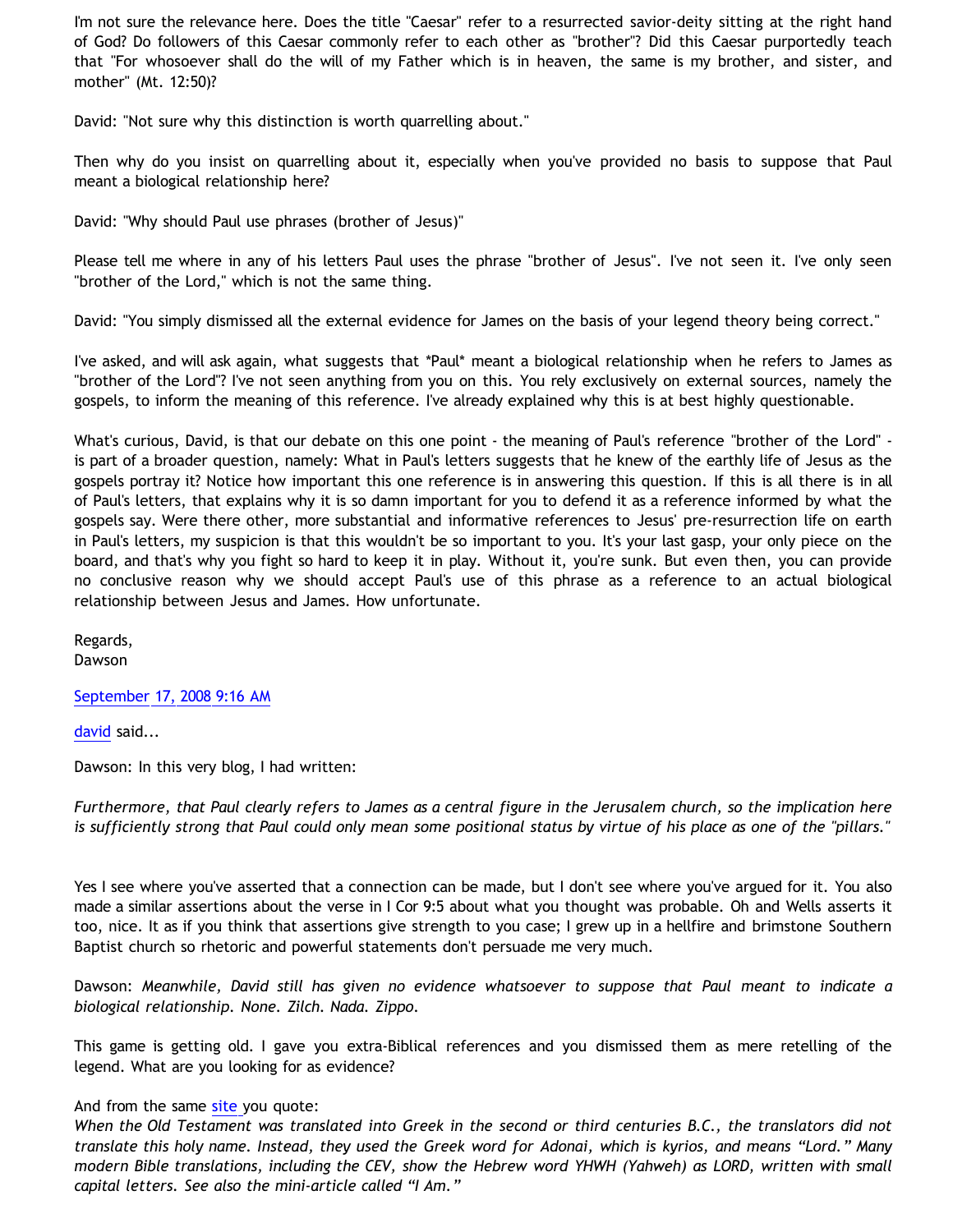I'm not sure the relevance here. Does the title "Caesar" refer to a resurrected savior-deity sitting at the right hand of God? Do followers of this Caesar commonly refer to each other as "brother"? Did this Caesar purportedly teach that "For whosoever shall do the will of my Father which is in heaven, the same is my brother, and sister, and mother" (Mt. 12:50)?

David: "Not sure why this distinction is worth quarrelling about."

Then why do you insist on quarrelling about it, especially when you've provided no basis to suppose that Paul meant a biological relationship here?

David: "Why should Paul use phrases (brother of Jesus)"

Please tell me where in any of his letters Paul uses the phrase "brother of Jesus". I've not seen it. I've only seen "brother of the Lord," which is not the same thing.

David: "You simply dismissed all the external evidence for James on the basis of your legend theory being correct."

I've asked, and will ask again, what suggests that *Paul* meant a biological relationship when he refers to James as "brother of the Lord"? I've not seen anything from you on this. You rely exclusively on external sources, namely the gospels, to inform the meaning of this reference. I've already explained why this is at best highly questionable.

What's curious, David, is that our debate on this one point - the meaning of Paul's reference "brother of the Lord" - is part of a broader question, namely: What in Paul's letters suggests that he knew of the earthly life of Jesus as the gospels portray it? Notice how important this one reference is in answering this question. If this is all there is in all of Paul's letters, that explains why it is so damn important for you to defend it as a reference informed by what the gospels say. Were there other, more substantial and informative references to Jesus' pre-resurrection life on earth in Paul's letters, my suspicion is that this wouldn't be so important to you. It's your last gasp, your only piece on the board, and that's why you fight so hard to keep it in play. Without it, you're sunk. But even then, you can provide no conclusive reason why we should accept Paul's use of this phrase as a reference to an actual biological relationship between Jesus and James. How unfortunate.

Regards,
Dawson

September 17, 2008 9:16 AM

david said...

Dawson: In this very blog, I had written:

*Furthermore, that Paul clearly refers to James as a central figure in the Jerusalem church, so the implication here is sufficiently strong that Paul could only mean some positional status by virtue of his place as one of the "pillars."*

Yes I see where you've asserted that a connection can be made, but I don't see where you've argued for it. You also made a similar assertions about the verse in I Cor 9:5 about what you thought was probable. Oh and Wells asserts it too, nice. It as if you think that assertions give strength to you case; I grew up in a hellfire and brimstone Southern Baptist church so rhetoric and powerful statements don't persuade me very much.

Dawson: *Meanwhile, David still has given no evidence whatsoever to suppose that Paul meant to indicate a biological relationship. None. Zilch. Nada. Zippo.*

This game is getting old. I gave you extra-Biblical references and you dismissed them as mere retelling of the legend. What are you looking for as evidence?

And from the same site you quote:
*When the Old Testament was translated into Greek in the second or third centuries B.C., the translators did not translate this holy name. Instead, they used the Greek word for Adonai, which is kyrios, and means "Lord." Many modern Bible translations, including the CEV, show the Hebrew word YHWH (Yahweh) as LORD, written with small capital letters. See also the mini-article called "I Am."*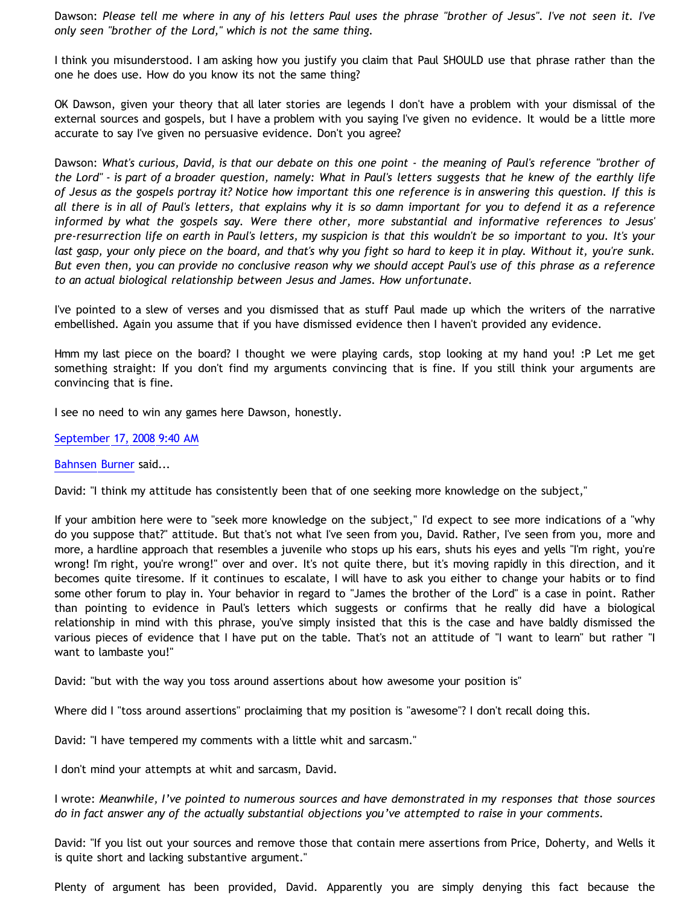Dawson: *Please tell me where in any of his letters Paul uses the phrase "brother of Jesus". I've not seen it. I've only seen "brother of the Lord," which is not the same thing.*

I think you misunderstood. I am asking how you justify you claim that Paul SHOULD use that phrase rather than the one he does use. How do you know its not the same thing?

OK Dawson, given your theory that all later stories are legends I don't have a problem with your dismissal of the external sources and gospels, but I have a problem with you saying I've given no evidence. It would be a little more accurate to say I've given no persuasive evidence. Don't you agree?

Dawson: *What's curious, David, is that our debate on this one point - the meaning of Paul's reference "brother of the Lord" - is part of a broader question, namely: What in Paul's letters suggests that he knew of the earthly life of Jesus as the gospels portray it? Notice how important this one reference is in answering this question. If this is all there is in all of Paul's letters, that explains why it is so damn important for you to defend it as a reference informed by what the gospels say. Were there other, more substantial and informative references to Jesus' pre-resurrection life on earth in Paul's letters, my suspicion is that this wouldn't be so important to you. It's your last gasp, your only piece on the board, and that's why you fight so hard to keep it in play. Without it, you're sunk. But even then, you can provide no conclusive reason why we should accept Paul's use of this phrase as a reference to an actual biological relationship between Jesus and James. How unfortunate.*

I've pointed to a slew of verses and you dismissed that as stuff Paul made up which the writers of the narrative embellished. Again you assume that if you have dismissed evidence then I haven't provided any evidence.

Hmm my last piece on the board? I thought we were playing cards, stop looking at my hand you! :P Let me get something straight: If you don't find my arguments convincing that is fine. If you still think your arguments are convincing that is fine.

I see no need to win any games here Dawson, honestly.

September 17, 2008 9:40 AM

Bahnsen Burner said...

David: "I think my attitude has consistently been that of one seeking more knowledge on the subject,"

If your ambition here were to "seek more knowledge on the subject," I'd expect to see more indications of a "why do you suppose that?" attitude. But that's not what I've seen from you, David. Rather, I've seen from you, more and more, a hardline approach that resembles a juvenile who stops up his ears, shuts his eyes and yells "I'm right, you're wrong! I'm right, you're wrong!" over and over. It's not quite there, but it's moving rapidly in this direction, and it becomes quite tiresome. If it continues to escalate, I will have to ask you either to change your habits or to find some other forum to play in. Your behavior in regard to "James the brother of the Lord" is a case in point. Rather than pointing to evidence in Paul's letters which suggests or confirms that he really did have a biological relationship in mind with this phrase, you've simply insisted that this is the case and have baldly dismissed the various pieces of evidence that I have put on the table. That's not an attitude of "I want to learn" but rather "I want to lambaste you!"

David: "but with the way you toss around assertions about how awesome your position is"

Where did I "toss around assertions" proclaiming that my position is "awesome"? I don't recall doing this.

David: "I have tempered my comments with a little whit and sarcasm."

I don't mind your attempts at whit and sarcasm, David.

I wrote: *Meanwhile, I've pointed to numerous sources and have demonstrated in my responses that those sources do in fact answer any of the actually substantial objections you've attempted to raise in your comments.*

David: "If you list out your sources and remove those that contain mere assertions from Price, Doherty, and Wells it is quite short and lacking substantive argument."

Plenty of argument has been provided, David. Apparently you are simply denying this fact because the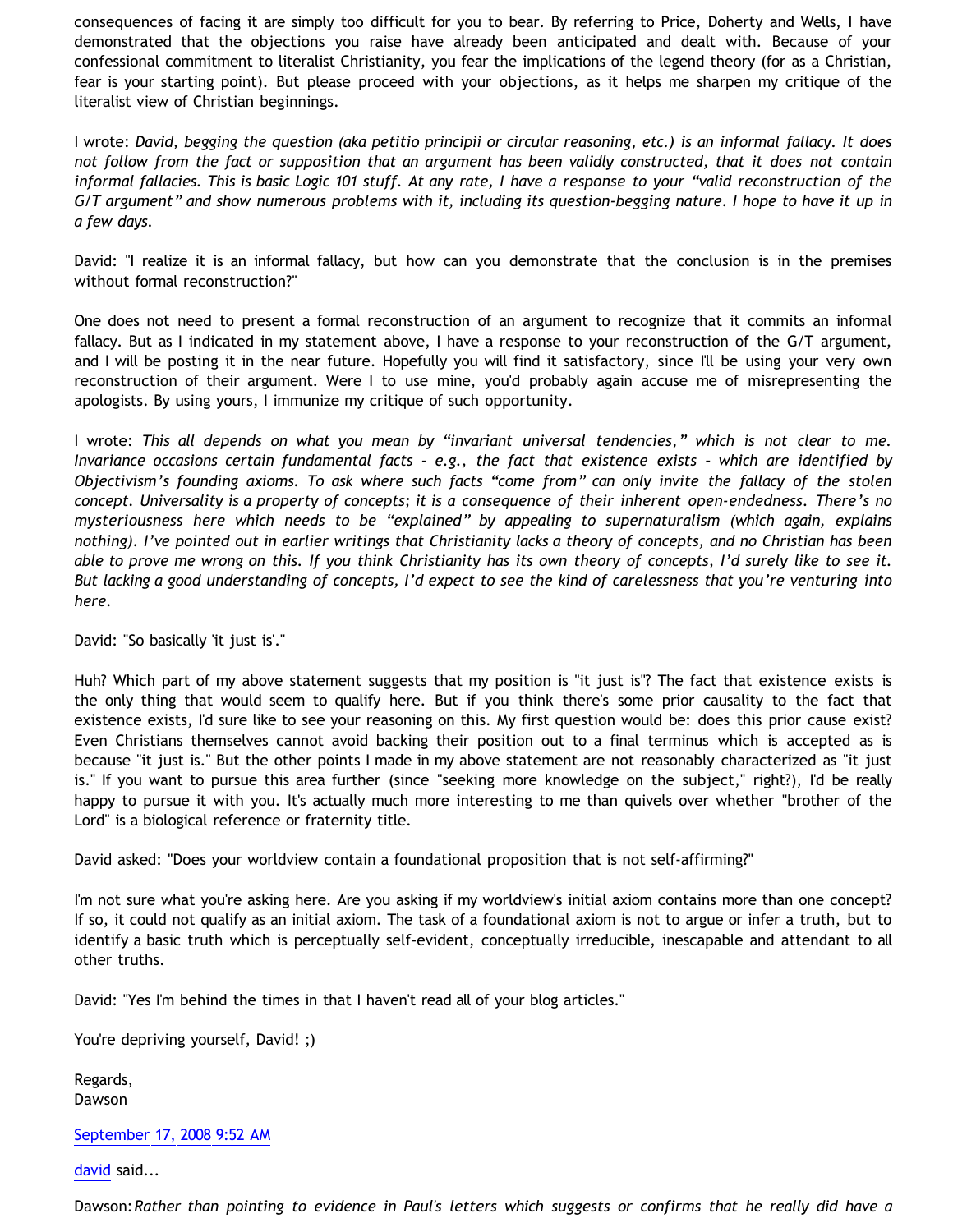consequences of facing it are simply too difficult for you to bear. By referring to Price, Doherty and Wells, I have demonstrated that the objections you raise have already been anticipated and dealt with. Because of your confessional commitment to literalist Christianity, you fear the implications of the legend theory (for as a Christian, fear is your starting point). But please proceed with your objections, as it helps me sharpen my critique of the literalist view of Christian beginnings.

I wrote: *David, begging the question (aka petitio principii or circular reasoning, etc.) is an informal fallacy. It does not follow from the fact or supposition that an argument has been validly constructed, that it does not contain informal fallacies. This is basic Logic 101 stuff. At any rate, I have a response to your "valid reconstruction of the G/T argument" and show numerous problems with it, including its question-begging nature. I hope to have it up in a few days.*

David: "I realize it is an informal fallacy, but how can you demonstrate that the conclusion is in the premises without formal reconstruction?"

One does not need to present a formal reconstruction of an argument to recognize that it commits an informal fallacy. But as I indicated in my statement above, I have a response to your reconstruction of the G/T argument, and I will be posting it in the near future. Hopefully you will find it satisfactory, since I'll be using your very own reconstruction of their argument. Were I to use mine, you'd probably again accuse me of misrepresenting the apologists. By using yours, I immunize my critique of such opportunity.

I wrote: *This all depends on what you mean by "invariant universal tendencies," which is not clear to me. Invariance occasions certain fundamental facts – e.g., the fact that existence exists – which are identified by Objectivism's founding axioms. To ask where such facts "come from" can only invite the fallacy of the stolen concept. Universality is a property of concepts; it is a consequence of their inherent open-endedness. There's no mysteriousness here which needs to be "explained" by appealing to supernaturalism (which again, explains nothing). I've pointed out in earlier writings that Christianity lacks a theory of concepts, and no Christian has been able to prove me wrong on this. If you think Christianity has its own theory of concepts, I'd surely like to see it. But lacking a good understanding of concepts, I'd expect to see the kind of carelessness that you're venturing into here.*

David: "So basically 'it just is'."

Huh? Which part of my above statement suggests that my position is "it just is"? The fact that existence exists is the only thing that would seem to qualify here. But if you think there's some prior causality to the fact that existence exists, I'd sure like to see your reasoning on this. My first question would be: does this prior cause exist? Even Christians themselves cannot avoid backing their position out to a final terminus which is accepted as is because "it just is." But the other points I made in my above statement are not reasonably characterized as "it just is." If you want to pursue this area further (since "seeking more knowledge on the subject," right?), I'd be really happy to pursue it with you. It's actually much more interesting to me than quivels over whether "brother of the Lord" is a biological reference or fraternity title.

David asked: "Does your worldview contain a foundational proposition that is not self-affirming?"

I'm not sure what you're asking here. Are you asking if my worldview's initial axiom contains more than one concept? If so, it could not qualify as an initial axiom. The task of a foundational axiom is not to argue or infer a truth, but to identify a basic truth which is perceptually self-evident, conceptually irreducible, inescapable and attendant to all other truths.

David: "Yes I'm behind the times in that I haven't read all of your blog articles."

You're depriving yourself, David! ;)

Regards,
Dawson

September 17, 2008 9:52 AM

david said...

Dawson:*Rather than pointing to evidence in Paul's letters which suggests or confirms that he really did have a*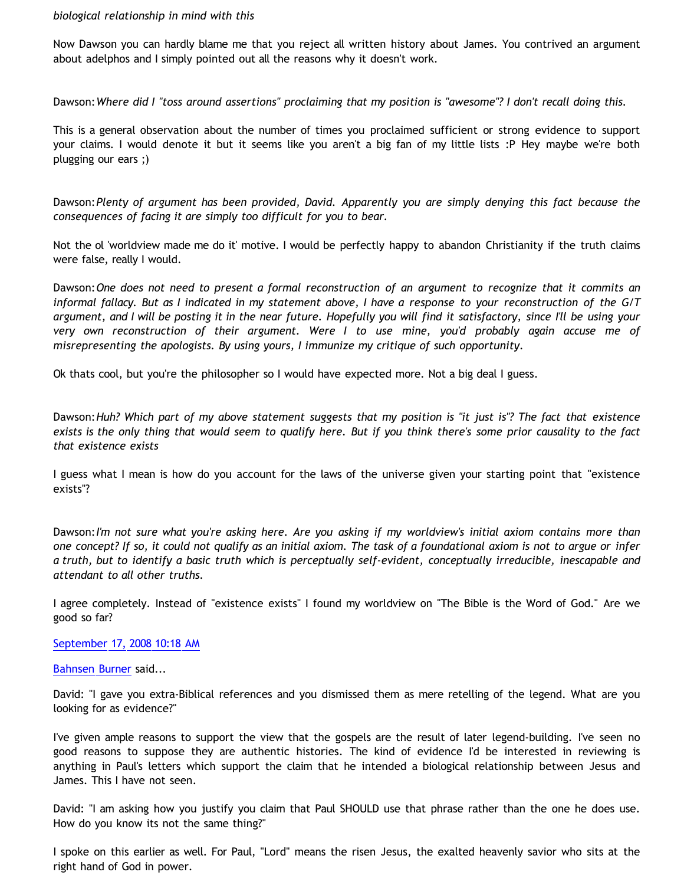*biological relationship in mind with this*

Now Dawson you can hardly blame me that you reject all written history about James. You contrived an argument about adelphos and I simply pointed out all the reasons why it doesn't work.

Dawson: *Where did I "toss around assertions" proclaiming that my position is "awesome"? I don't recall doing this.*

This is a general observation about the number of times you proclaimed sufficient or strong evidence to support your claims. I would denote it but it seems like you aren't a big fan of my little lists :P Hey maybe we're both plugging our ears ;)

Dawson: *Plenty of argument has been provided, David. Apparently you are simply denying this fact because the consequences of facing it are simply too difficult for you to bear.*

Not the ol 'worldview made me do it' motive. I would be perfectly happy to abandon Christianity if the truth claims were false, really I would.

Dawson: *One does not need to present a formal reconstruction of an argument to recognize that it commits an informal fallacy. But as I indicated in my statement above, I have a response to your reconstruction of the G/T argument, and I will be posting it in the near future. Hopefully you will find it satisfactory, since I'll be using your very own reconstruction of their argument. Were I to use mine, you'd probably again accuse me of misrepresenting the apologists. By using yours, I immunize my critique of such opportunity.*

Ok thats cool, but you're the philosopher so I would have expected more. Not a big deal I guess.

Dawson: *Huh? Which part of my above statement suggests that my position is "it just is"? The fact that existence exists is the only thing that would seem to qualify here. But if you think there's some prior causality to the fact that existence exists*

I guess what I mean is how do you account for the laws of the universe given your starting point that "existence exists"?

Dawson: *I'm not sure what you're asking here. Are you asking if my worldview's initial axiom contains more than one concept? If so, it could not qualify as an initial axiom. The task of a foundational axiom is not to argue or infer a truth, but to identify a basic truth which is perceptually self-evident, conceptually irreducible, inescapable and attendant to all other truths.*

I agree completely. Instead of "existence exists" I found my worldview on "The Bible is the Word of God." Are we good so far?

[September 17, 2008 10:18 AM]

[Bahnsen Burner] said...

David: "I gave you extra-Biblical references and you dismissed them as mere retelling of the legend. What are you looking for as evidence?"

I've given ample reasons to support the view that the gospels are the result of later legend-building. I've seen no good reasons to suppose they are authentic histories. The kind of evidence I'd be interested in reviewing is anything in Paul's letters which support the claim that he intended a biological relationship between Jesus and James. This I have not seen.

David: "I am asking how you justify you claim that Paul SHOULD use that phrase rather than the one he does use. How do you know its not the same thing?"

I spoke on this earlier as well. For Paul, "Lord" means the risen Jesus, the exalted heavenly savior who sits at the right hand of God in power.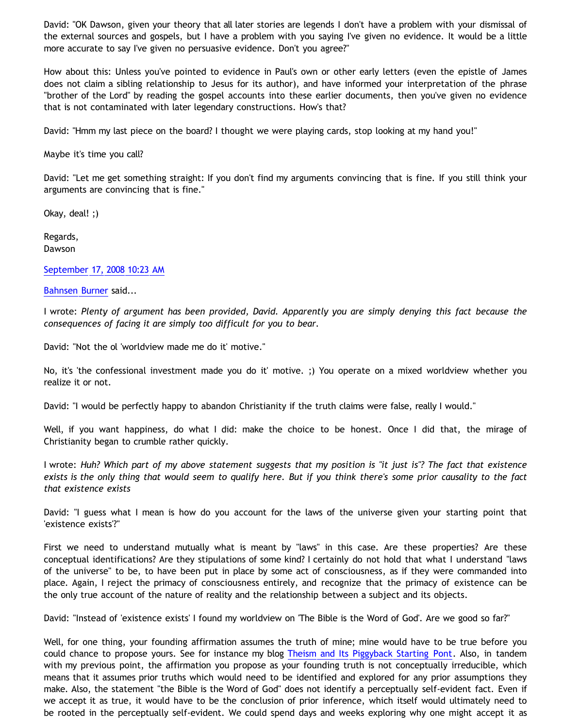David: "OK Dawson, given your theory that all later stories are legends I don't have a problem with your dismissal of the external sources and gospels, but I have a problem with you saying I've given no evidence. It would be a little more accurate to say I've given no persuasive evidence. Don't you agree?"

How about this: Unless you've pointed to evidence in Paul's own or other early letters (even the epistle of James does not claim a sibling relationship to Jesus for its author), and have informed your interpretation of the phrase "brother of the Lord" by reading the gospel accounts into these earlier documents, then you've given no evidence that is not contaminated with later legendary constructions. How's that?

David: "Hmm my last piece on the board? I thought we were playing cards, stop looking at my hand you!"

Maybe it's time you call?

David: "Let me get something straight: If you don't find my arguments convincing that is fine. If you still think your arguments are convincing that is fine."

Okay, deal! ;)

Regards,
Dawson

September 17, 2008 10:23 AM

Bahnsen Burner said...

I wrote: *Plenty of argument has been provided, David. Apparently you are simply denying this fact because the consequences of facing it are simply too difficult for you to bear.*

David: "Not the ol 'worldview made me do it' motive."

No, it's 'the confessional investment made you do it' motive. ;) You operate on a mixed worldview whether you realize it or not.

David: "I would be perfectly happy to abandon Christianity if the truth claims were false, really I would."

Well, if you want happiness, do what I did: make the choice to be honest. Once I did that, the mirage of Christianity began to crumble rather quickly.

I wrote: *Huh? Which part of my above statement suggests that my position is "it just is"? The fact that existence exists is the only thing that would seem to qualify here. But if you think there's some prior causality to the fact that existence exists*

David: "I guess what I mean is how do you account for the laws of the universe given your starting point that 'existence exists'?"

First we need to understand mutually what is meant by "laws" in this case. Are these properties? Are these conceptual identifications? Are they stipulations of some kind? I certainly do not hold that what I understand "laws of the universe" to be, to have been put in place by some act of consciousness, as if they were commanded into place. Again, I reject the primacy of consciousness entirely, and recognize that the primacy of existence can be the only true account of the nature of reality and the relationship between a subject and its objects.

David: "Instead of 'existence exists' I found my worldview on 'The Bible is the Word of God'. Are we good so far?"

Well, for one thing, your founding affirmation assumes the truth of mine; mine would have to be true before you could chance to propose yours. See for instance my blog Theism and Its Piggyback Starting Pont. Also, in tandem with my previous point, the affirmation you propose as your founding truth is not conceptually irreducible, which means that it assumes prior truths which would need to be identified and explored for any prior assumptions they make. Also, the statement "the Bible is the Word of God" does not identify a perceptually self-evident fact. Even if we accept it as true, it would have to be the conclusion of prior inference, which itself would ultimately need to be rooted in the perceptually self-evident. We could spend days and weeks exploring why one might accept it as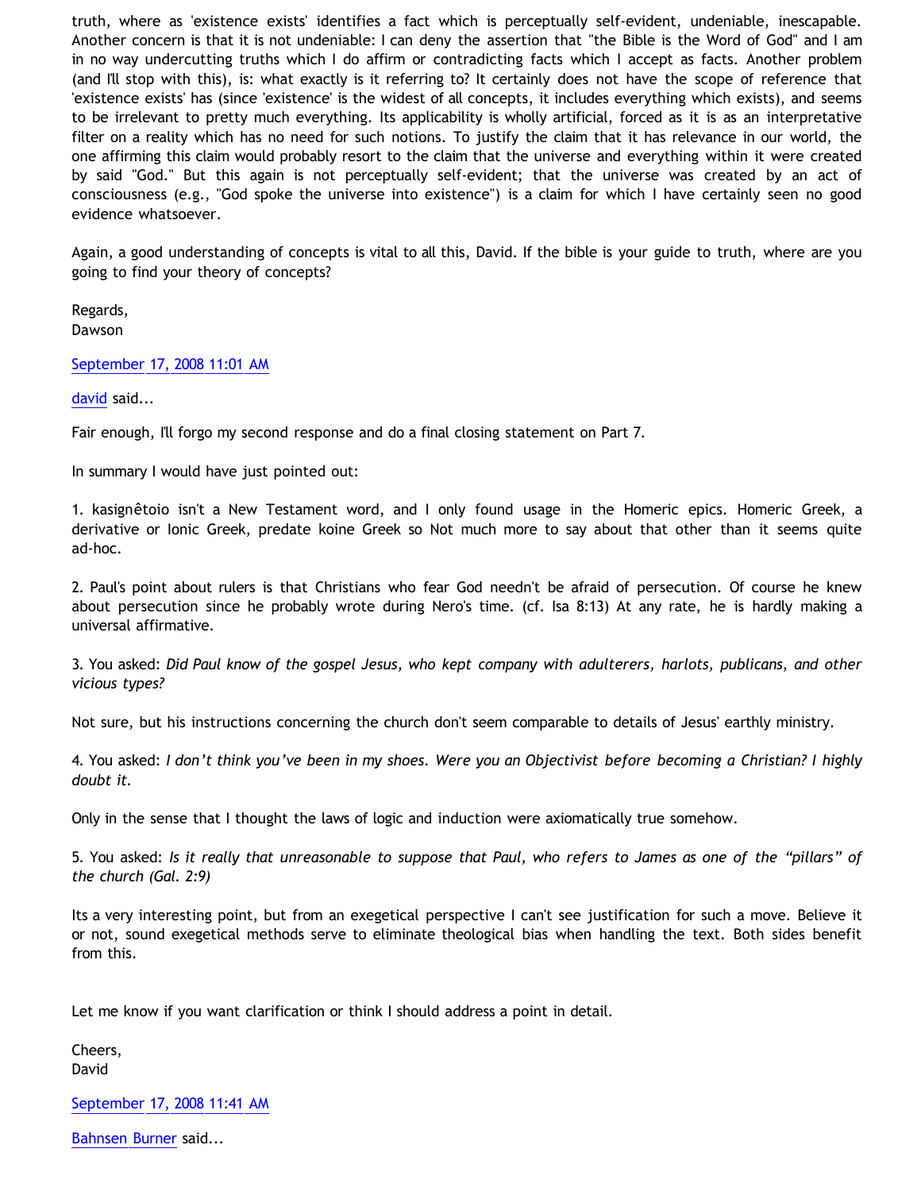truth, where as 'existence exists' identifies a fact which is perceptually self-evident, undeniable, inescapable. Another concern is that it is not undeniable: I can deny the assertion that "the Bible is the Word of God" and I am in no way undercutting truths which I do affirm or contradicting facts which I accept as facts. Another problem (and I'll stop with this), is: what exactly is it referring to? It certainly does not have the scope of reference that 'existence exists' has (since 'existence' is the widest of all concepts, it includes everything which exists), and seems to be irrelevant to pretty much everything. Its applicability is wholly artificial, forced as it is as an interpretative filter on a reality which has no need for such notions. To justify the claim that it has relevance in our world, the one affirming this claim would probably resort to the claim that the universe and everything within it were created by said "God." But this again is not perceptually self-evident; that the universe was created by an act of consciousness (e.g., "God spoke the universe into existence") is a claim for which I have certainly seen no good evidence whatsoever.

Again, a good understanding of concepts is vital to all this, David. If the bible is your guide to truth, where are you going to find your theory of concepts?

Regards,
Dawson

September 17, 2008 11:01 AM

david said...

Fair enough, I'll forgo my second response and do a final closing statement on Part 7.

In summary I would have just pointed out:

1. kasignêtoio isn't a New Testament word, and I only found usage in the Homeric epics. Homeric Greek, a derivative or Ionic Greek, predate koine Greek so Not much more to say about that other than it seems quite ad-hoc.

2. Paul's point about rulers is that Christians who fear God needn't be afraid of persecution. Of course he knew about persecution since he probably wrote during Nero's time. (cf. Isa 8:13) At any rate, he is hardly making a universal affirmative.

3. You asked: *Did Paul know of the gospel Jesus, who kept company with adulterers, harlots, publicans, and other vicious types?*

Not sure, but his instructions concerning the church don't seem comparable to details of Jesus' earthly ministry.

4. You asked: *I don't think you've been in my shoes. Were you an Objectivist before becoming a Christian? I highly doubt it.*

Only in the sense that I thought the laws of logic and induction were axiomatically true somehow.

5. You asked: *Is it really that unreasonable to suppose that Paul, who refers to James as one of the "pillars" of the church (Gal. 2:9)*

Its a very interesting point, but from an exegetical perspective I can't see justification for such a move. Believe it or not, sound exegetical methods serve to eliminate theological bias when handling the text. Both sides benefit from this.

Let me know if you want clarification or think I should address a point in detail.

Cheers,
David

September 17, 2008 11:41 AM

Bahnsen Burner said...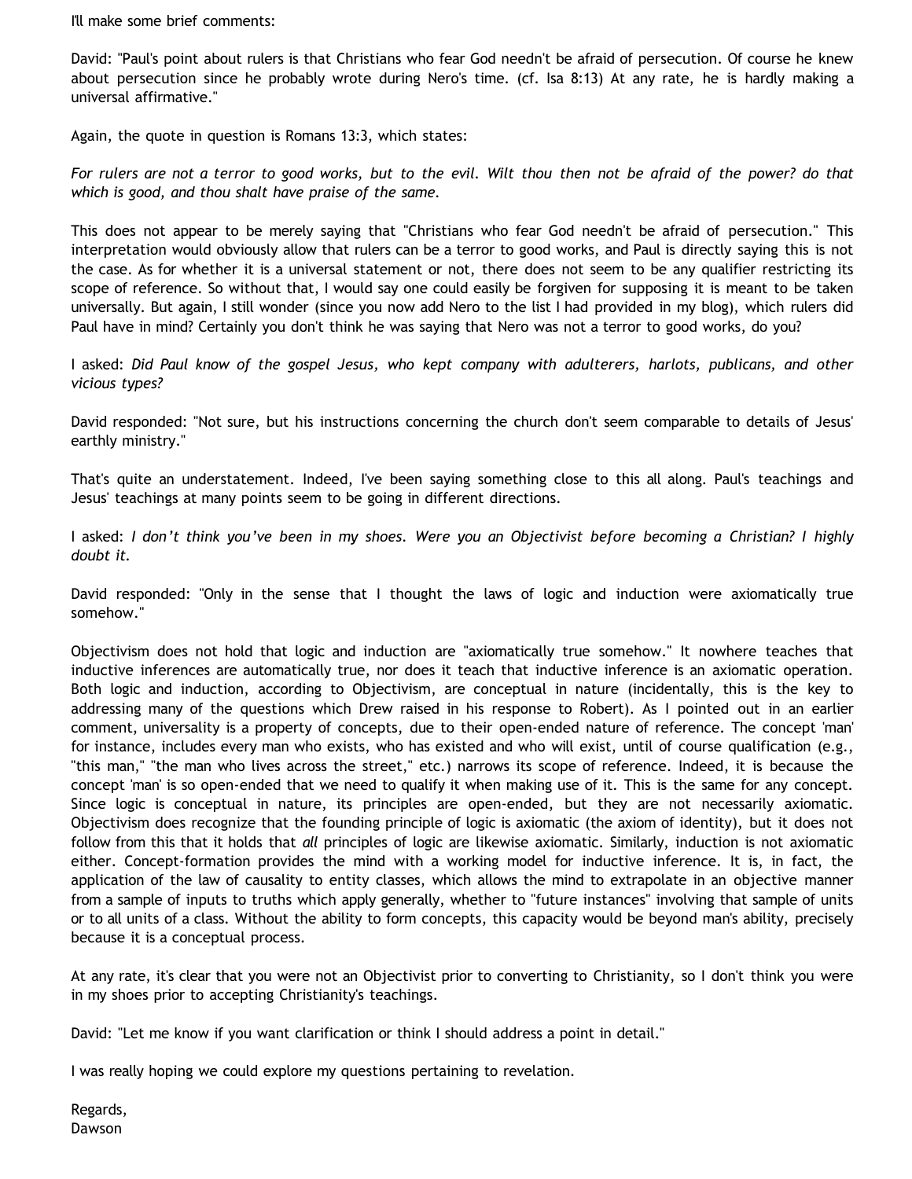I'll make some brief comments:

David: "Paul's point about rulers is that Christians who fear God needn't be afraid of persecution. Of course he knew about persecution since he probably wrote during Nero's time. (cf. Isa 8:13) At any rate, he is hardly making a universal affirmative."

Again, the quote in question is Romans 13:3, which states:

*For rulers are not a terror to good works, but to the evil. Wilt thou then not be afraid of the power? do that which is good, and thou shalt have praise of the same.*

This does not appear to be merely saying that "Christians who fear God needn't be afraid of persecution." This interpretation would obviously allow that rulers can be a terror to good works, and Paul is directly saying this is not the case. As for whether it is a universal statement or not, there does not seem to be any qualifier restricting its scope of reference. So without that, I would say one could easily be forgiven for supposing it is meant to be taken universally. But again, I still wonder (since you now add Nero to the list I had provided in my blog), which rulers did Paul have in mind? Certainly you don't think he was saying that Nero was not a terror to good works, do you?

I asked: *Did Paul know of the gospel Jesus, who kept company with adulterers, harlots, publicans, and other vicious types?*

David responded: "Not sure, but his instructions concerning the church don't seem comparable to details of Jesus' earthly ministry."

That's quite an understatement. Indeed, I've been saying something close to this all along. Paul's teachings and Jesus' teachings at many points seem to be going in different directions.

I asked: *I don't think you've been in my shoes. Were you an Objectivist before becoming a Christian? I highly doubt it.*

David responded: "Only in the sense that I thought the laws of logic and induction were axiomatically true somehow."

Objectivism does not hold that logic and induction are "axiomatically true somehow." It nowhere teaches that inductive inferences are automatically true, nor does it teach that inductive inference is an axiomatic operation. Both logic and induction, according to Objectivism, are conceptual in nature (incidentally, this is the key to addressing many of the questions which Drew raised in his response to Robert). As I pointed out in an earlier comment, universality is a property of concepts, due to their open-ended nature of reference. The concept 'man' for instance, includes every man who exists, who has existed and who will exist, until of course qualification (e.g., "this man," "the man who lives across the street," etc.) narrows its scope of reference. Indeed, it is because the concept 'man' is so open-ended that we need to qualify it when making use of it. This is the same for any concept. Since logic is conceptual in nature, its principles are open-ended, but they are not necessarily axiomatic. Objectivism does recognize that the founding principle of logic is axiomatic (the axiom of identity), but it does not follow from this that it holds that *all* principles of logic are likewise axiomatic. Similarly, induction is not axiomatic either. Concept-formation provides the mind with a working model for inductive inference. It is, in fact, the application of the law of causality to entity classes, which allows the mind to extrapolate in an objective manner from a sample of inputs to truths which apply generally, whether to "future instances" involving that sample of units or to all units of a class. Without the ability to form concepts, this capacity would be beyond man's ability, precisely because it is a conceptual process.

At any rate, it's clear that you were not an Objectivist prior to converting to Christianity, so I don't think you were in my shoes prior to accepting Christianity's teachings.

David: "Let me know if you want clarification or think I should address a point in detail."

I was really hoping we could explore my questions pertaining to revelation.

Regards,
Dawson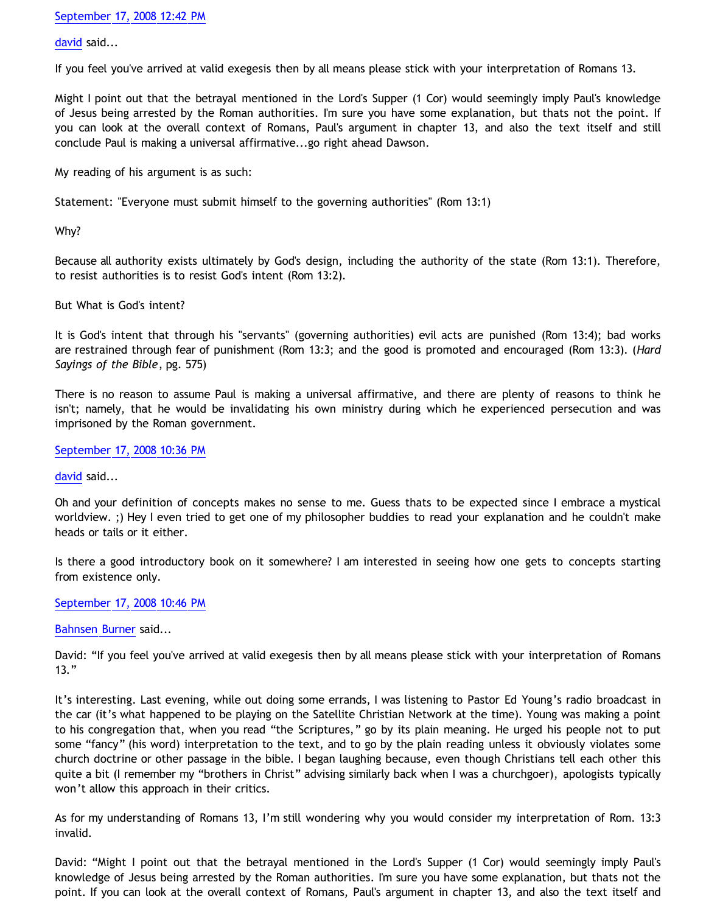September 17, 2008 12:42 PM

david said...

If you feel you've arrived at valid exegesis then by all means please stick with your interpretation of Romans 13.

Might I point out that the betrayal mentioned in the Lord's Supper (1 Cor) would seemingly imply Paul's knowledge of Jesus being arrested by the Roman authorities. I'm sure you have some explanation, but thats not the point. If you can look at the overall context of Romans, Paul's argument in chapter 13, and also the text itself and still conclude Paul is making a universal affirmative...go right ahead Dawson.

My reading of his argument is as such:

Statement: "Everyone must submit himself to the governing authorities" (Rom 13:1)

Why?

Because all authority exists ultimately by God's design, including the authority of the state (Rom 13:1). Therefore, to resist authorities is to resist God's intent (Rom 13:2).

But What is God's intent?

It is God's intent that through his "servants" (governing authorities) evil acts are punished (Rom 13:4); bad works are restrained through fear of punishment (Rom 13:3; and the good is promoted and encouraged (Rom 13:3). (*Hard Sayings of the Bible*, pg. 575)

There is no reason to assume Paul is making a universal affirmative, and there are plenty of reasons to think he isn't; namely, that he would be invalidating his own ministry during which he experienced persecution and was imprisoned by the Roman government.

September 17, 2008 10:36 PM

david said...

Oh and your definition of concepts makes no sense to me. Guess thats to be expected since I embrace a mystical worldview. ;) Hey I even tried to get one of my philosopher buddies to read your explanation and he couldn't make heads or tails or it either.

Is there a good introductory book on it somewhere? I am interested in seeing how one gets to concepts starting from existence only.

September 17, 2008 10:46 PM

Bahnsen Burner said...

David: "If you feel you've arrived at valid exegesis then by all means please stick with your interpretation of Romans 13."

It's interesting. Last evening, while out doing some errands, I was listening to Pastor Ed Young's radio broadcast in the car (it's what happened to be playing on the Satellite Christian Network at the time). Young was making a point to his congregation that, when you read "the Scriptures," go by its plain meaning. He urged his people not to put some "fancy" (his word) interpretation to the text, and to go by the plain reading unless it obviously violates some church doctrine or other passage in the bible. I began laughing because, even though Christians tell each other this quite a bit (I remember my "brothers in Christ" advising similarly back when I was a churchgoer), apologists typically won't allow this approach in their critics.

As for my understanding of Romans 13, I'm still wondering why you would consider my interpretation of Rom. 13:3 invalid.

David: "Might I point out that the betrayal mentioned in the Lord's Supper (1 Cor) would seemingly imply Paul's knowledge of Jesus being arrested by the Roman authorities. I'm sure you have some explanation, but thats not the point. If you can look at the overall context of Romans, Paul's argument in chapter 13, and also the text itself and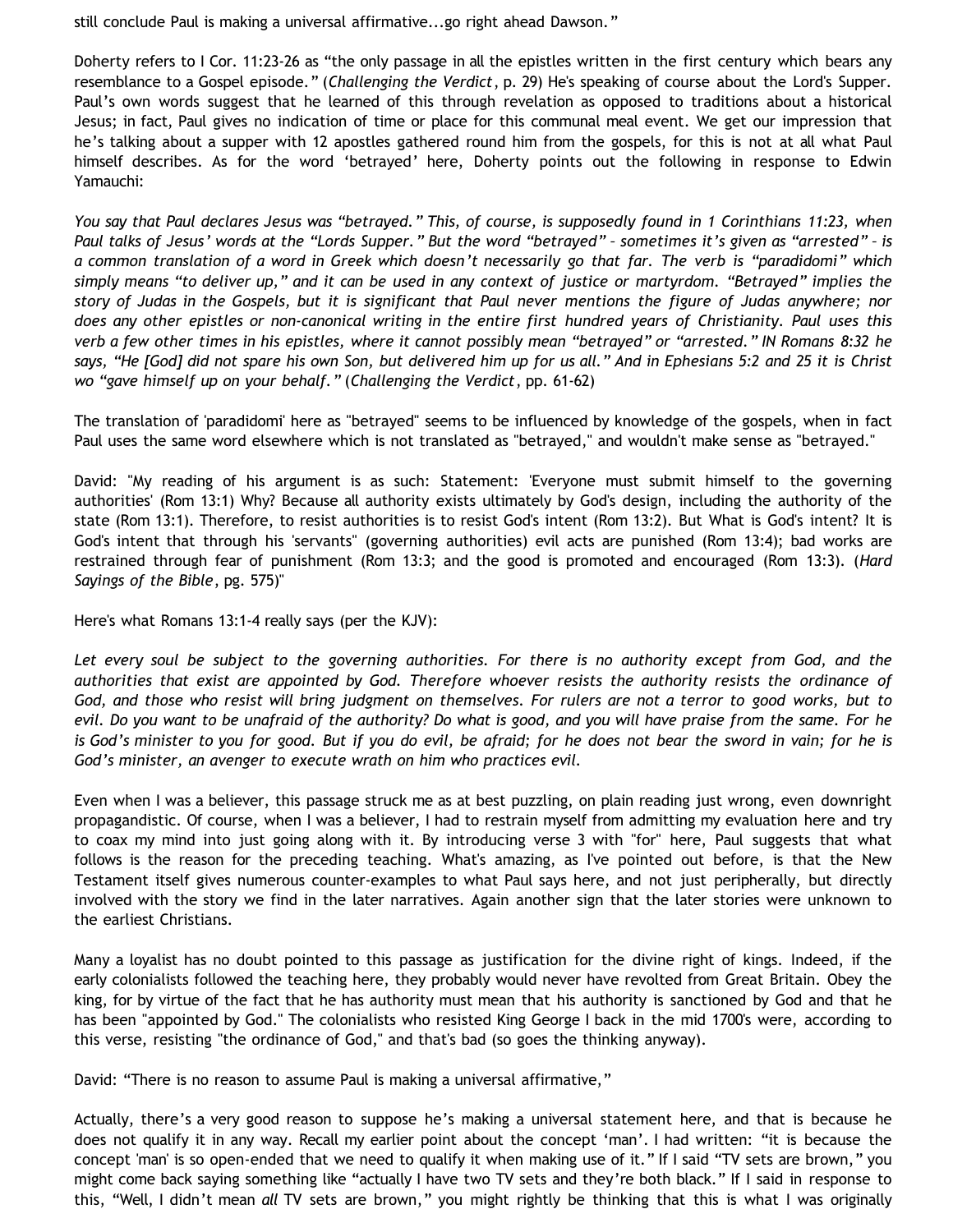still conclude Paul is making a universal affirmative...go right ahead Dawson."

Doherty refers to I Cor. 11:23-26 as "the only passage in all the epistles written in the first century which bears any resemblance to a Gospel episode." (*Challenging the Verdict*, p. 29) He's speaking of course about the Lord's Supper. Paul's own words suggest that he learned of this through revelation as opposed to traditions about a historical Jesus; in fact, Paul gives no indication of time or place for this communal meal event. We get our impression that he's talking about a supper with 12 apostles gathered round him from the gospels, for this is not at all what Paul himself describes. As for the word 'betrayed' here, Doherty points out the following in response to Edwin Yamauchi:

*You say that Paul declares Jesus was "betrayed." This, of course, is supposedly found in 1 Corinthians 11:23, when Paul talks of Jesus' words at the "Lords Supper." But the word "betrayed" – sometimes it's given as "arrested" – is a common translation of a word in Greek which doesn't necessarily go that far. The verb is "paradidomi" which simply means "to deliver up," and it can be used in any context of justice or martyrdom. "Betrayed" implies the story of Judas in the Gospels, but it is significant that Paul never mentions the figure of Judas anywhere; nor does any other epistles or non-canonical writing in the entire first hundred years of Christianity. Paul uses this verb a few other times in his epistles, where it cannot possibly mean "betrayed" or "arrested." IN Romans 8:32 he says, "He [God] did not spare his own Son, but delivered him up for us all." And in Ephesians 5:2 and 25 it is Christ wo "gave himself up on your behalf."* (*Challenging the Verdict*, pp. 61-62)

The translation of 'paradidomi' here as "betrayed" seems to be influenced by knowledge of the gospels, when in fact Paul uses the same word elsewhere which is not translated as "betrayed," and wouldn't make sense as "betrayed."

David: "My reading of his argument is as such: Statement: 'Everyone must submit himself to the governing authorities' (Rom 13:1) Why? Because all authority exists ultimately by God's design, including the authority of the state (Rom 13:1). Therefore, to resist authorities is to resist God's intent (Rom 13:2). But What is God's intent? It is God's intent that through his 'servants" (governing authorities) evil acts are punished (Rom 13:4); bad works are restrained through fear of punishment (Rom 13:3; and the good is promoted and encouraged (Rom 13:3). (*Hard Sayings of the Bible*, pg. 575)"

Here's what Romans 13:1-4 really says (per the KJV):

*Let every soul be subject to the governing authorities. For there is no authority except from God, and the authorities that exist are appointed by God. Therefore whoever resists the authority resists the ordinance of God, and those who resist will bring judgment on themselves. For rulers are not a terror to good works, but to evil. Do you want to be unafraid of the authority? Do what is good, and you will have praise from the same. For he is God's minister to you for good. But if you do evil, be afraid; for he does not bear the sword in vain; for he is God's minister, an avenger to execute wrath on him who practices evil.*

Even when I was a believer, this passage struck me as at best puzzling, on plain reading just wrong, even downright propagandistic. Of course, when I was a believer, I had to restrain myself from admitting my evaluation here and try to coax my mind into just going along with it. By introducing verse 3 with "for" here, Paul suggests that what follows is the reason for the preceding teaching. What's amazing, as I've pointed out before, is that the New Testament itself gives numerous counter-examples to what Paul says here, and not just peripherally, but directly involved with the story we find in the later narratives. Again another sign that the later stories were unknown to the earliest Christians.

Many a loyalist has no doubt pointed to this passage as justification for the divine right of kings. Indeed, if the early colonialists followed the teaching here, they probably would never have revolted from Great Britain. Obey the king, for by virtue of the fact that he has authority must mean that his authority is sanctioned by God and that he has been "appointed by God." The colonialists who resisted King George I back in the mid 1700's were, according to this verse, resisting "the ordinance of God," and that's bad (so goes the thinking anyway).

David: "There is no reason to assume Paul is making a universal affirmative,"

Actually, there's a very good reason to suppose he's making a universal statement here, and that is because he does not qualify it in any way. Recall my earlier point about the concept 'man'. I had written: "it is because the concept 'man' is so open-ended that we need to qualify it when making use of it." If I said "TV sets are brown," you might come back saying something like "actually I have two TV sets and they're both black." If I said in response to this, "Well, I didn't mean *all* TV sets are brown," you might rightly be thinking that this is what I was originally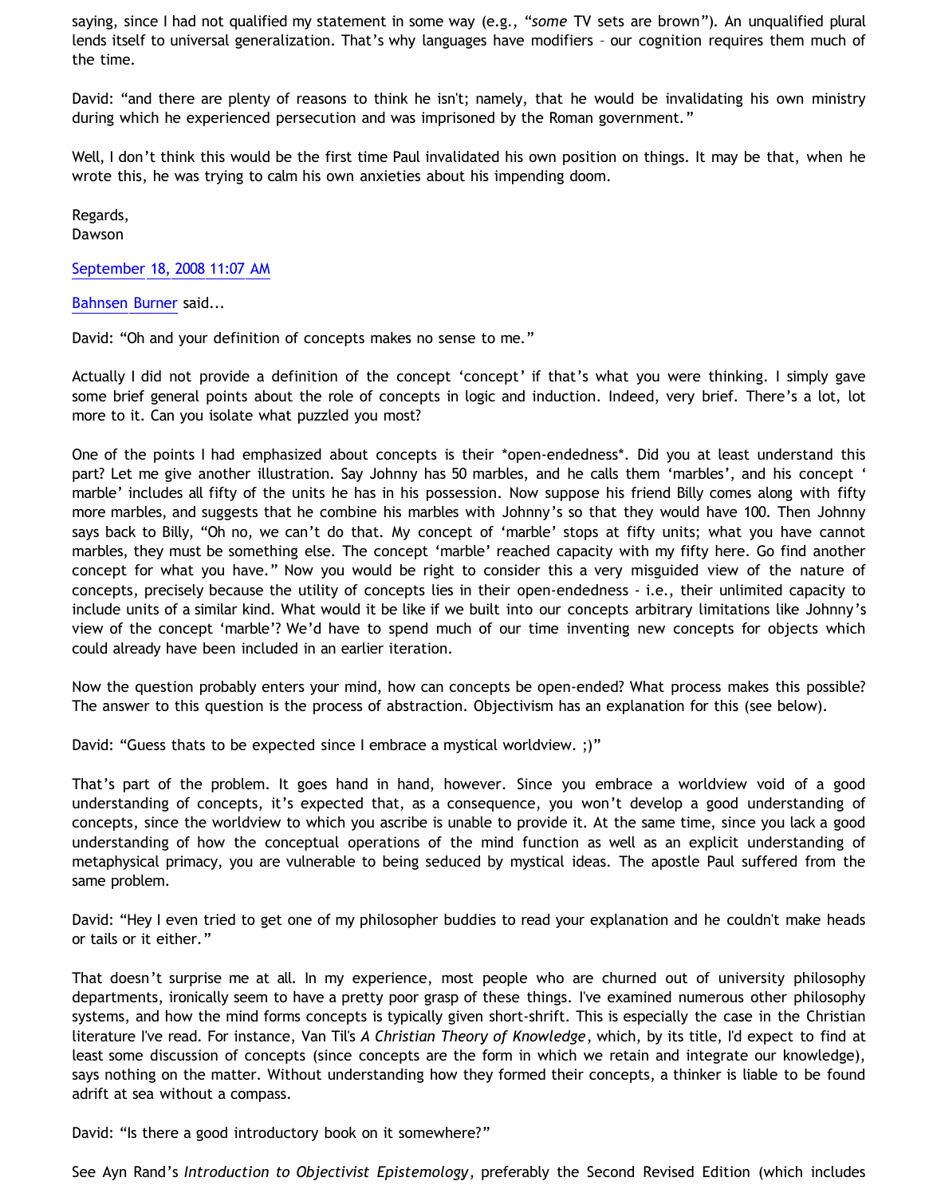saying, since I had not qualified my statement in some way (e.g., "*some* TV sets are brown"). An unqualified plural lends itself to universal generalization. That's why languages have modifiers – our cognition requires them much of the time.

David: "and there are plenty of reasons to think he isn't; namely, that he would be invalidating his own ministry during which he experienced persecution and was imprisoned by the Roman government."

Well, I don't think this would be the first time Paul invalidated his own position on things. It may be that, when he wrote this, he was trying to calm his own anxieties about his impending doom.

Regards,
Dawson

September 18, 2008 11:07 AM

Bahnsen Burner said...

David: "Oh and your definition of concepts makes no sense to me."

Actually I did not provide a definition of the concept 'concept' if that's what you were thinking. I simply gave some brief general points about the role of concepts in logic and induction. Indeed, very brief. There's a lot, lot more to it. Can you isolate what puzzled you most?

One of the points I had emphasized about concepts is their *open-endedness*. Did you at least understand this part? Let me give another illustration. Say Johnny has 50 marbles, and he calls them 'marbles', and his concept ' marble' includes all fifty of the units he has in his possession. Now suppose his friend Billy comes along with fifty more marbles, and suggests that he combine his marbles with Johnny's so that they would have 100. Then Johnny says back to Billy, "Oh no, we can't do that. My concept of 'marble' stops at fifty units; what you have cannot marbles, they must be something else. The concept 'marble' reached capacity with my fifty here. Go find another concept for what you have." Now you would be right to consider this a very misguided view of the nature of concepts, precisely because the utility of concepts lies in their open-endedness - i.e., their unlimited capacity to include units of a similar kind. What would it be like if we built into our concepts arbitrary limitations like Johnny's view of the concept 'marble'? We'd have to spend much of our time inventing new concepts for objects which could already have been included in an earlier iteration.

Now the question probably enters your mind, how can concepts be open-ended? What process makes this possible? The answer to this question is the process of abstraction. Objectivism has an explanation for this (see below).

David: "Guess thats to be expected since I embrace a mystical worldview. ;)"

That's part of the problem. It goes hand in hand, however. Since you embrace a worldview void of a good understanding of concepts, it's expected that, as a consequence, you won't develop a good understanding of concepts, since the worldview to which you ascribe is unable to provide it. At the same time, since you lack a good understanding of how the conceptual operations of the mind function as well as an explicit understanding of metaphysical primacy, you are vulnerable to being seduced by mystical ideas. The apostle Paul suffered from the same problem.

David: "Hey I even tried to get one of my philosopher buddies to read your explanation and he couldn't make heads or tails or it either."

That doesn't surprise me at all. In my experience, most people who are churned out of university philosophy departments, ironically seem to have a pretty poor grasp of these things. I've examined numerous other philosophy systems, and how the mind forms concepts is typically given short-shrift. This is especially the case in the Christian literature I've read. For instance, Van Til's *A Christian Theory of Knowledge*, which, by its title, I'd expect to find at least some discussion of concepts (since concepts are the form in which we retain and integrate our knowledge), says nothing on the matter. Without understanding how they formed their concepts, a thinker is liable to be found adrift at sea without a compass.

David: "Is there a good introductory book on it somewhere?"

See Ayn Rand's *Introduction to Objectivist Epistemology*, preferably the Second Revised Edition (which includes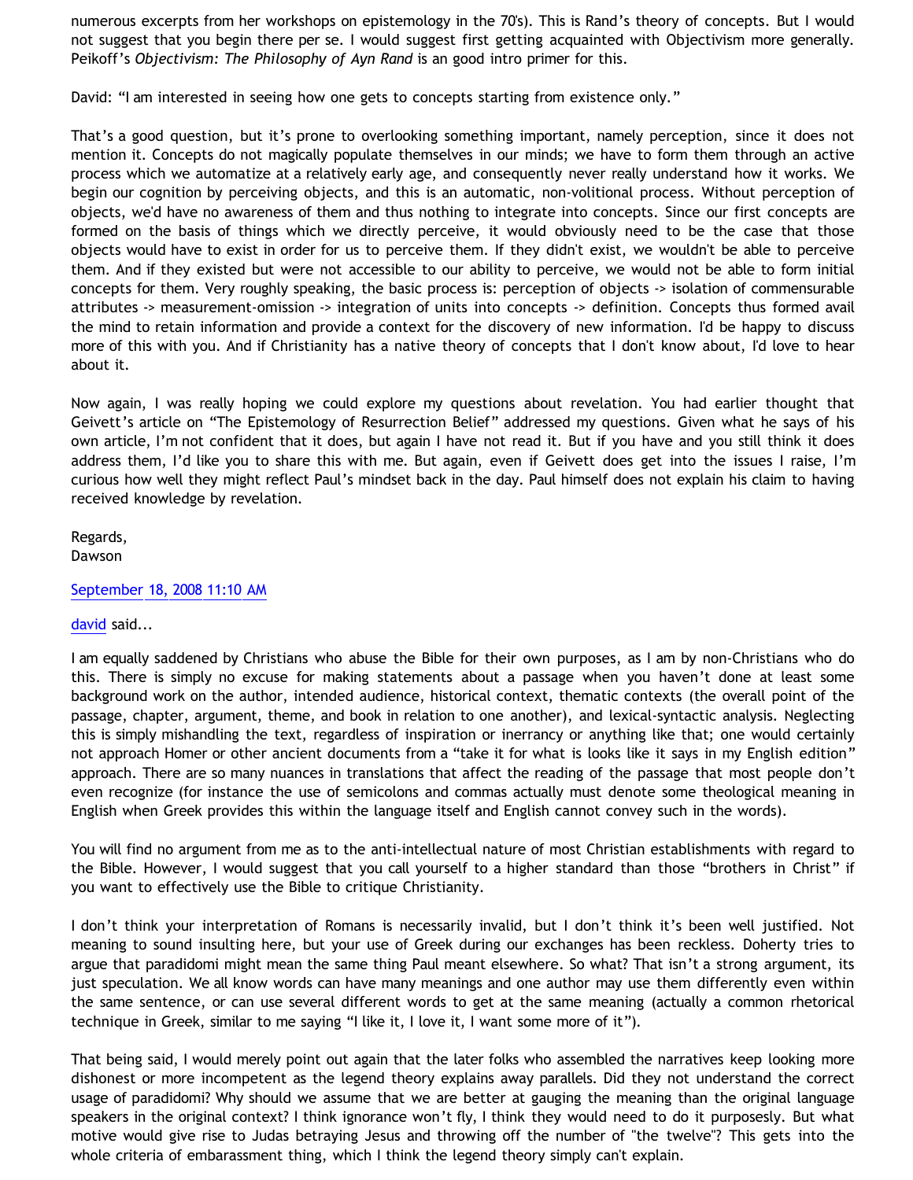numerous excerpts from her workshops on epistemology in the 70's). This is Rand's theory of concepts. But I would not suggest that you begin there per se. I would suggest first getting acquainted with Objectivism more generally. Peikoff's *Objectivism: The Philosophy of Ayn Rand* is an good intro primer for this.

David: "I am interested in seeing how one gets to concepts starting from existence only."

That's a good question, but it's prone to overlooking something important, namely perception, since it does not mention it. Concepts do not magically populate themselves in our minds; we have to form them through an active process which we automatize at a relatively early age, and consequently never really understand how it works. We begin our cognition by perceiving objects, and this is an automatic, non-volitional process. Without perception of objects, we'd have no awareness of them and thus nothing to integrate into concepts. Since our first concepts are formed on the basis of things which we directly perceive, it would obviously need to be the case that those objects would have to exist in order for us to perceive them. If they didn't exist, we wouldn't be able to perceive them. And if they existed but were not accessible to our ability to perceive, we would not be able to form initial concepts for them. Very roughly speaking, the basic process is: perception of objects -> isolation of commensurable attributes -> measurement-omission -> integration of units into concepts -> definition. Concepts thus formed avail the mind to retain information and provide a context for the discovery of new information. I'd be happy to discuss more of this with you. And if Christianity has a native theory of concepts that I don't know about, I'd love to hear about it.

Now again, I was really hoping we could explore my questions about revelation. You had earlier thought that Geivett's article on "The Epistemology of Resurrection Belief" addressed my questions. Given what he says of his own article, I'm not confident that it does, but again I have not read it. But if you have and you still think it does address them, I'd like you to share this with me. But again, even if Geivett does get into the issues I raise, I'm curious how well they might reflect Paul's mindset back in the day. Paul himself does not explain his claim to having received knowledge by revelation.

Regards,
Dawson

September 18, 2008 11:10 AM

david said...

I am equally saddened by Christians who abuse the Bible for their own purposes, as I am by non-Christians who do this. There is simply no excuse for making statements about a passage when you haven't done at least some background work on the author, intended audience, historical context, thematic contexts (the overall point of the passage, chapter, argument, theme, and book in relation to one another), and lexical-syntactic analysis. Neglecting this is simply mishandling the text, regardless of inspiration or inerrancy or anything like that; one would certainly not approach Homer or other ancient documents from a "take it for what is looks like it says in my English edition" approach. There are so many nuances in translations that affect the reading of the passage that most people don't even recognize (for instance the use of semicolons and commas actually must denote some theological meaning in English when Greek provides this within the language itself and English cannot convey such in the words).

You will find no argument from me as to the anti-intellectual nature of most Christian establishments with regard to the Bible. However, I would suggest that you call yourself to a higher standard than those "brothers in Christ" if you want to effectively use the Bible to critique Christianity.

I don't think your interpretation of Romans is necessarily invalid, but I don't think it's been well justified. Not meaning to sound insulting here, but your use of Greek during our exchanges has been reckless. Doherty tries to argue that paradidomi might mean the same thing Paul meant elsewhere. So what? That isn't a strong argument, its just speculation. We all know words can have many meanings and one author may use them differently even within the same sentence, or can use several different words to get at the same meaning (actually a common rhetorical technique in Greek, similar to me saying "I like it, I love it, I want some more of it").

That being said, I would merely point out again that the later folks who assembled the narratives keep looking more dishonest or more incompetent as the legend theory explains away parallels. Did they not understand the correct usage of paradidomi? Why should we assume that we are better at gauging the meaning than the original language speakers in the original context? I think ignorance won't fly, I think they would need to do it purposely. But what motive would give rise to Judas betraying Jesus and throwing off the number of "the twelve"? This gets into the whole criteria of embarassment thing, which I think the legend theory simply can't explain.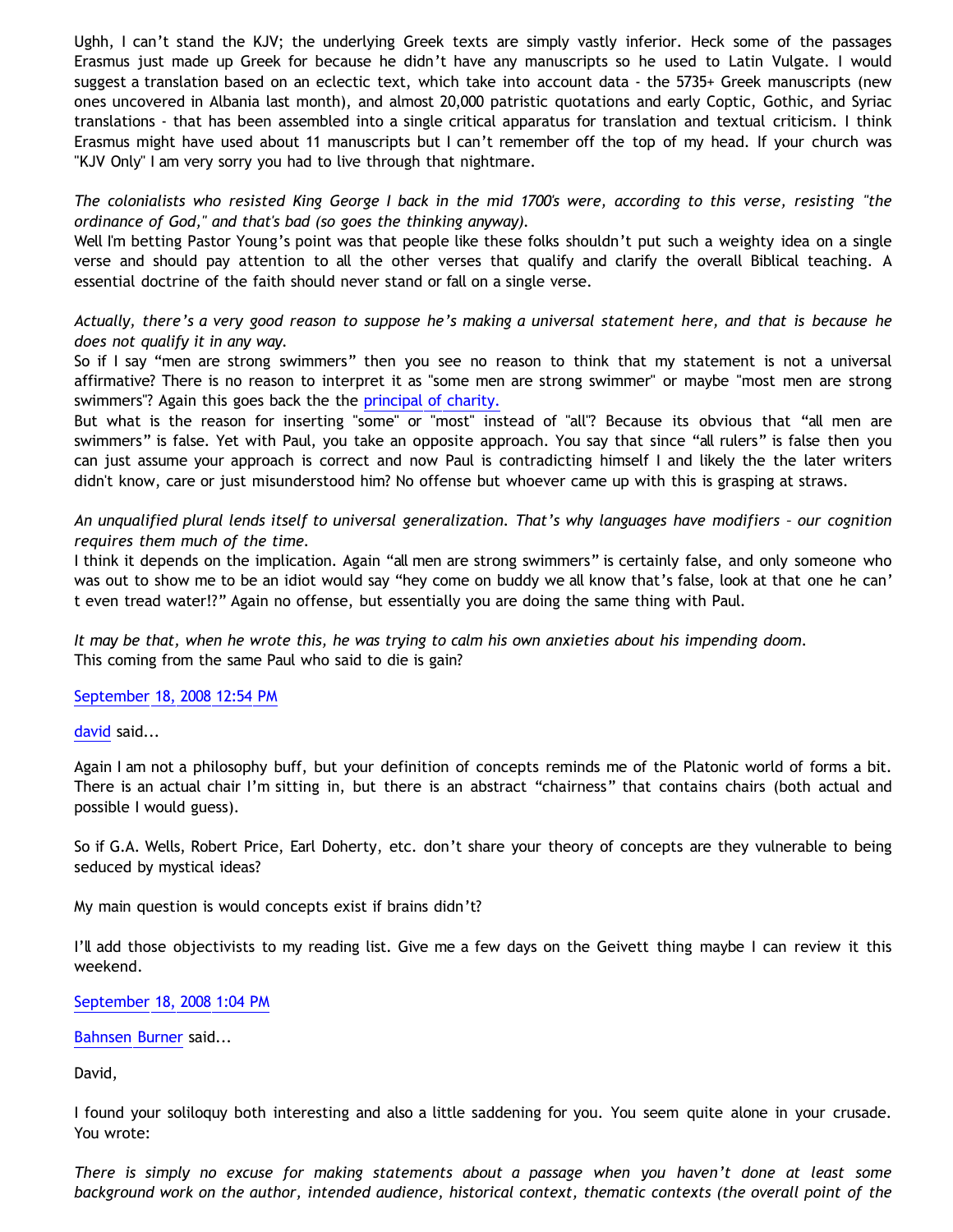Ughh, I can't stand the KJV; the underlying Greek texts are simply vastly inferior. Heck some of the passages Erasmus just made up Greek for because he didn't have any manuscripts so he used to Latin Vulgate. I would suggest a translation based on an eclectic text, which take into account data - the 5735+ Greek manuscripts (new ones uncovered in Albania last month), and almost 20,000 patristic quotations and early Coptic, Gothic, and Syriac translations - that has been assembled into a single critical apparatus for translation and textual criticism. I think Erasmus might have used about 11 manuscripts but I can't remember off the top of my head. If your church was "KJV Only" I am very sorry you had to live through that nightmare.

*The colonialists who resisted King George I back in the mid 1700's were, according to this verse, resisting "the ordinance of God," and that's bad (so goes the thinking anyway).*

Well I'm betting Pastor Young's point was that people like these folks shouldn't put such a weighty idea on a single verse and should pay attention to all the other verses that qualify and clarify the overall Biblical teaching. A essential doctrine of the faith should never stand or fall on a single verse.

*Actually, there's a very good reason to suppose he's making a universal statement here, and that is because he does not qualify it in any way.*

So if I say "men are strong swimmers" then you see no reason to think that my statement is not a universal affirmative? There is no reason to interpret it as "some men are strong swimmer" or maybe "most men are strong swimmers"? Again this goes back the the [principal of charity.](principal of charity.)

But what is the reason for inserting "some" or "most" instead of "all"? Because its obvious that "all men are swimmers" is false. Yet with Paul, you take an opposite approach. You say that since "all rulers" is false then you can just assume your approach is correct and now Paul is contradicting himself I and likely the the later writers didn't know, care or just misunderstood him? No offense but whoever came up with this is grasping at straws.

*An unqualified plural lends itself to universal generalization. That's why languages have modifiers – our cognition requires them much of the time.*

I think it depends on the implication. Again "all men are strong swimmers" is certainly false, and only someone who was out to show me to be an idiot would say "hey come on buddy we all know that's false, look at that one he can't even tread water!?" Again no offense, but essentially you are doing the same thing with Paul.

*It may be that, when he wrote this, he was trying to calm his own anxieties about his impending doom.*

This coming from the same Paul who said to die is gain?

September 18, 2008 12:54 PM

david said...

Again I am not a philosophy buff, but your definition of concepts reminds me of the Platonic world of forms a bit. There is an actual chair I'm sitting in, but there is an abstract "chairness" that contains chairs (both actual and possible I would guess).

So if G.A. Wells, Robert Price, Earl Doherty, etc. don't share your theory of concepts are they vulnerable to being seduced by mystical ideas?

My main question is would concepts exist if brains didn't?

I'll add those objectivists to my reading list. Give me a few days on the Geivett thing maybe I can review it this weekend.

September 18, 2008 1:04 PM

Bahnsen Burner said...

David,

I found your soliloquy both interesting and also a little saddening for you. You seem quite alone in your crusade. You wrote:

*There is simply no excuse for making statements about a passage when you haven't done at least some background work on the author, intended audience, historical context, thematic contexts (the overall point of the*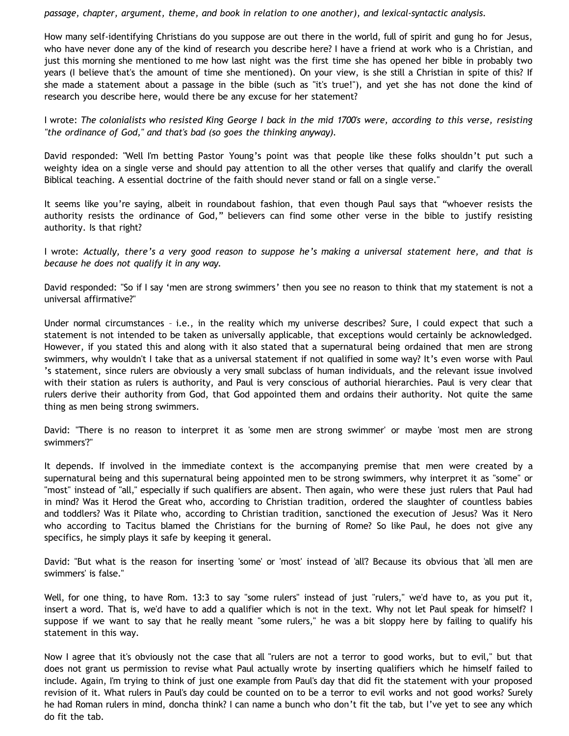*passage, chapter, argument, theme, and book in relation to one another), and lexical-syntactic analysis.*

How many self-identifying Christians do you suppose are out there in the world, full of spirit and gung ho for Jesus, who have never done any of the kind of research you describe here? I have a friend at work who is a Christian, and just this morning she mentioned to me how last night was the first time she has opened her bible in probably two years (I believe that's the amount of time she mentioned). On your view, is she still a Christian in spite of this? If she made a statement about a passage in the bible (such as "it's true!"), and yet she has not done the kind of research you describe here, would there be any excuse for her statement?

I wrote: *The colonialists who resisted King George I back in the mid 1700's were, according to this verse, resisting "the ordinance of God," and that's bad (so goes the thinking anyway).*

David responded: "Well I'm betting Pastor Young's point was that people like these folks shouldn't put such a weighty idea on a single verse and should pay attention to all the other verses that qualify and clarify the overall Biblical teaching. A essential doctrine of the faith should never stand or fall on a single verse."

It seems like you're saying, albeit in roundabout fashion, that even though Paul says that "whoever resists the authority resists the ordinance of God," believers can find some other verse in the bible to justify resisting authority. Is that right?

I wrote: *Actually, there's a very good reason to suppose he's making a universal statement here, and that is because he does not qualify it in any way.*

David responded: "So if I say 'men are strong swimmers' then you see no reason to think that my statement is not a universal affirmative?"

Under normal circumstances – i.e., in the reality which my universe describes? Sure, I could expect that such a statement is not intended to be taken as universally applicable, that exceptions would certainly be acknowledged. However, if you stated this and along with it also stated that a supernatural being ordained that men are strong swimmers, why wouldn't I take that as a universal statement if not qualified in some way? It's even worse with Paul 's statement, since rulers are obviously a very small subclass of human individuals, and the relevant issue involved with their station as rulers is authority, and Paul is very conscious of authorial hierarchies. Paul is very clear that rulers derive their authority from God, that God appointed them and ordains their authority. Not quite the same thing as men being strong swimmers.

David: "There is no reason to interpret it as 'some men are strong swimmer' or maybe 'most men are strong swimmers'?"

It depends. If involved in the immediate context is the accompanying premise that men were created by a supernatural being and this supernatural being appointed men to be strong swimmers, why interpret it as "some" or "most" instead of "all," especially if such qualifiers are absent. Then again, who were these just rulers that Paul had in mind? Was it Herod the Great who, according to Christian tradition, ordered the slaughter of countless babies and toddlers? Was it Pilate who, according to Christian tradition, sanctioned the execution of Jesus? Was it Nero who according to Tacitus blamed the Christians for the burning of Rome? So like Paul, he does not give any specifics, he simply plays it safe by keeping it general.

David: "But what is the reason for inserting 'some' or 'most' instead of 'all? Because its obvious that 'all men are swimmers' is false."

Well, for one thing, to have Rom. 13:3 to say "some rulers" instead of just "rulers," we'd have to, as you put it, insert a word. That is, we'd have to add a qualifier which is not in the text. Why not let Paul speak for himself? I suppose if we want to say that he really meant "some rulers," he was a bit sloppy here by failing to qualify his statement in this way.

Now I agree that it's obviously not the case that all "rulers are not a terror to good works, but to evil," but that does not grant us permission to revise what Paul actually wrote by inserting qualifiers which he himself failed to include. Again, I'm trying to think of just one example from Paul's day that did fit the statement with your proposed revision of it. What rulers in Paul's day could be counted on to be a terror to evil works and not good works? Surely he had Roman rulers in mind, doncha think? I can name a bunch who don't fit the tab, but I've yet to see any which do fit the tab.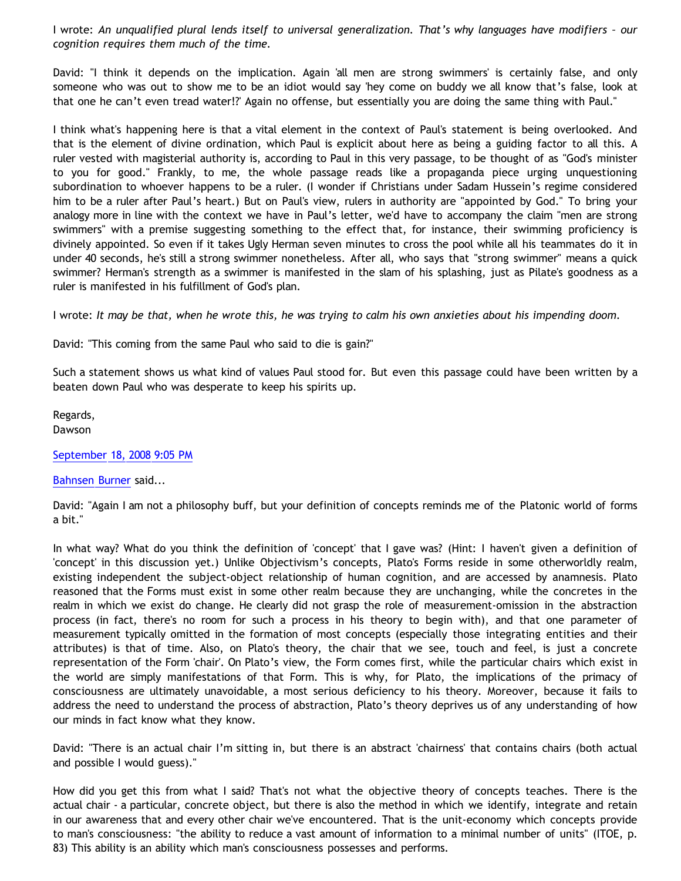I wrote: *An unqualified plural lends itself to universal generalization. That's why languages have modifiers – our cognition requires them much of the time.*

David: "I think it depends on the implication. Again 'all men are strong swimmers' is certainly false, and only someone who was out to show me to be an idiot would say 'hey come on buddy we all know that's false, look at that one he can't even tread water!?' Again no offense, but essentially you are doing the same thing with Paul."

I think what's happening here is that a vital element in the context of Paul's statement is being overlooked. And that is the element of divine ordination, which Paul is explicit about here as being a guiding factor to all this. A ruler vested with magisterial authority is, according to Paul in this very passage, to be thought of as "God's minister to you for good." Frankly, to me, the whole passage reads like a propaganda piece urging unquestioning subordination to whoever happens to be a ruler. (I wonder if Christians under Sadam Hussein's regime considered him to be a ruler after Paul's heart.) But on Paul's view, rulers in authority are "appointed by God." To bring your analogy more in line with the context we have in Paul's letter, we'd have to accompany the claim "men are strong swimmers" with a premise suggesting something to the effect that, for instance, their swimming proficiency is divinely appointed. So even if it takes Ugly Herman seven minutes to cross the pool while all his teammates do it in under 40 seconds, he's still a strong swimmer nonetheless. After all, who says that "strong swimmer" means a quick swimmer? Herman's strength as a swimmer is manifested in the slam of his splashing, just as Pilate's goodness as a ruler is manifested in his fulfillment of God's plan.

I wrote: *It may be that, when he wrote this, he was trying to calm his own anxieties about his impending doom.*

David: "This coming from the same Paul who said to die is gain?"

Such a statement shows us what kind of values Paul stood for. But even this passage could have been written by a beaten down Paul who was desperate to keep his spirits up.

Regards,
Dawson

September 18, 2008 9:05 PM

Bahnsen Burner said...

David: "Again I am not a philosophy buff, but your definition of concepts reminds me of the Platonic world of forms a bit."

In what way? What do you think the definition of 'concept' that I gave was? (Hint: I haven't given a definition of 'concept' in this discussion yet.) Unlike Objectivism's concepts, Plato's Forms reside in some otherworldly realm, existing independent the subject-object relationship of human cognition, and are accessed by anamnesis. Plato reasoned that the Forms must exist in some other realm because they are unchanging, while the concretes in the realm in which we exist do change. He clearly did not grasp the role of measurement-omission in the abstraction process (in fact, there's no room for such a process in his theory to begin with), and that one parameter of measurement typically omitted in the formation of most concepts (especially those integrating entities and their attributes) is that of time. Also, on Plato's theory, the chair that we see, touch and feel, is just a concrete representation of the Form 'chair'. On Plato's view, the Form comes first, while the particular chairs which exist in the world are simply manifestations of that Form. This is why, for Plato, the implications of the primacy of consciousness are ultimately unavoidable, a most serious deficiency to his theory. Moreover, because it fails to address the need to understand the process of abstraction, Plato's theory deprives us of any understanding of how our minds in fact know what they know.

David: "There is an actual chair I'm sitting in, but there is an abstract 'chairness' that contains chairs (both actual and possible I would guess)."

How did you get this from what I said? That's not what the objective theory of concepts teaches. There is the actual chair - a particular, concrete object, but there is also the method in which we identify, integrate and retain in our awareness that and every other chair we've encountered. That is the unit-economy which concepts provide to man's consciousness: "the ability to reduce a vast amount of information to a minimal number of units" (ITOE, p. 83) This ability is an ability which man's consciousness possesses and performs.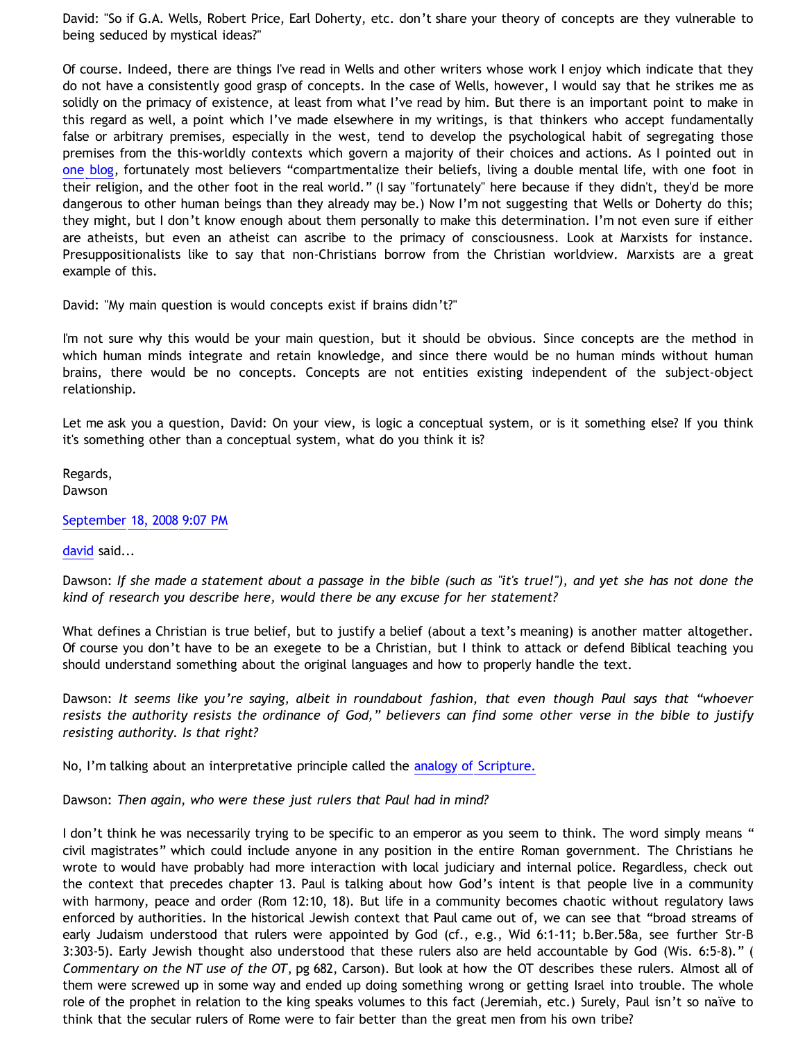David: "So if G.A. Wells, Robert Price, Earl Doherty, etc. don't share your theory of concepts are they vulnerable to being seduced by mystical ideas?"

Of course. Indeed, there are things I've read in Wells and other writers whose work I enjoy which indicate that they do not have a consistently good grasp of concepts. In the case of Wells, however, I would say that he strikes me as solidly on the primacy of existence, at least from what I've read by him. But there is an important point to make in this regard as well, a point which I've made elsewhere in my writings, is that thinkers who accept fundamentally false or arbitrary premises, especially in the west, tend to develop the psychological habit of segregating those premises from the this-worldly contexts which govern a majority of their choices and actions. As I pointed out in one blog, fortunately most believers "compartmentalize their beliefs, living a double mental life, with one foot in their religion, and the other foot in the real world." (I say "fortunately" here because if they didn't, they'd be more dangerous to other human beings than they already may be.) Now I'm not suggesting that Wells or Doherty do this; they might, but I don't know enough about them personally to make this determination. I'm not even sure if either are atheists, but even an atheist can ascribe to the primacy of consciousness. Look at Marxists for instance. Presuppositionalists like to say that non-Christians borrow from the Christian worldview. Marxists are a great example of this.

David: "My main question is would concepts exist if brains didn't?"

I'm not sure why this would be your main question, but it should be obvious. Since concepts are the method in which human minds integrate and retain knowledge, and since there would be no human minds without human brains, there would be no concepts. Concepts are not entities existing independent of the subject-object relationship.

Let me ask you a question, David: On your view, is logic a conceptual system, or is it something else? If you think it's something other than a conceptual system, what do you think it is?

Regards,
Dawson

September 18, 2008 9:07 PM

david said...

Dawson: *If she made a statement about a passage in the bible (such as "it's true!"), and yet she has not done the kind of research you describe here, would there be any excuse for her statement?*

What defines a Christian is true belief, but to justify a belief (about a text's meaning) is another matter altogether. Of course you don't have to be an exegete to be a Christian, but I think to attack or defend Biblical teaching you should understand something about the original languages and how to properly handle the text.

Dawson: *It seems like you're saying, albeit in roundabout fashion, that even though Paul says that "whoever resists the authority resists the ordinance of God," believers can find some other verse in the bible to justify resisting authority. Is that right?*

No, I'm talking about an interpretative principle called the analogy of Scripture.

Dawson: *Then again, who were these just rulers that Paul had in mind?*

I don't think he was necessarily trying to be specific to an emperor as you seem to think. The word simply means " civil magistrates" which could include anyone in any position in the entire Roman government. The Christians he wrote to would have probably had more interaction with local judiciary and internal police. Regardless, check out the context that precedes chapter 13. Paul is talking about how God's intent is that people live in a community with harmony, peace and order (Rom 12:10, 18). But life in a community becomes chaotic without regulatory laws enforced by authorities. In the historical Jewish context that Paul came out of, we can see that "broad streams of early Judaism understood that rulers were appointed by God (cf., e.g., Wid 6:1-11; b.Ber.58a, see further Str-B 3:303-5). Early Jewish thought also understood that these rulers also are held accountable by God (Wis. 6:5-8)." ( *Commentary on the NT use of the OT*, pg 682, Carson). But look at how the OT describes these rulers. Almost all of them were screwed up in some way and ended up doing something wrong or getting Israel into trouble. The whole role of the prophet in relation to the king speaks volumes to this fact (Jeremiah, etc.) Surely, Paul isn't so naïve to think that the secular rulers of Rome were to fair better than the great men from his own tribe?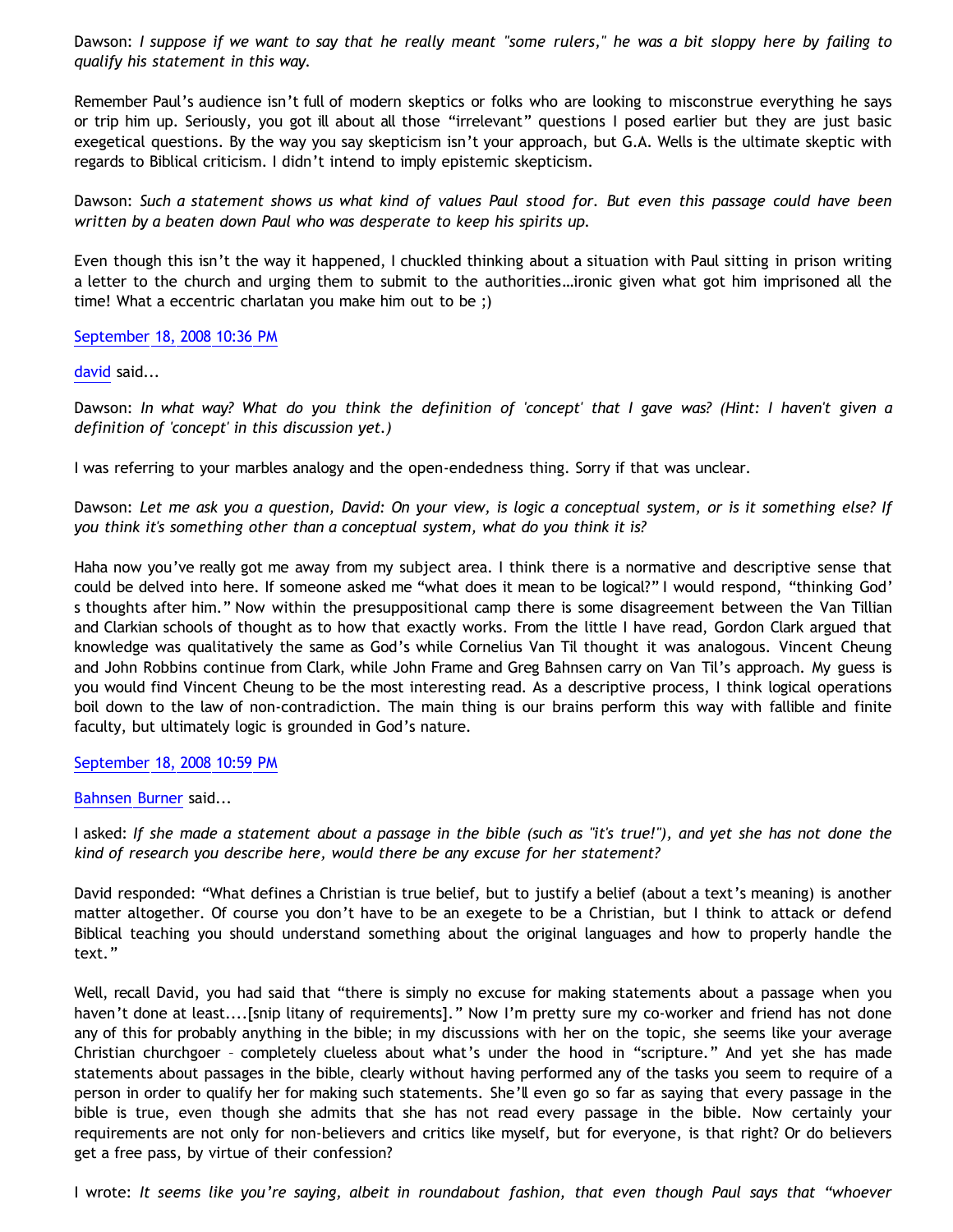Dawson: *I suppose if we want to say that he really meant "some rulers," he was a bit sloppy here by failing to qualify his statement in this way.*

Remember Paul's audience isn't full of modern skeptics or folks who are looking to misconstrue everything he says or trip him up. Seriously, you got ill about all those "irrelevant" questions I posed earlier but they are just basic exegetical questions. By the way you say skepticism isn't your approach, but G.A. Wells is the ultimate skeptic with regards to Biblical criticism. I didn't intend to imply epistemic skepticism.

Dawson: *Such a statement shows us what kind of values Paul stood for. But even this passage could have been written by a beaten down Paul who was desperate to keep his spirits up.*

Even though this isn't the way it happened, I chuckled thinking about a situation with Paul sitting in prison writing a letter to the church and urging them to submit to the authorities…ironic given what got him imprisoned all the time! What a eccentric charlatan you make him out to be ;)

September 18, 2008 10:36 PM

david said...

Dawson: *In what way? What do you think the definition of 'concept' that I gave was? (Hint: I haven't given a definition of 'concept' in this discussion yet.)*

I was referring to your marbles analogy and the open-endedness thing. Sorry if that was unclear.

Dawson: *Let me ask you a question, David: On your view, is logic a conceptual system, or is it something else? If you think it's something other than a conceptual system, what do you think it is?*

Haha now you've really got me away from my subject area. I think there is a normative and descriptive sense that could be delved into here. If someone asked me "what does it mean to be logical?" I would respond, "thinking God' s thoughts after him." Now within the presuppositional camp there is some disagreement between the Van Tillian and Clarkian schools of thought as to how that exactly works. From the little I have read, Gordon Clark argued that knowledge was qualitatively the same as God's while Cornelius Van Til thought it was analogous. Vincent Cheung and John Robbins continue from Clark, while John Frame and Greg Bahnsen carry on Van Til's approach. My guess is you would find Vincent Cheung to be the most interesting read. As a descriptive process, I think logical operations boil down to the law of non-contradiction. The main thing is our brains perform this way with fallible and finite faculty, but ultimately logic is grounded in God's nature.

September 18, 2008 10:59 PM

Bahnsen Burner said...

I asked: *If she made a statement about a passage in the bible (such as "it's true!"), and yet she has not done the kind of research you describe here, would there be any excuse for her statement?*

David responded: "What defines a Christian is true belief, but to justify a belief (about a text's meaning) is another matter altogether. Of course you don't have to be an exegete to be a Christian, but I think to attack or defend Biblical teaching you should understand something about the original languages and how to properly handle the text."

Well, recall David, you had said that "there is simply no excuse for making statements about a passage when you haven't done at least....[snip litany of requirements]." Now I'm pretty sure my co-worker and friend has not done any of this for probably anything in the bible; in my discussions with her on the topic, she seems like your average Christian churchgoer – completely clueless about what's under the hood in "scripture." And yet she has made statements about passages in the bible, clearly without having performed any of the tasks you seem to require of a person in order to qualify her for making such statements. She'll even go so far as saying that every passage in the bible is true, even though she admits that she has not read every passage in the bible. Now certainly your requirements are not only for non-believers and critics like myself, but for everyone, is that right? Or do believers get a free pass, by virtue of their confession?

I wrote: *It seems like you're saying, albeit in roundabout fashion, that even though Paul says that "whoever*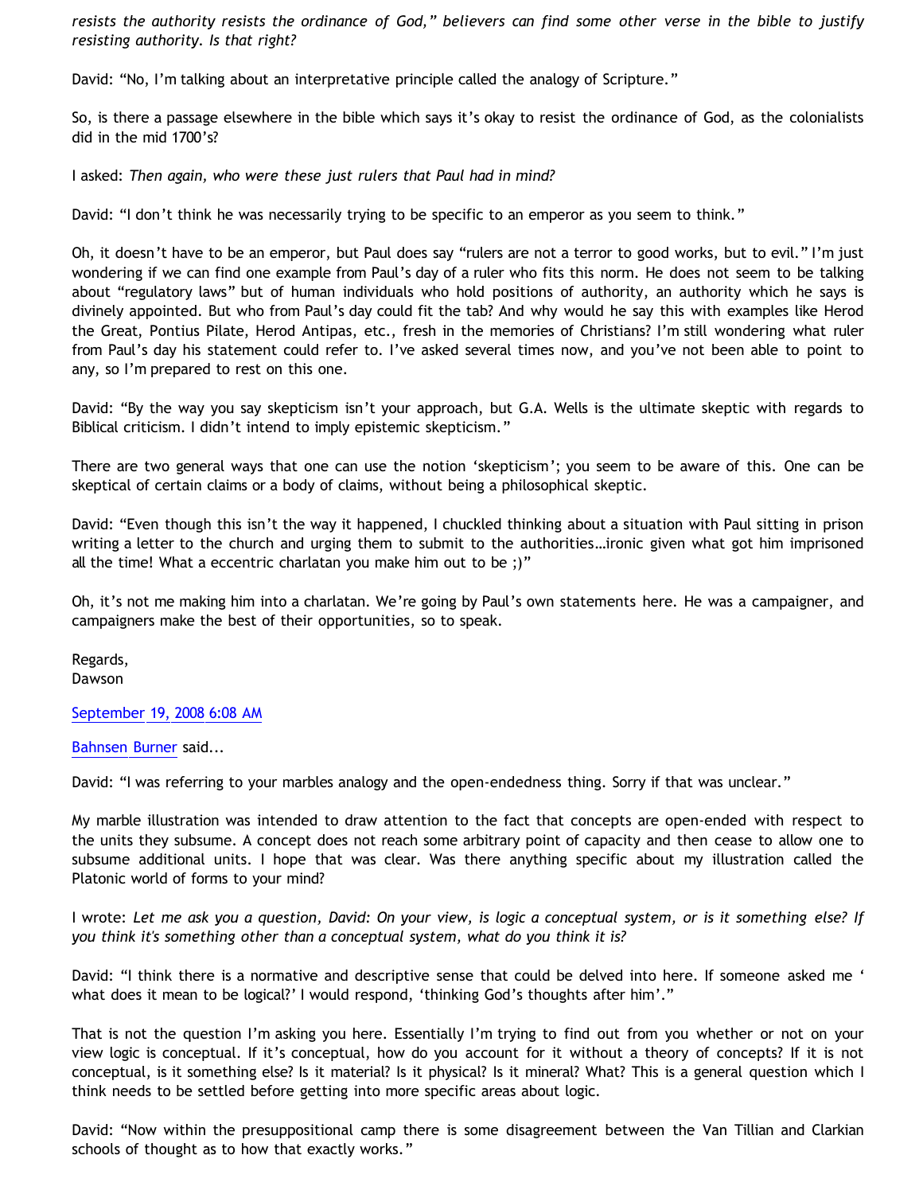*resists the authority resists the ordinance of God," believers can find some other verse in the bible to justify resisting authority. Is that right?*

David: "No, I'm talking about an interpretative principle called the analogy of Scripture."

So, is there a passage elsewhere in the bible which says it's okay to resist the ordinance of God, as the colonialists did in the mid 1700's?

I asked: *Then again, who were these just rulers that Paul had in mind?*

David: "I don't think he was necessarily trying to be specific to an emperor as you seem to think."

Oh, it doesn't have to be an emperor, but Paul does say "rulers are not a terror to good works, but to evil." I'm just wondering if we can find one example from Paul's day of a ruler who fits this norm. He does not seem to be talking about "regulatory laws" but of human individuals who hold positions of authority, an authority which he says is divinely appointed. But who from Paul's day could fit the tab? And why would he say this with examples like Herod the Great, Pontius Pilate, Herod Antipas, etc., fresh in the memories of Christians? I'm still wondering what ruler from Paul's day his statement could refer to. I've asked several times now, and you've not been able to point to any, so I'm prepared to rest on this one.

David: "By the way you say skepticism isn't your approach, but G.A. Wells is the ultimate skeptic with regards to Biblical criticism. I didn't intend to imply epistemic skepticism."

There are two general ways that one can use the notion 'skepticism'; you seem to be aware of this. One can be skeptical of certain claims or a body of claims, without being a philosophical skeptic.

David: "Even though this isn't the way it happened, I chuckled thinking about a situation with Paul sitting in prison writing a letter to the church and urging them to submit to the authorities…ironic given what got him imprisoned all the time! What a eccentric charlatan you make him out to be ;)"

Oh, it's not me making him into a charlatan. We're going by Paul's own statements here. He was a campaigner, and campaigners make the best of their opportunities, so to speak.

Regards,
Dawson

September 19, 2008 6:08 AM

Bahnsen Burner said...

David: "I was referring to your marbles analogy and the open-endedness thing. Sorry if that was unclear."

My marble illustration was intended to draw attention to the fact that concepts are open-ended with respect to the units they subsume. A concept does not reach some arbitrary point of capacity and then cease to allow one to subsume additional units. I hope that was clear. Was there anything specific about my illustration called the Platonic world of forms to your mind?

I wrote: *Let me ask you a question, David: On your view, is logic a conceptual system, or is it something else? If you think it's something other than a conceptual system, what do you think it is?*

David: "I think there is a normative and descriptive sense that could be delved into here. If someone asked me ' what does it mean to be logical?' I would respond, 'thinking God's thoughts after him'."

That is not the question I'm asking you here. Essentially I'm trying to find out from you whether or not on your view logic is conceptual. If it's conceptual, how do you account for it without a theory of concepts? If it is not conceptual, is it something else? Is it material? Is it physical? Is it mineral? What? This is a general question which I think needs to be settled before getting into more specific areas about logic.

David: "Now within the presuppositional camp there is some disagreement between the Van Tillian and Clarkian schools of thought as to how that exactly works."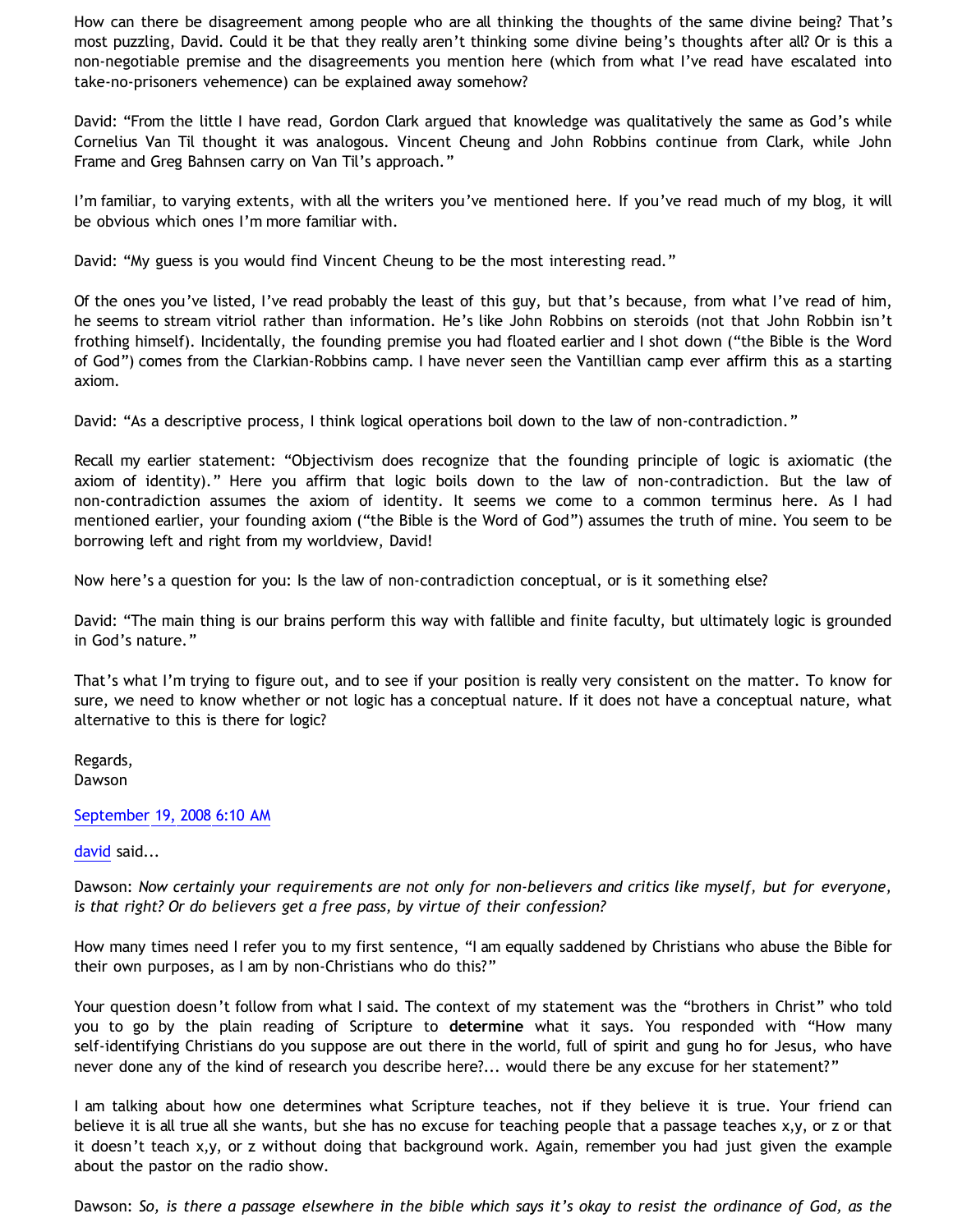How can there be disagreement among people who are all thinking the thoughts of the same divine being? That's most puzzling, David. Could it be that they really aren't thinking some divine being's thoughts after all? Or is this a non-negotiable premise and the disagreements you mention here (which from what I've read have escalated into take-no-prisoners vehemence) can be explained away somehow?

David: "From the little I have read, Gordon Clark argued that knowledge was qualitatively the same as God's while Cornelius Van Til thought it was analogous. Vincent Cheung and John Robbins continue from Clark, while John Frame and Greg Bahnsen carry on Van Til's approach."

I'm familiar, to varying extents, with all the writers you've mentioned here. If you've read much of my blog, it will be obvious which ones I'm more familiar with.

David: "My guess is you would find Vincent Cheung to be the most interesting read."

Of the ones you've listed, I've read probably the least of this guy, but that's because, from what I've read of him, he seems to stream vitriol rather than information. He's like John Robbins on steroids (not that John Robbin isn't frothing himself). Incidentally, the founding premise you had floated earlier and I shot down ("the Bible is the Word of God") comes from the Clarkian-Robbins camp. I have never seen the Vantillian camp ever affirm this as a starting axiom.

David: "As a descriptive process, I think logical operations boil down to the law of non-contradiction."

Recall my earlier statement: "Objectivism does recognize that the founding principle of logic is axiomatic (the axiom of identity)." Here you affirm that logic boils down to the law of non-contradiction. But the law of non-contradiction assumes the axiom of identity. It seems we come to a common terminus here. As I had mentioned earlier, your founding axiom ("the Bible is the Word of God") assumes the truth of mine. You seem to be borrowing left and right from my worldview, David!

Now here's a question for you: Is the law of non-contradiction conceptual, or is it something else?

David: "The main thing is our brains perform this way with fallible and finite faculty, but ultimately logic is grounded in God's nature."

That's what I'm trying to figure out, and to see if your position is really very consistent on the matter. To know for sure, we need to know whether or not logic has a conceptual nature. If it does not have a conceptual nature, what alternative to this is there for logic?

Regards,
Dawson

September 19, 2008 6:10 AM

david said...

Dawson: *Now certainly your requirements are not only for non-believers and critics like myself, but for everyone, is that right? Or do believers get a free pass, by virtue of their confession?*

How many times need I refer you to my first sentence, "I am equally saddened by Christians who abuse the Bible for their own purposes, as I am by non-Christians who do this?"

Your question doesn't follow from what I said. The context of my statement was the "brothers in Christ" who told you to go by the plain reading of Scripture to **determine** what it says. You responded with "How many self-identifying Christians do you suppose are out there in the world, full of spirit and gung ho for Jesus, who have never done any of the kind of research you describe here?... would there be any excuse for her statement?"

I am talking about how one determines what Scripture teaches, not if they believe it is true. Your friend can believe it is all true all she wants, but she has no excuse for teaching people that a passage teaches x,y, or z or that it doesn't teach x,y, or z without doing that background work. Again, remember you had just given the example about the pastor on the radio show.

Dawson: *So, is there a passage elsewhere in the bible which says it's okay to resist the ordinance of God, as the*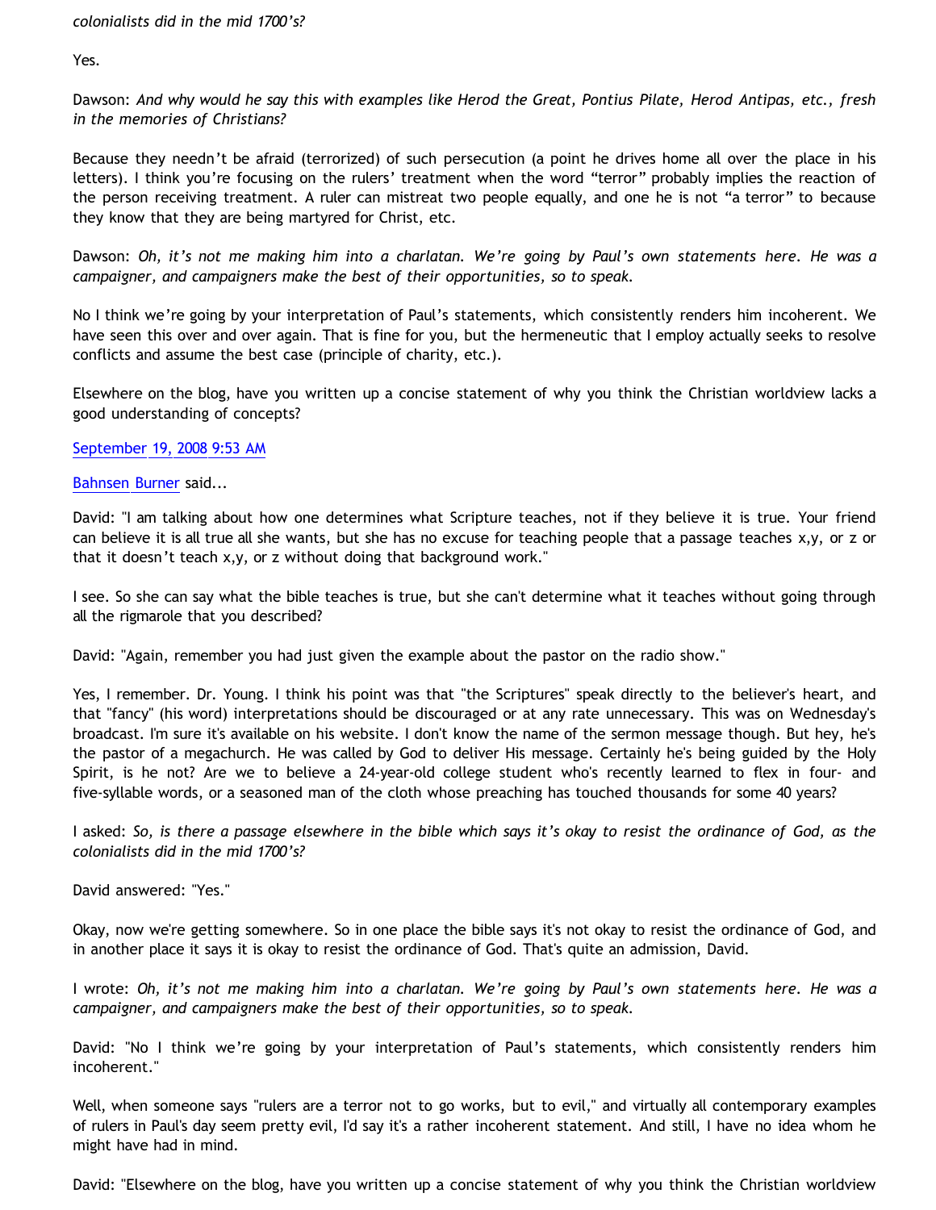*colonialists did in the mid 1700's?*

Yes.

Dawson: *And why would he say this with examples like Herod the Great, Pontius Pilate, Herod Antipas, etc., fresh in the memories of Christians?*

Because they needn't be afraid (terrorized) of such persecution (a point he drives home all over the place in his letters). I think you're focusing on the rulers' treatment when the word "terror" probably implies the reaction of the person receiving treatment. A ruler can mistreat two people equally, and one he is not "a terror" to because they know that they are being martyred for Christ, etc.

Dawson: *Oh, it's not me making him into a charlatan. We're going by Paul's own statements here. He was a campaigner, and campaigners make the best of their opportunities, so to speak.*

No I think we're going by your interpretation of Paul's statements, which consistently renders him incoherent. We have seen this over and over again. That is fine for you, but the hermeneutic that I employ actually seeks to resolve conflicts and assume the best case (principle of charity, etc.).

Elsewhere on the blog, have you written up a concise statement of why you think the Christian worldview lacks a good understanding of concepts?

September 19, 2008 9:53 AM

Bahnsen Burner said...

David: "I am talking about how one determines what Scripture teaches, not if they believe it is true. Your friend can believe it is all true all she wants, but she has no excuse for teaching people that a passage teaches x,y, or z or that it doesn't teach x,y, or z without doing that background work."

I see. So she can say what the bible teaches is true, but she can't determine what it teaches without going through all the rigmarole that you described?

David: "Again, remember you had just given the example about the pastor on the radio show."

Yes, I remember. Dr. Young. I think his point was that "the Scriptures" speak directly to the believer's heart, and that "fancy" (his word) interpretations should be discouraged or at any rate unnecessary. This was on Wednesday's broadcast. I'm sure it's available on his website. I don't know the name of the sermon message though. But hey, he's the pastor of a megachurch. He was called by God to deliver His message. Certainly he's being guided by the Holy Spirit, is he not? Are we to believe a 24-year-old college student who's recently learned to flex in four- and five-syllable words, or a seasoned man of the cloth whose preaching has touched thousands for some 40 years?

I asked: *So, is there a passage elsewhere in the bible which says it's okay to resist the ordinance of God, as the colonialists did in the mid 1700's?*

David answered: "Yes."

Okay, now we're getting somewhere. So in one place the bible says it's not okay to resist the ordinance of God, and in another place it says it is okay to resist the ordinance of God. That's quite an admission, David.

I wrote: *Oh, it's not me making him into a charlatan. We're going by Paul's own statements here. He was a campaigner, and campaigners make the best of their opportunities, so to speak.*

David: "No I think we're going by your interpretation of Paul's statements, which consistently renders him incoherent."

Well, when someone says "rulers are a terror not to go works, but to evil," and virtually all contemporary examples of rulers in Paul's day seem pretty evil, I'd say it's a rather incoherent statement. And still, I have no idea whom he might have had in mind.

David: "Elsewhere on the blog, have you written up a concise statement of why you think the Christian worldview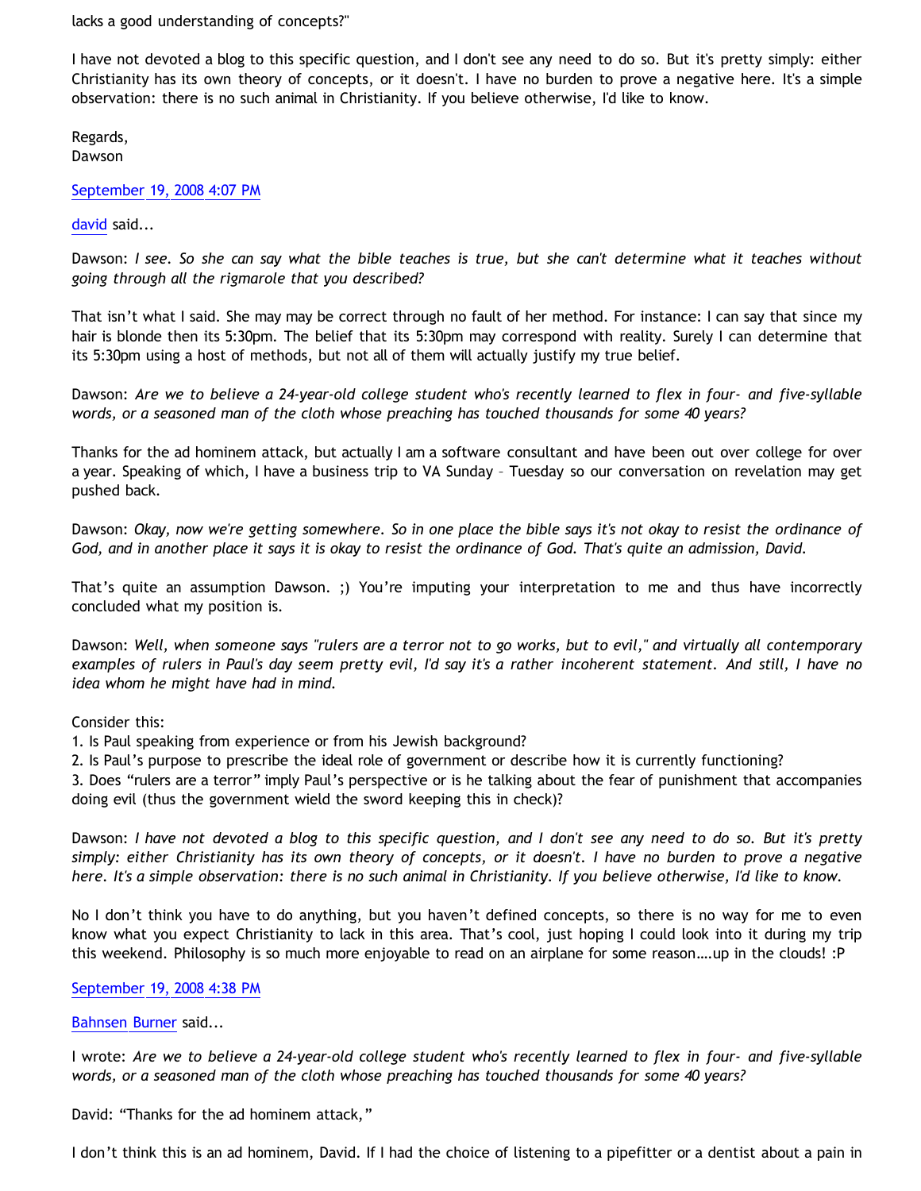lacks a good understanding of concepts?"

I have not devoted a blog to this specific question, and I don't see any need to do so. But it's pretty simply: either Christianity has its own theory of concepts, or it doesn't. I have no burden to prove a negative here. It's a simple observation: there is no such animal in Christianity. If you believe otherwise, I'd like to know.

Regards,
Dawson

September 19, 2008 4:07 PM

david said...

Dawson: *I see. So she can say what the bible teaches is true, but she can't determine what it teaches without going through all the rigmarole that you described?*

That isn't what I said. She may may be correct through no fault of her method. For instance: I can say that since my hair is blonde then its 5:30pm. The belief that its 5:30pm may correspond with reality. Surely I can determine that its 5:30pm using a host of methods, but not all of them will actually justify my true belief.

Dawson: *Are we to believe a 24-year-old college student who's recently learned to flex in four- and five-syllable words, or a seasoned man of the cloth whose preaching has touched thousands for some 40 years?*

Thanks for the ad hominem attack, but actually I am a software consultant and have been out over college for over a year. Speaking of which, I have a business trip to VA Sunday – Tuesday so our conversation on revelation may get pushed back.

Dawson: *Okay, now we're getting somewhere. So in one place the bible says it's not okay to resist the ordinance of God, and in another place it says it is okay to resist the ordinance of God. That's quite an admission, David.*

That's quite an assumption Dawson. ;) You're imputing your interpretation to me and thus have incorrectly concluded what my position is.

Dawson: *Well, when someone says "rulers are a terror not to go works, but to evil," and virtually all contemporary examples of rulers in Paul's day seem pretty evil, I'd say it's a rather incoherent statement. And still, I have no idea whom he might have had in mind.*

Consider this:
1. Is Paul speaking from experience or from his Jewish background?
2. Is Paul's purpose to prescribe the ideal role of government or describe how it is currently functioning?
3. Does "rulers are a terror" imply Paul's perspective or is he talking about the fear of punishment that accompanies doing evil (thus the government wield the sword keeping this in check)?

Dawson: *I have not devoted a blog to this specific question, and I don't see any need to do so. But it's pretty simply: either Christianity has its own theory of concepts, or it doesn't. I have no burden to prove a negative here. It's a simple observation: there is no such animal in Christianity. If you believe otherwise, I'd like to know.*

No I don't think you have to do anything, but you haven't defined concepts, so there is no way for me to even know what you expect Christianity to lack in this area. That's cool, just hoping I could look into it during my trip this weekend. Philosophy is so much more enjoyable to read on an airplane for some reason….up in the clouds! :P

September 19, 2008 4:38 PM

Bahnsen Burner said...

I wrote: *Are we to believe a 24-year-old college student who's recently learned to flex in four- and five-syllable words, or a seasoned man of the cloth whose preaching has touched thousands for some 40 years?*

David: "Thanks for the ad hominem attack,"

I don't think this is an ad hominem, David. If I had the choice of listening to a pipefitter or a dentist about a pain in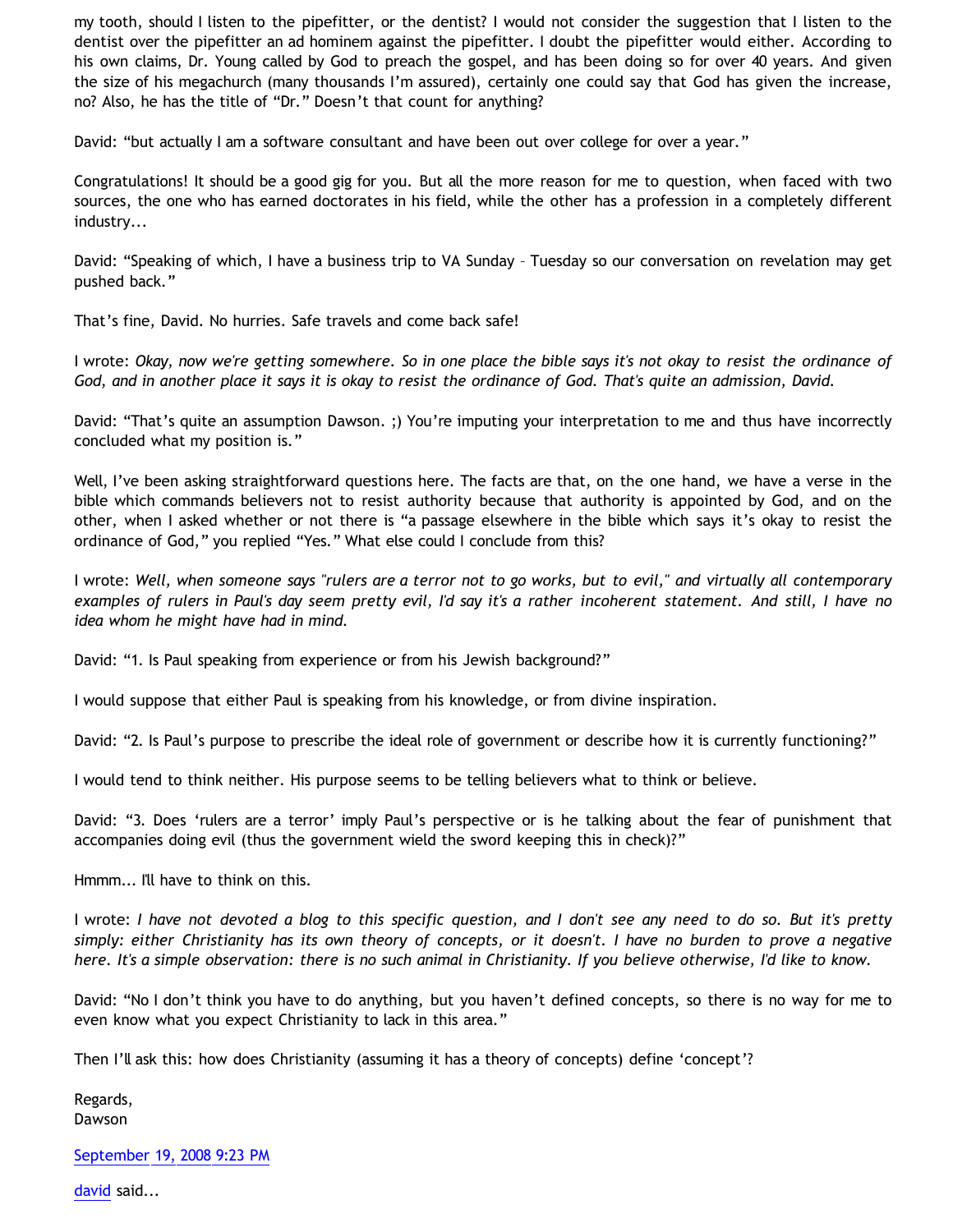my tooth, should I listen to the pipefitter, or the dentist? I would not consider the suggestion that I listen to the dentist over the pipefitter an ad hominem against the pipefitter. I doubt the pipefitter would either. According to his own claims, Dr. Young called by God to preach the gospel, and has been doing so for over 40 years. And given the size of his megachurch (many thousands I'm assured), certainly one could say that God has given the increase, no? Also, he has the title of "Dr." Doesn't that count for anything?

David: "but actually I am a software consultant and have been out over college for over a year."

Congratulations! It should be a good gig for you. But all the more reason for me to question, when faced with two sources, the one who has earned doctorates in his field, while the other has a profession in a completely different industry...

David: "Speaking of which, I have a business trip to VA Sunday – Tuesday so our conversation on revelation may get pushed back."

That's fine, David. No hurries. Safe travels and come back safe!

I wrote: *Okay, now we're getting somewhere. So in one place the bible says it's not okay to resist the ordinance of God, and in another place it says it is okay to resist the ordinance of God. That's quite an admission, David.*

David: "That's quite an assumption Dawson. ;) You're imputing your interpretation to me and thus have incorrectly concluded what my position is."

Well, I've been asking straightforward questions here. The facts are that, on the one hand, we have a verse in the bible which commands believers not to resist authority because that authority is appointed by God, and on the other, when I asked whether or not there is "a passage elsewhere in the bible which says it's okay to resist the ordinance of God," you replied "Yes." What else could I conclude from this?

I wrote: *Well, when someone says "rulers are a terror not to go works, but to evil," and virtually all contemporary examples of rulers in Paul's day seem pretty evil, I'd say it's a rather incoherent statement. And still, I have no idea whom he might have had in mind.*

David: "1. Is Paul speaking from experience or from his Jewish background?"

I would suppose that either Paul is speaking from his knowledge, or from divine inspiration.

David: "2. Is Paul's purpose to prescribe the ideal role of government or describe how it is currently functioning?"

I would tend to think neither. His purpose seems to be telling believers what to think or believe.

David: "3. Does 'rulers are a terror' imply Paul's perspective or is he talking about the fear of punishment that accompanies doing evil (thus the government wield the sword keeping this in check)?"

Hmmm... I'll have to think on this.

I wrote: *I have not devoted a blog to this specific question, and I don't see any need to do so. But it's pretty simply: either Christianity has its own theory of concepts, or it doesn't. I have no burden to prove a negative here. It's a simple observation: there is no such animal in Christianity. If you believe otherwise, I'd like to know.*

David: "No I don't think you have to do anything, but you haven't defined concepts, so there is no way for me to even know what you expect Christianity to lack in this area."

Then I'll ask this: how does Christianity (assuming it has a theory of concepts) define 'concept'?

Regards,
Dawson

September 19, 2008 9:23 PM

david said...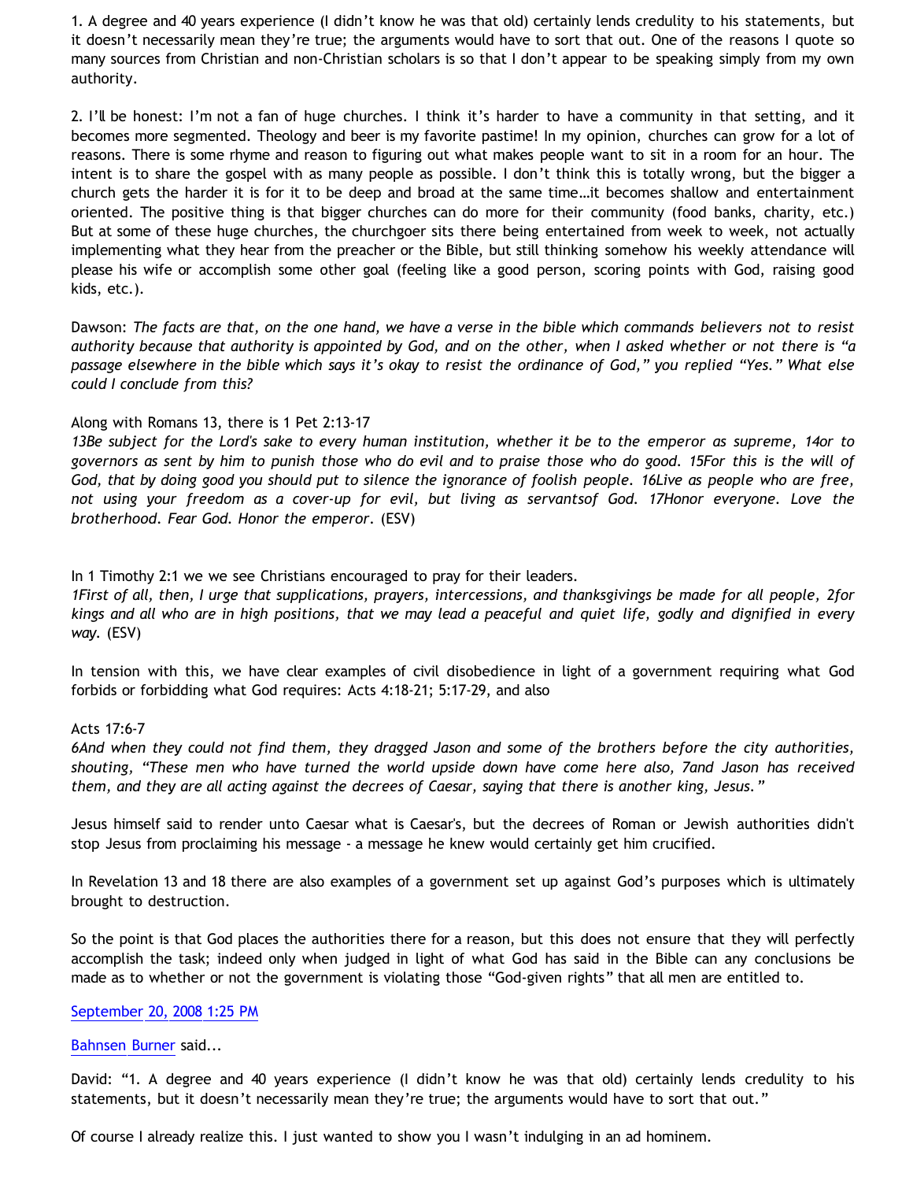1. A degree and 40 years experience (I didn't know he was that old) certainly lends credulity to his statements, but it doesn't necessarily mean they're true; the arguments would have to sort that out. One of the reasons I quote so many sources from Christian and non-Christian scholars is so that I don't appear to be speaking simply from my own authority.

2. I'll be honest: I'm not a fan of huge churches. I think it's harder to have a community in that setting, and it becomes more segmented. Theology and beer is my favorite pastime! In my opinion, churches can grow for a lot of reasons. There is some rhyme and reason to figuring out what makes people want to sit in a room for an hour. The intent is to share the gospel with as many people as possible. I don't think this is totally wrong, but the bigger a church gets the harder it is for it to be deep and broad at the same time…it becomes shallow and entertainment oriented. The positive thing is that bigger churches can do more for their community (food banks, charity, etc.) But at some of these huge churches, the churchgoer sits there being entertained from week to week, not actually implementing what they hear from the preacher or the Bible, but still thinking somehow his weekly attendance will please his wife or accomplish some other goal (feeling like a good person, scoring points with God, raising good kids, etc.).

Dawson: *The facts are that, on the one hand, we have a verse in the bible which commands believers not to resist authority because that authority is appointed by God, and on the other, when I asked whether or not there is "a passage elsewhere in the bible which says it's okay to resist the ordinance of God," you replied "Yes." What else could I conclude from this?*

Along with Romans 13, there is 1 Pet 2:13-17
*13Be subject for the Lord's sake to every human institution, whether it be to the emperor as supreme, 14or to governors as sent by him to punish those who do evil and to praise those who do good. 15For this is the will of God, that by doing good you should put to silence the ignorance of foolish people. 16Live as people who are free, not using your freedom as a cover-up for evil, but living as servantsof God. 17Honor everyone. Love the brotherhood. Fear God. Honor the emperor.* (ESV)

In 1 Timothy 2:1 we we see Christians encouraged to pray for their leaders.
*1First of all, then, I urge that supplications, prayers, intercessions, and thanksgivings be made for all people, 2for kings and all who are in high positions, that we may lead a peaceful and quiet life, godly and dignified in every way.* (ESV)

In tension with this, we have clear examples of civil disobedience in light of a government requiring what God forbids or forbidding what God requires: Acts 4:18-21; 5:17-29, and also

Acts 17:6-7
*6And when they could not find them, they dragged Jason and some of the brothers before the city authorities, shouting, "These men who have turned the world upside down have come here also, 7and Jason has received them, and they are all acting against the decrees of Caesar, saying that there is another king, Jesus."*

Jesus himself said to render unto Caesar what is Caesar's, but the decrees of Roman or Jewish authorities didn't stop Jesus from proclaiming his message - a message he knew would certainly get him crucified.

In Revelation 13 and 18 there are also examples of a government set up against God's purposes which is ultimately brought to destruction.

So the point is that God places the authorities there for a reason, but this does not ensure that they will perfectly accomplish the task; indeed only when judged in light of what God has said in the Bible can any conclusions be made as to whether or not the government is violating those "God-given rights" that all men are entitled to.

September 20, 2008 1:25 PM

Bahnsen Burner said...

David: "1. A degree and 40 years experience (I didn't know he was that old) certainly lends credulity to his statements, but it doesn't necessarily mean they're true; the arguments would have to sort that out."

Of course I already realize this. I just wanted to show you I wasn't indulging in an ad hominem.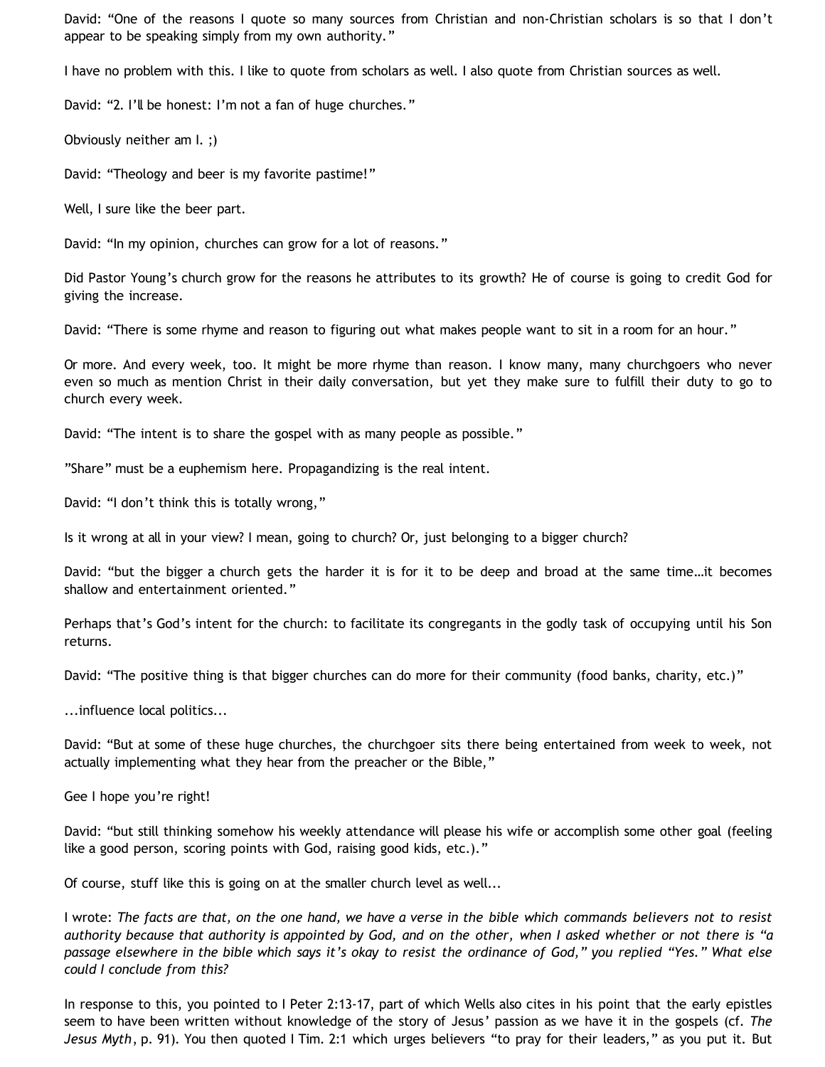David: “One of the reasons I quote so many sources from Christian and non-Christian scholars is so that I don’t appear to be speaking simply from my own authority.”

I have no problem with this. I like to quote from scholars as well. I also quote from Christian sources as well.

David: “2. I’ll be honest: I’m not a fan of huge churches.”

Obviously neither am I. ;)

David: “Theology and beer is my favorite pastime!”

Well, I sure like the beer part.

David: “In my opinion, churches can grow for a lot of reasons.”

Did Pastor Young’s church grow for the reasons he attributes to its growth? He of course is going to credit God for giving the increase.

David: “There is some rhyme and reason to figuring out what makes people want to sit in a room for an hour.”

Or more. And every week, too. It might be more rhyme than reason. I know many, many churchgoers who never even so much as mention Christ in their daily conversation, but yet they make sure to fulfill their duty to go to church every week.

David: “The intent is to share the gospel with as many people as possible.”

”Share” must be a euphemism here. Propagandizing is the real intent.

David: “I don’t think this is totally wrong,”

Is it wrong at all in your view? I mean, going to church? Or, just belonging to a bigger church?

David: “but the bigger a church gets the harder it is for it to be deep and broad at the same time…it becomes shallow and entertainment oriented.”

Perhaps that’s God’s intent for the church: to facilitate its congregants in the godly task of occupying until his Son returns.

David: “The positive thing is that bigger churches can do more for their community (food banks, charity, etc.)”

...influence local politics...

David: “But at some of these huge churches, the churchgoer sits there being entertained from week to week, not actually implementing what they hear from the preacher or the Bible,”

Gee I hope you’re right!

David: “but still thinking somehow his weekly attendance will please his wife or accomplish some other goal (feeling like a good person, scoring points with God, raising good kids, etc.).”

Of course, stuff like this is going on at the smaller church level as well...

I wrote: *The facts are that, on the one hand, we have a verse in the bible which commands believers not to resist authority because that authority is appointed by God, and on the other, when I asked whether or not there is “a passage elsewhere in the bible which says it’s okay to resist the ordinance of God,” you replied “Yes.” What else could I conclude from this?*

In response to this, you pointed to I Peter 2:13-17, part of which Wells also cites in his point that the early epistles seem to have been written without knowledge of the story of Jesus’ passion as we have it in the gospels (cf. *The Jesus Myth*, p. 91). You then quoted I Tim. 2:1 which urges believers “to pray for their leaders,” as you put it. But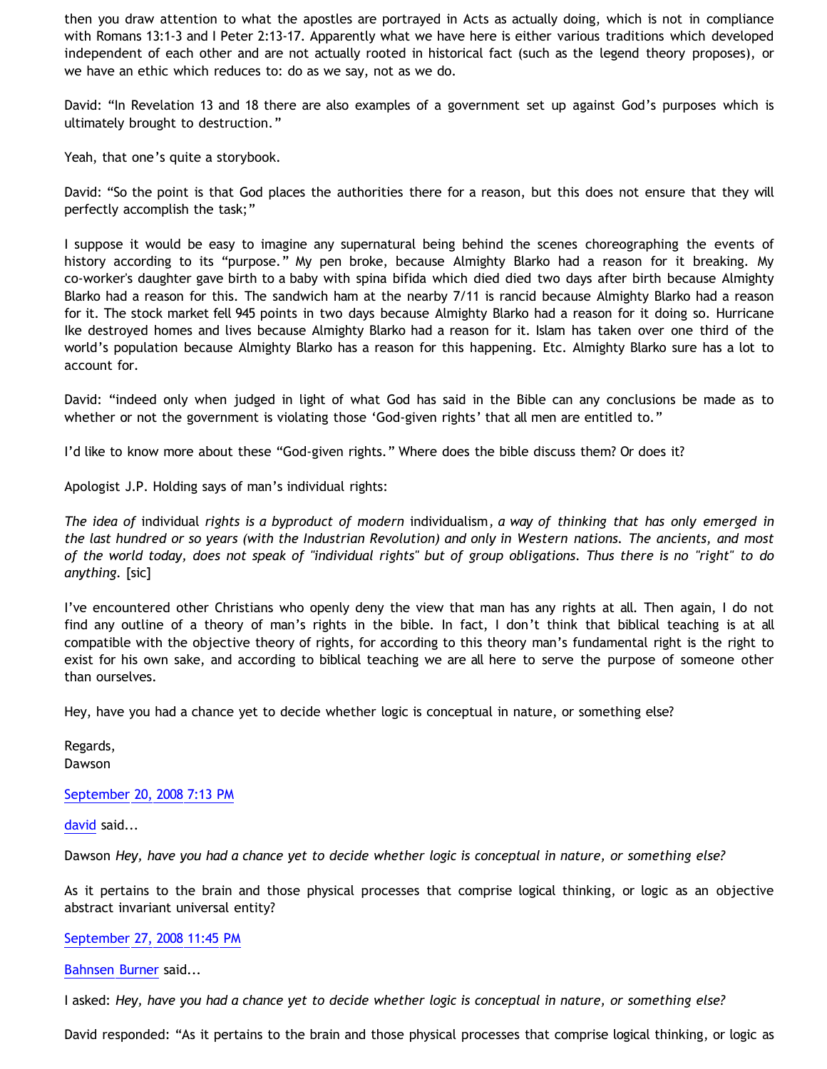then you draw attention to what the apostles are portrayed in Acts as actually doing, which is not in compliance with Romans 13:1-3 and I Peter 2:13-17. Apparently what we have here is either various traditions which developed independent of each other and are not actually rooted in historical fact (such as the legend theory proposes), or we have an ethic which reduces to: do as we say, not as we do.

David: "In Revelation 13 and 18 there are also examples of a government set up against God's purposes which is ultimately brought to destruction."

Yeah, that one's quite a storybook.

David: "So the point is that God places the authorities there for a reason, but this does not ensure that they will perfectly accomplish the task;"

I suppose it would be easy to imagine any supernatural being behind the scenes choreographing the events of history according to its "purpose." My pen broke, because Almighty Blarko had a reason for it breaking. My co-worker's daughter gave birth to a baby with spina bifida which died died two days after birth because Almighty Blarko had a reason for this. The sandwich ham at the nearby 7/11 is rancid because Almighty Blarko had a reason for it. The stock market fell 945 points in two days because Almighty Blarko had a reason for it doing so. Hurricane Ike destroyed homes and lives because Almighty Blarko had a reason for it. Islam has taken over one third of the world's population because Almighty Blarko has a reason for this happening. Etc. Almighty Blarko sure has a lot to account for.

David: "indeed only when judged in light of what God has said in the Bible can any conclusions be made as to whether or not the government is violating those 'God-given rights' that all men are entitled to."

I'd like to know more about these "God-given rights." Where does the bible discuss them? Or does it?

Apologist J.P. Holding says of man's individual rights:

*The idea of* individual *rights is a byproduct of modern* individualism*, a way of thinking that has only emerged in the last hundred or so years (with the Industrian Revolution) and only in Western nations. The ancients, and most of the world today, does not speak of "individual rights" but of group obligations. Thus there is no "right" to do anything.* [sic]

I've encountered other Christians who openly deny the view that man has any rights at all. Then again, I do not find any outline of a theory of man's rights in the bible. In fact, I don't think that biblical teaching is at all compatible with the objective theory of rights, for according to this theory man's fundamental right is the right to exist for his own sake, and according to biblical teaching we are all here to serve the purpose of someone other than ourselves.

Hey, have you had a chance yet to decide whether logic is conceptual in nature, or something else?

Regards,
Dawson

September 20, 2008 7:13 PM

david said...

Dawson *Hey, have you had a chance yet to decide whether logic is conceptual in nature, or something else?*

As it pertains to the brain and those physical processes that comprise logical thinking, or logic as an objective abstract invariant universal entity?

September 27, 2008 11:45 PM

Bahnsen Burner said...

I asked: *Hey, have you had a chance yet to decide whether logic is conceptual in nature, or something else?*

David responded: "As it pertains to the brain and those physical processes that comprise logical thinking, or logic as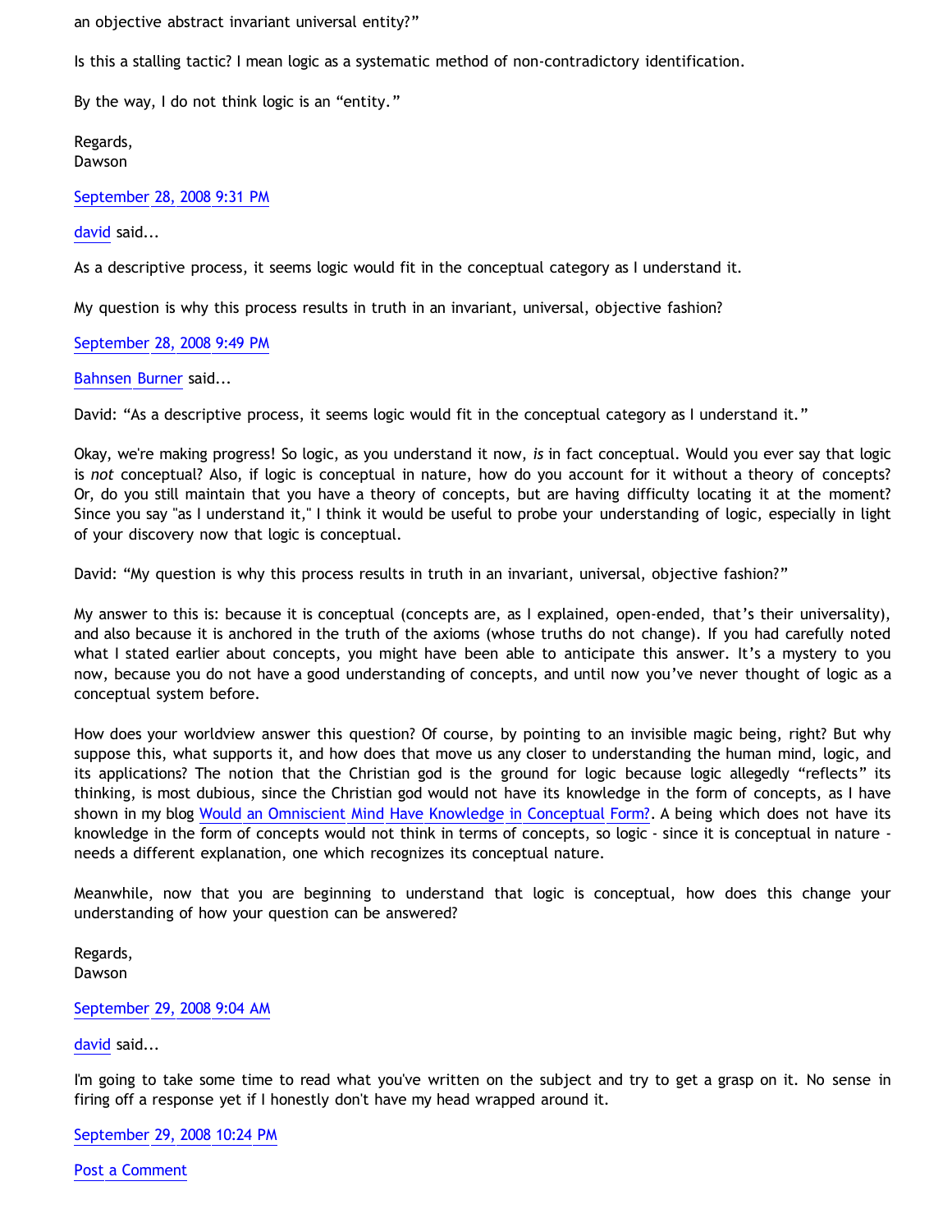an objective abstract invariant universal entity?"

Is this a stalling tactic? I mean logic as a systematic method of non-contradictory identification.

By the way, I do not think logic is an "entity."

Regards,
Dawson

September 28, 2008 9:31 PM

david said...

As a descriptive process, it seems logic would fit in the conceptual category as I understand it.

My question is why this process results in truth in an invariant, universal, objective fashion?

September 28, 2008 9:49 PM

Bahnsen Burner said...

David: "As a descriptive process, it seems logic would fit in the conceptual category as I understand it."

Okay, we're making progress! So logic, as you understand it now, *is* in fact conceptual. Would you ever say that logic is *not* conceptual? Also, if logic is conceptual in nature, how do you account for it without a theory of concepts? Or, do you still maintain that you have a theory of concepts, but are having difficulty locating it at the moment? Since you say "as I understand it," I think it would be useful to probe your understanding of logic, especially in light of your discovery now that logic is conceptual.

David: "My question is why this process results in truth in an invariant, universal, objective fashion?"

My answer to this is: because it is conceptual (concepts are, as I explained, open-ended, that's their universality), and also because it is anchored in the truth of the axioms (whose truths do not change). If you had carefully noted what I stated earlier about concepts, you might have been able to anticipate this answer. It's a mystery to you now, because you do not have a good understanding of concepts, and until now you've never thought of logic as a conceptual system before.

How does your worldview answer this question? Of course, by pointing to an invisible magic being, right? But why suppose this, what supports it, and how does that move us any closer to understanding the human mind, logic, and its applications? The notion that the Christian god is the ground for logic because logic allegedly "reflects" its thinking, is most dubious, since the Christian god would not have its knowledge in the form of concepts, as I have shown in my blog Would an Omniscient Mind Have Knowledge in Conceptual Form?. A being which does not have its knowledge in the form of concepts would not think in terms of concepts, so logic - since it is conceptual in nature - needs a different explanation, one which recognizes its conceptual nature.

Meanwhile, now that you are beginning to understand that logic is conceptual, how does this change your understanding of how your question can be answered?

Regards,
Dawson

September 29, 2008 9:04 AM

david said...

I'm going to take some time to read what you've written on the subject and try to get a grasp on it. No sense in firing off a response yet if I honestly don't have my head wrapped around it.

September 29, 2008 10:24 PM

Post a Comment